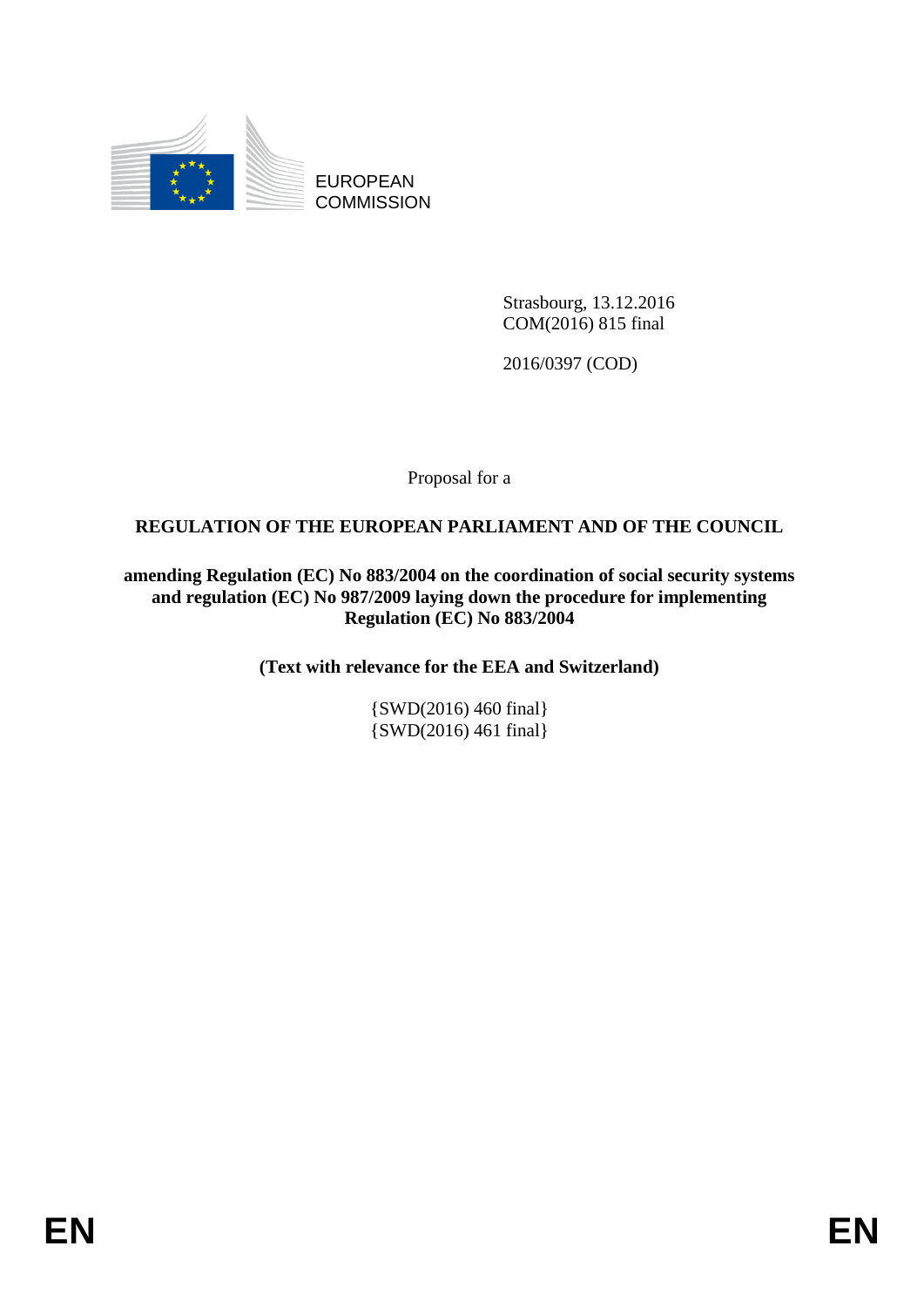EUROPEAN COMMISSION

Strasbourg, 13.12.2016
COM(2016) 815 final

2016/0397 (COD)

Proposal for a

**REGULATION OF THE EUROPEAN PARLIAMENT AND OF THE COUNCIL**

**amending Regulation (EC) No 883/2004 on the coordination of social security systems and regulation (EC) No 987/2009 laying down the procedure for implementing Regulation (EC) No 883/2004**

**(Text with relevance for the EEA and Switzerland)**

{SWD(2016) 460 final}
{SWD(2016) 461 final}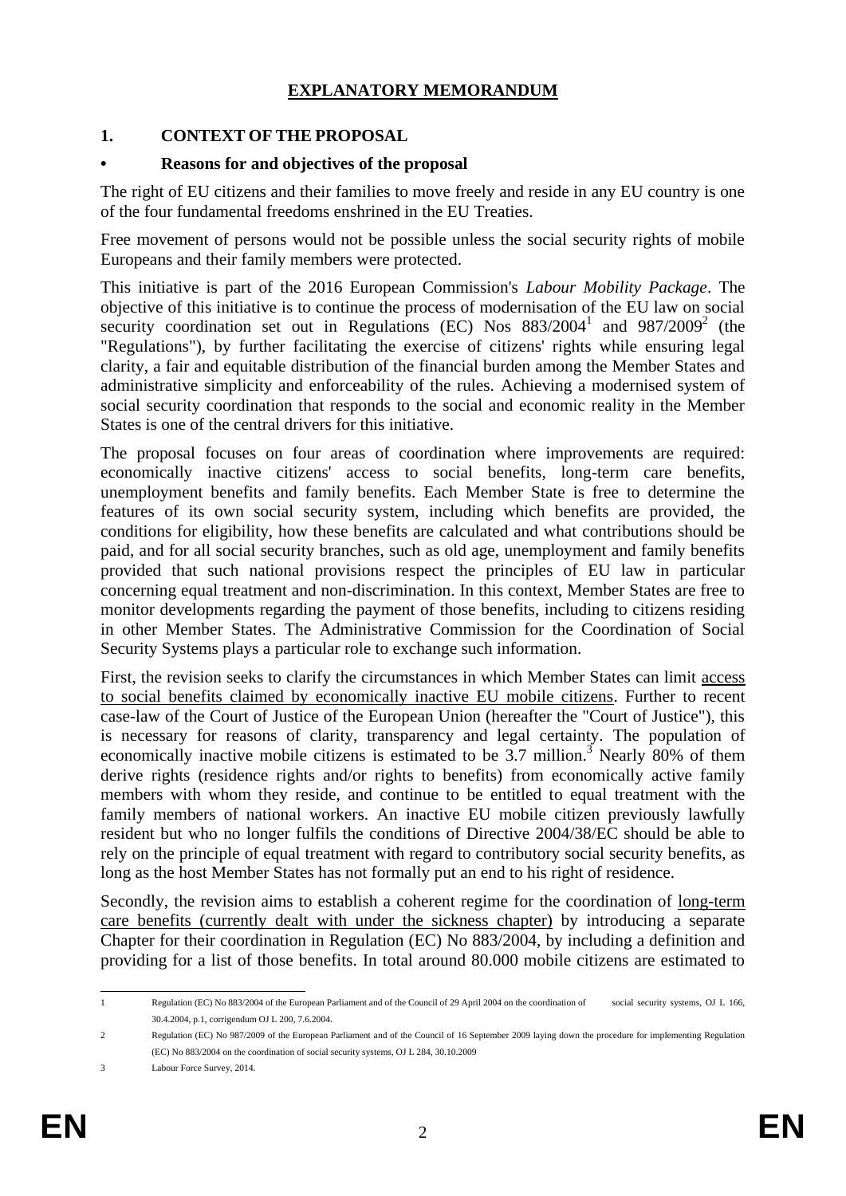# EXPLANATORY MEMORANDUM

## 1. CONTEXT OF THE PROPOSAL

### • Reasons for and objectives of the proposal

The right of EU citizens and their families to move freely and reside in any EU country is one of the four fundamental freedoms enshrined in the EU Treaties.

Free movement of persons would not be possible unless the social security rights of mobile Europeans and their family members were protected.

This initiative is part of the 2016 European Commission's *Labour Mobility Package*. The objective of this initiative is to continue the process of modernisation of the EU law on social security coordination set out in Regulations (EC) Nos 883/2004[1] and 987/2009[2] (the "Regulations"), by further facilitating the exercise of citizens' rights while ensuring legal clarity, a fair and equitable distribution of the financial burden among the Member States and administrative simplicity and enforceability of the rules. Achieving a modernised system of social security coordination that responds to the social and economic reality in the Member States is one of the central drivers for this initiative.

The proposal focuses on four areas of coordination where improvements are required: economically inactive citizens' access to social benefits, long-term care benefits, unemployment benefits and family benefits. Each Member State is free to determine the features of its own social security system, including which benefits are provided, the conditions for eligibility, how these benefits are calculated and what contributions should be paid, and for all social security branches, such as old age, unemployment and family benefits provided that such national provisions respect the principles of EU law in particular concerning equal treatment and non-discrimination. In this context, Member States are free to monitor developments regarding the payment of those benefits, including to citizens residing in other Member States. The Administrative Commission for the Coordination of Social Security Systems plays a particular role to exchange such information.

First, the revision seeks to clarify the circumstances in which Member States can limit access to social benefits claimed by economically inactive EU mobile citizens. Further to recent case-law of the Court of Justice of the European Union (hereafter the "Court of Justice"), this is necessary for reasons of clarity, transparency and legal certainty. The population of economically inactive mobile citizens is estimated to be 3.7 million.[3] Nearly 80% of them derive rights (residence rights and/or rights to benefits) from economically active family members with whom they reside, and continue to be entitled to equal treatment with the family members of national workers. An inactive EU mobile citizen previously lawfully resident but who no longer fulfils the conditions of Directive 2004/38/EC should be able to rely on the principle of equal treatment with regard to contributory social security benefits, as long as the host Member States has not formally put an end to his right of residence.

Secondly, the revision aims to establish a coherent regime for the coordination of long-term care benefits (currently dealt with under the sickness chapter) by introducing a separate Chapter for their coordination in Regulation (EC) No 883/2004, by including a definition and providing for a list of those benefits. In total around 80.000 mobile citizens are estimated to

---

1 Regulation (EC) No 883/2004 of the European Parliament and of the Council of 29 April 2004 on the coordination of social security systems, OJ L 166, 30.4.2004, p.1, corrigendum OJ L 200, 7.6.2004.

2 Regulation (EC) No 987/2009 of the European Parliament and of the Council of 16 September 2009 laying down the procedure for implementing Regulation (EC) No 883/2004 on the coordination of social security systems, OJ L 284, 30.10.2009

3 Labour Force Survey, 2014.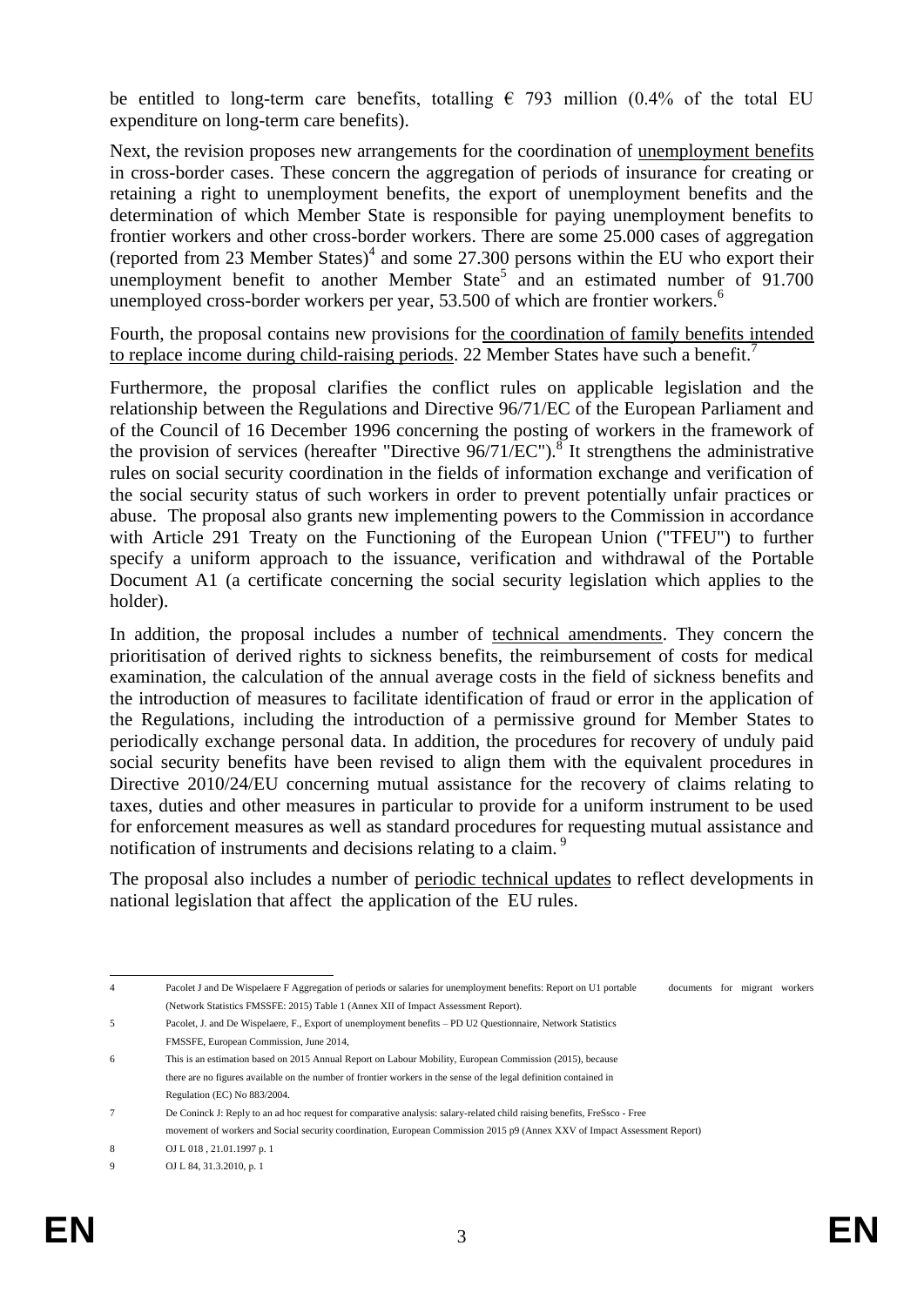be entitled to long-term care benefits, totalling € 793 million (0.4% of the total EU expenditure on long-term care benefits).

Next, the revision proposes new arrangements for the coordination of unemployment benefits in cross-border cases. These concern the aggregation of periods of insurance for creating or retaining a right to unemployment benefits, the export of unemployment benefits and the determination of which Member State is responsible for paying unemployment benefits to frontier workers and other cross-border workers. There are some 25.000 cases of aggregation (reported from 23 Member States)[4] and some 27.300 persons within the EU who export their unemployment benefit to another Member State[5] and an estimated number of 91.700 unemployed cross-border workers per year, 53.500 of which are frontier workers.[6]

Fourth, the proposal contains new provisions for the coordination of family benefits intended to replace income during child-raising periods. 22 Member States have such a benefit.[7]

Furthermore, the proposal clarifies the conflict rules on applicable legislation and the relationship between the Regulations and Directive 96/71/EC of the European Parliament and of the Council of 16 December 1996 concerning the posting of workers in the framework of the provision of services (hereafter "Directive 96/71/EC").[8] It strengthens the administrative rules on social security coordination in the fields of information exchange and verification of the social security status of such workers in order to prevent potentially unfair practices or abuse. The proposal also grants new implementing powers to the Commission in accordance with Article 291 Treaty on the Functioning of the European Union ("TFEU") to further specify a uniform approach to the issuance, verification and withdrawal of the Portable Document A1 (a certificate concerning the social security legislation which applies to the holder).

In addition, the proposal includes a number of technical amendments. They concern the prioritisation of derived rights to sickness benefits, the reimbursement of costs for medical examination, the calculation of the annual average costs in the field of sickness benefits and the introduction of measures to facilitate identification of fraud or error in the application of the Regulations, including the introduction of a permissive ground for Member States to periodically exchange personal data. In addition, the procedures for recovery of unduly paid social security benefits have been revised to align them with the equivalent procedures in Directive 2010/24/EU concerning mutual assistance for the recovery of claims relating to taxes, duties and other measures in particular to provide for a uniform instrument to be used for enforcement measures as well as standard procedures for requesting mutual assistance and notification of instruments and decisions relating to a claim.[9]

The proposal also includes a number of periodic technical updates to reflect developments in national legislation that affect the application of the EU rules.

---

[4] Pacolet J and De Wispelaere F Aggregation of periods or salaries for unemployment benefits: Report on U1 portable documents for migrant workers (Network Statistics FMSSFE: 2015) Table 1 (Annex XII of Impact Assessment Report).

[5] Pacolet, J. and De Wispelaere, F., Export of unemployment benefits – PD U2 Questionnaire, Network Statistics FMSSFE, European Commission, June 2014,

[6] This is an estimation based on 2015 Annual Report on Labour Mobility, European Commission (2015), because there are no figures available on the number of frontier workers in the sense of the legal definition contained in Regulation (EC) No 883/2004.

[7] De Coninck J: Reply to an ad hoc request for comparative analysis: salary-related child raising benefits, FreSsco - Free movement of workers and Social security coordination, European Commission 2015 p9 (Annex XXV of Impact Assessment Report)

[8] OJ L 018 , 21.01.1997 p. 1

[9] OJ L 84, 31.3.2010, p. 1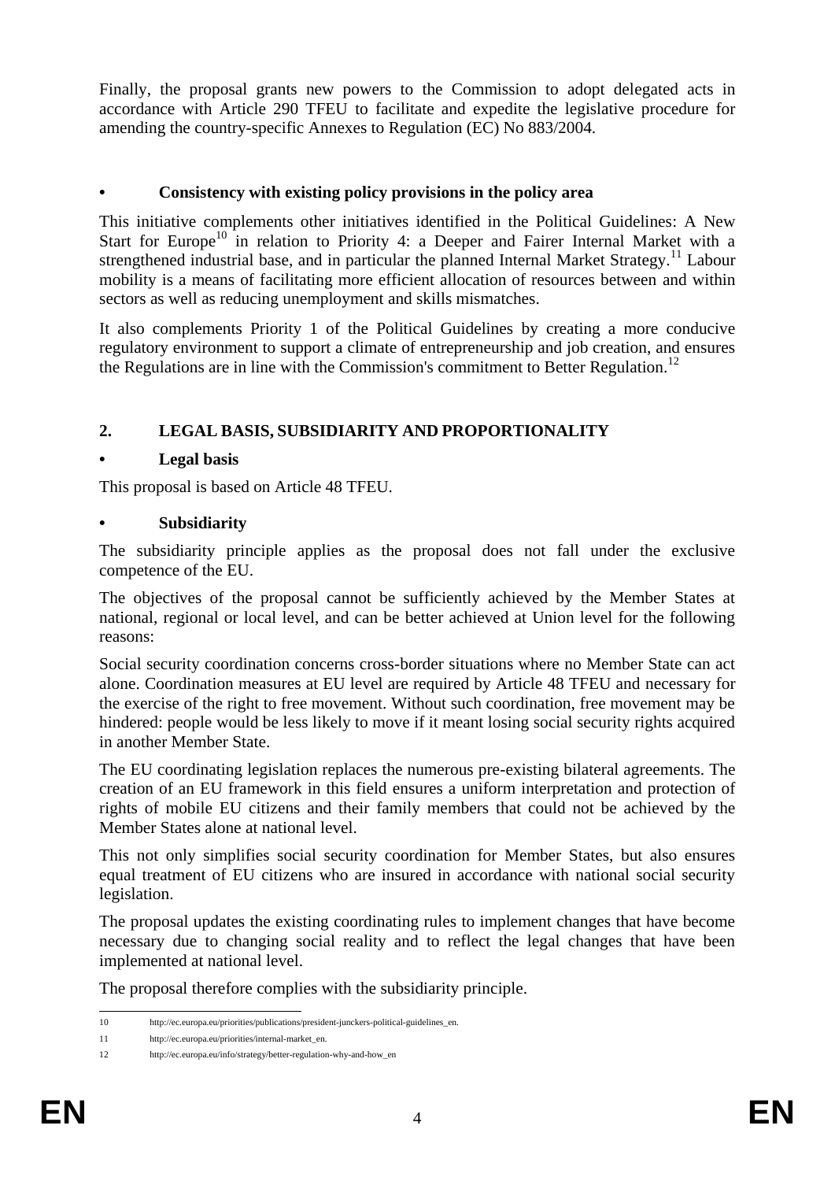Finally, the proposal grants new powers to the Commission to adopt delegated acts in accordance with Article 290 TFEU to facilitate and expedite the legislative procedure for amending the country-specific Annexes to Regulation (EC) No 883/2004.

### • Consistency with existing policy provisions in the policy area

This initiative complements other initiatives identified in the Political Guidelines: A New Start for Europe[10] in relation to Priority 4: a Deeper and Fairer Internal Market with a strengthened industrial base, and in particular the planned Internal Market Strategy.[11] Labour mobility is a means of facilitating more efficient allocation of resources between and within sectors as well as reducing unemployment and skills mismatches.

It also complements Priority 1 of the Political Guidelines by creating a more conducive regulatory environment to support a climate of entrepreneurship and job creation, and ensures the Regulations are in line with the Commission's commitment to Better Regulation.[12]

## 2. LEGAL BASIS, SUBSIDIARITY AND PROPORTIONALITY

### • Legal basis

This proposal is based on Article 48 TFEU.

### • Subsidiarity

The subsidiarity principle applies as the proposal does not fall under the exclusive competence of the EU.

The objectives of the proposal cannot be sufficiently achieved by the Member States at national, regional or local level, and can be better achieved at Union level for the following reasons:

Social security coordination concerns cross-border situations where no Member State can act alone. Coordination measures at EU level are required by Article 48 TFEU and necessary for the exercise of the right to free movement. Without such coordination, free movement may be hindered: people would be less likely to move if it meant losing social security rights acquired in another Member State.

The EU coordinating legislation replaces the numerous pre-existing bilateral agreements. The creation of an EU framework in this field ensures a uniform interpretation and protection of rights of mobile EU citizens and their family members that could not be achieved by the Member States alone at national level.

This not only simplifies social security coordination for Member States, but also ensures equal treatment of EU citizens who are insured in accordance with national social security legislation.

The proposal updates the existing coordinating rules to implement changes that have become necessary due to changing social reality and to reflect the legal changes that have been implemented at national level.

The proposal therefore complies with the subsidiarity principle.

---

10 http://ec.europa.eu/priorities/publications/president-junckers-political-guidelines_en.

11 http://ec.europa.eu/priorities/internal-market_en.

12 http://ec.europa.eu/info/strategy/better-regulation-why-and-how_en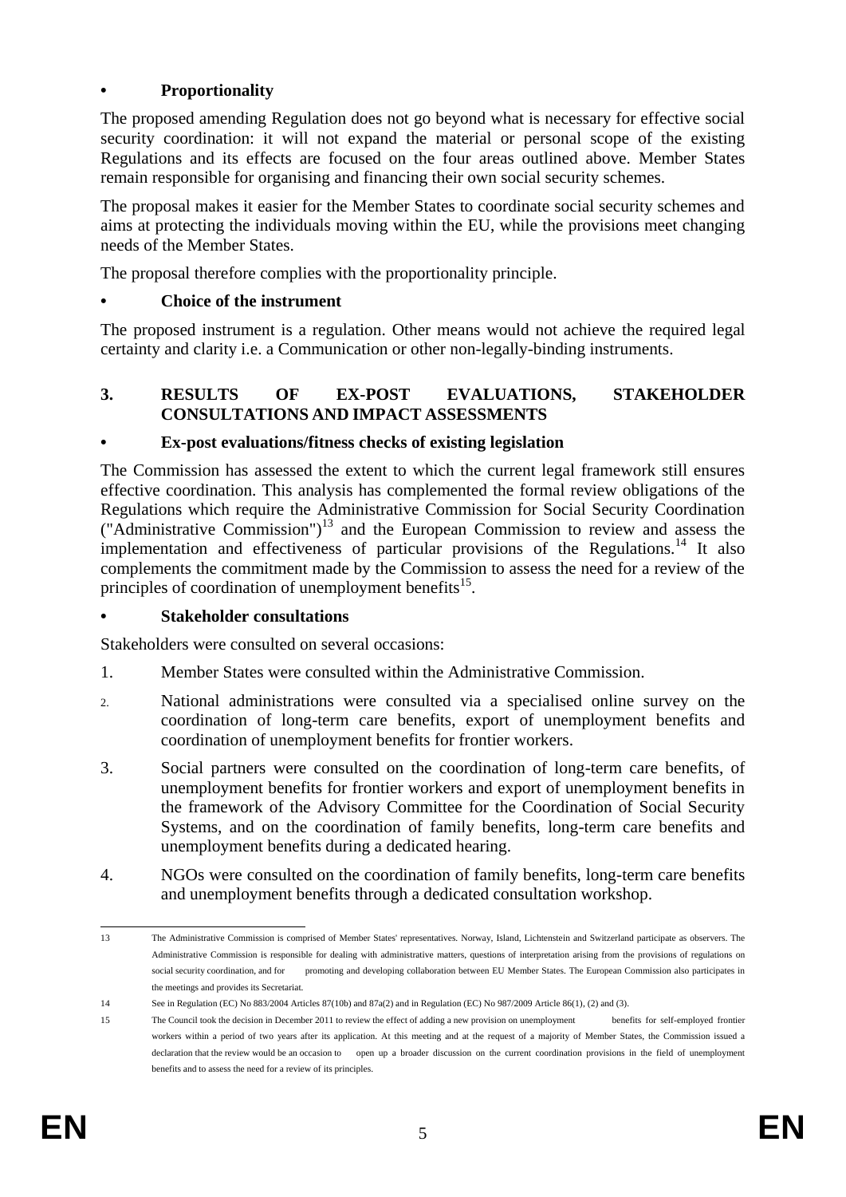- **Proportionality**

The proposed amending Regulation does not go beyond what is necessary for effective social security coordination: it will not expand the material or personal scope of the existing Regulations and its effects are focused on the four areas outlined above. Member States remain responsible for organising and financing their own social security schemes.

The proposal makes it easier for the Member States to coordinate social security schemes and aims at protecting the individuals moving within the EU, while the provisions meet changing needs of the Member States.

The proposal therefore complies with the proportionality principle.

- **Choice of the instrument**

The proposed instrument is a regulation. Other means would not achieve the required legal certainty and clarity i.e. a Communication or other non-legally-binding instruments.

## 3. RESULTS OF EX-POST EVALUATIONS, STAKEHOLDER CONSULTATIONS AND IMPACT ASSESSMENTS

- **Ex-post evaluations/fitness checks of existing legislation**

The Commission has assessed the extent to which the current legal framework still ensures effective coordination. This analysis has complemented the formal review obligations of the Regulations which require the Administrative Commission for Social Security Coordination ("Administrative Commission")[13] and the European Commission to review and assess the implementation and effectiveness of particular provisions of the Regulations.[14] It also complements the commitment made by the Commission to assess the need for a review of the principles of coordination of unemployment benefits[15].

- **Stakeholder consultations**

Stakeholders were consulted on several occasions:

1. Member States were consulted within the Administrative Commission.
2. National administrations were consulted via a specialised online survey on the coordination of long-term care benefits, export of unemployment benefits and coordination of unemployment benefits for frontier workers.
3. Social partners were consulted on the coordination of long-term care benefits, of unemployment benefits for frontier workers and export of unemployment benefits in the framework of the Advisory Committee for the Coordination of Social Security Systems, and on the coordination of family benefits, long-term care benefits and unemployment benefits during a dedicated hearing.
4. NGOs were consulted on the coordination of family benefits, long-term care benefits and unemployment benefits through a dedicated consultation workshop.

---

13 The Administrative Commission is comprised of Member States' representatives. Norway, Island, Lichtenstein and Switzerland participate as observers. The Administrative Commission is responsible for dealing with administrative matters, questions of interpretation arising from the provisions of regulations on social security coordination, and for promoting and developing collaboration between EU Member States. The European Commission also participates in the meetings and provides its Secretariat.

14 See in Regulation (EC) No 883/2004 Articles 87(10b) and 87a(2) and in Regulation (EC) No 987/2009 Article 86(1), (2) and (3).

15 The Council took the decision in December 2011 to review the effect of adding a new provision on unemployment benefits for self-employed frontier workers within a period of two years after its application. At this meeting and at the request of a majority of Member States, the Commission issued a declaration that the review would be an occasion to open up a broader discussion on the current coordination provisions in the field of unemployment benefits and to assess the need for a review of its principles.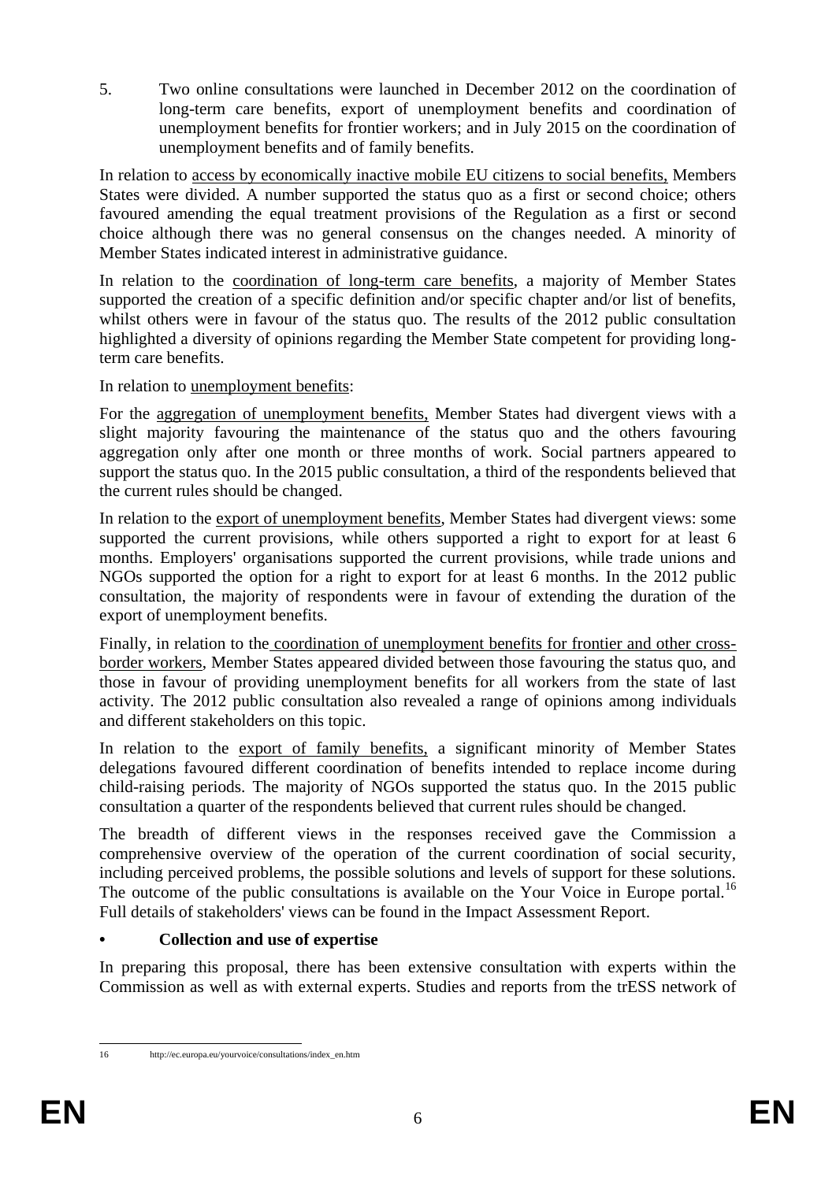5. Two online consultations were launched in December 2012 on the coordination of long-term care benefits, export of unemployment benefits and coordination of unemployment benefits for frontier workers; and in July 2015 on the coordination of unemployment benefits and of family benefits.

In relation to access by economically inactive mobile EU citizens to social benefits, Members States were divided. A number supported the status quo as a first or second choice; others favoured amending the equal treatment provisions of the Regulation as a first or second choice although there was no general consensus on the changes needed. A minority of Member States indicated interest in administrative guidance.

In relation to the coordination of long-term care benefits, a majority of Member States supported the creation of a specific definition and/or specific chapter and/or list of benefits, whilst others were in favour of the status quo. The results of the 2012 public consultation highlighted a diversity of opinions regarding the Member State competent for providing long-term care benefits.

In relation to unemployment benefits:

For the aggregation of unemployment benefits, Member States had divergent views with a slight majority favouring the maintenance of the status quo and the others favouring aggregation only after one month or three months of work. Social partners appeared to support the status quo. In the 2015 public consultation, a third of the respondents believed that the current rules should be changed.

In relation to the export of unemployment benefits, Member States had divergent views: some supported the current provisions, while others supported a right to export for at least 6 months. Employers' organisations supported the current provisions, while trade unions and NGOs supported the option for a right to export for at least 6 months. In the 2012 public consultation, the majority of respondents were in favour of extending the duration of the export of unemployment benefits.

Finally, in relation to the coordination of unemployment benefits for frontier and other cross-border workers, Member States appeared divided between those favouring the status quo, and those in favour of providing unemployment benefits for all workers from the state of last activity. The 2012 public consultation also revealed a range of opinions among individuals and different stakeholders on this topic.

In relation to the export of family benefits, a significant minority of Member States delegations favoured different coordination of benefits intended to replace income during child-raising periods. The majority of NGOs supported the status quo. In the 2015 public consultation a quarter of the respondents believed that current rules should be changed.

The breadth of different views in the responses received gave the Commission a comprehensive overview of the operation of the current coordination of social security, including perceived problems, the possible solutions and levels of support for these solutions. The outcome of the public consultations is available on the Your Voice in Europe portal.[16] Full details of stakeholders' views can be found in the Impact Assessment Report.

- **Collection and use of expertise**

In preparing this proposal, there has been extensive consultation with experts within the Commission as well as with external experts. Studies and reports from the trESS network of

[16] http://ec.europa.eu/yourvoice/consultations/index_en.htm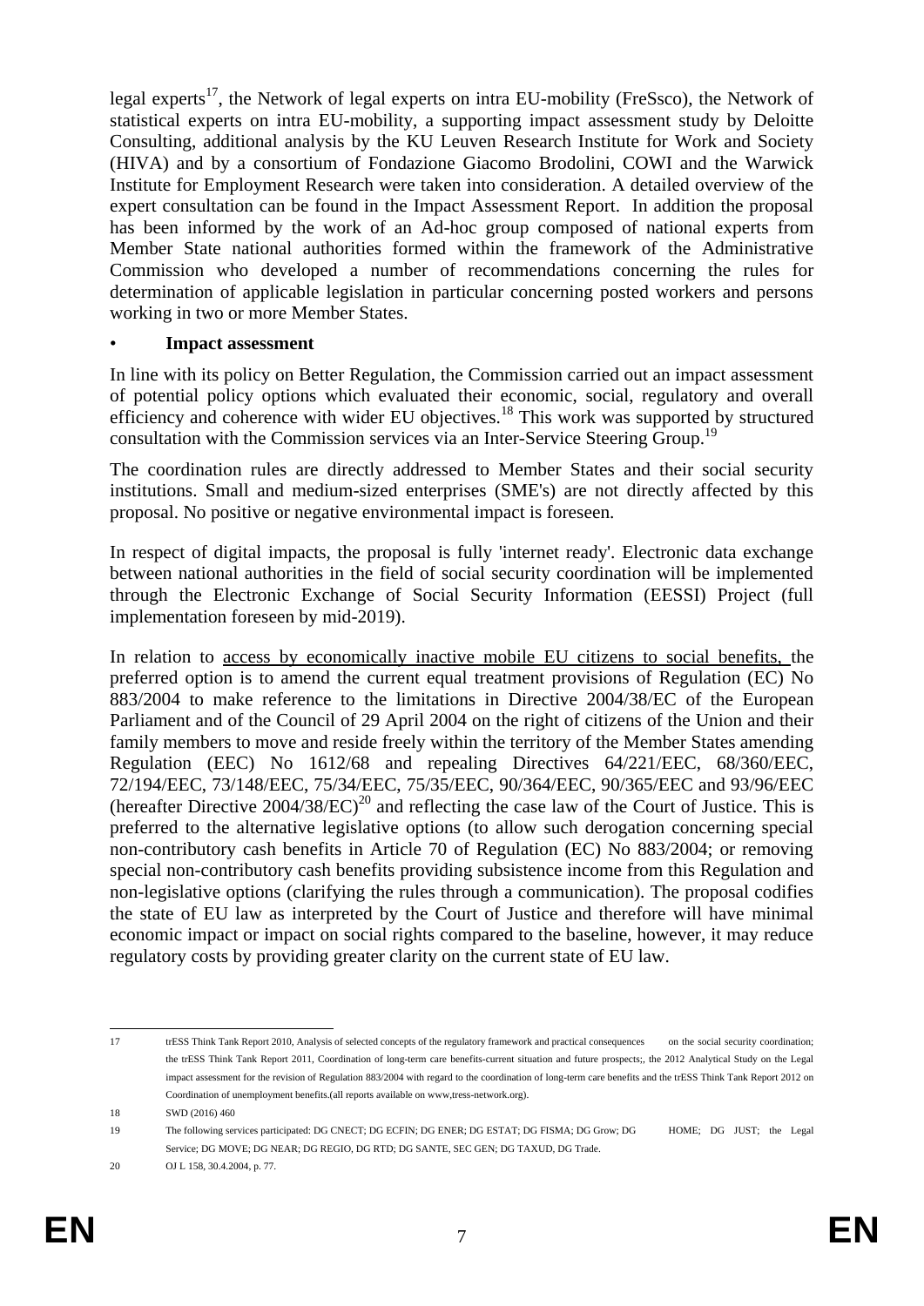legal experts[17], the Network of legal experts on intra EU-mobility (FreSsco), the Network of statistical experts on intra EU-mobility, a supporting impact assessment study by Deloitte Consulting, additional analysis by the KU Leuven Research Institute for Work and Society (HIVA) and by a consortium of Fondazione Giacomo Brodolini, COWI and the Warwick Institute for Employment Research were taken into consideration. A detailed overview of the expert consultation can be found in the Impact Assessment Report. In addition the proposal has been informed by the work of an Ad-hoc group composed of national experts from Member State national authorities formed within the framework of the Administrative Commission who developed a number of recommendations concerning the rules for determination of applicable legislation in particular concerning posted workers and persons working in two or more Member States.

- **Impact assessment**

In line with its policy on Better Regulation, the Commission carried out an impact assessment of potential policy options which evaluated their economic, social, regulatory and overall efficiency and coherence with wider EU objectives.[18] This work was supported by structured consultation with the Commission services via an Inter-Service Steering Group.[19]

The coordination rules are directly addressed to Member States and their social security institutions. Small and medium-sized enterprises (SME's) are not directly affected by this proposal. No positive or negative environmental impact is foreseen.

In respect of digital impacts, the proposal is fully 'internet ready'. Electronic data exchange between national authorities in the field of social security coordination will be implemented through the Electronic Exchange of Social Security Information (EESSI) Project (full implementation foreseen by mid-2019).

In relation to access by economically inactive mobile EU citizens to social benefits, the preferred option is to amend the current equal treatment provisions of Regulation (EC) No 883/2004 to make reference to the limitations in Directive 2004/38/EC of the European Parliament and of the Council of 29 April 2004 on the right of citizens of the Union and their family members to move and reside freely within the territory of the Member States amending Regulation (EEC) No 1612/68 and repealing Directives 64/221/EEC, 68/360/EEC, 72/194/EEC, 73/148/EEC, 75/34/EEC, 75/35/EEC, 90/364/EEC, 90/365/EEC and 93/96/EEC (hereafter Directive 2004/38/EC)[20] and reflecting the case law of the Court of Justice. This is preferred to the alternative legislative options (to allow such derogation concerning special non-contributory cash benefits in Article 70 of Regulation (EC) No 883/2004; or removing special non-contributory cash benefits providing subsistence income from this Regulation and non-legislative options (clarifying the rules through a communication). The proposal codifies the state of EU law as interpreted by the Court of Justice and therefore will have minimal economic impact or impact on social rights compared to the baseline, however, it may reduce regulatory costs by providing greater clarity on the current state of EU law.

---

17 trESS Think Tank Report 2010, Analysis of selected concepts of the regulatory framework and practical consequences on the social security coordination; the trESS Think Tank Report 2011, Coordination of long-term care benefits-current situation and future prospects;, the 2012 Analytical Study on the Legal impact assessment for the revision of Regulation 883/2004 with regard to the coordination of long-term care benefits and the trESS Think Tank Report 2012 on Coordination of unemployment benefits.(all reports available on www,tress-network.org).

18 SWD (2016) 460

19 The following services participated: DG CNECT; DG ECFIN; DG ENER; DG ESTAT; DG FISMA; DG Grow; DG HOME; DG JUST; the Legal Service; DG MOVE; DG NEAR; DG REGIO, DG RTD; DG SANTE, SEC GEN; DG TAXUD, DG Trade.

20 OJ L 158, 30.4.2004, p. 77.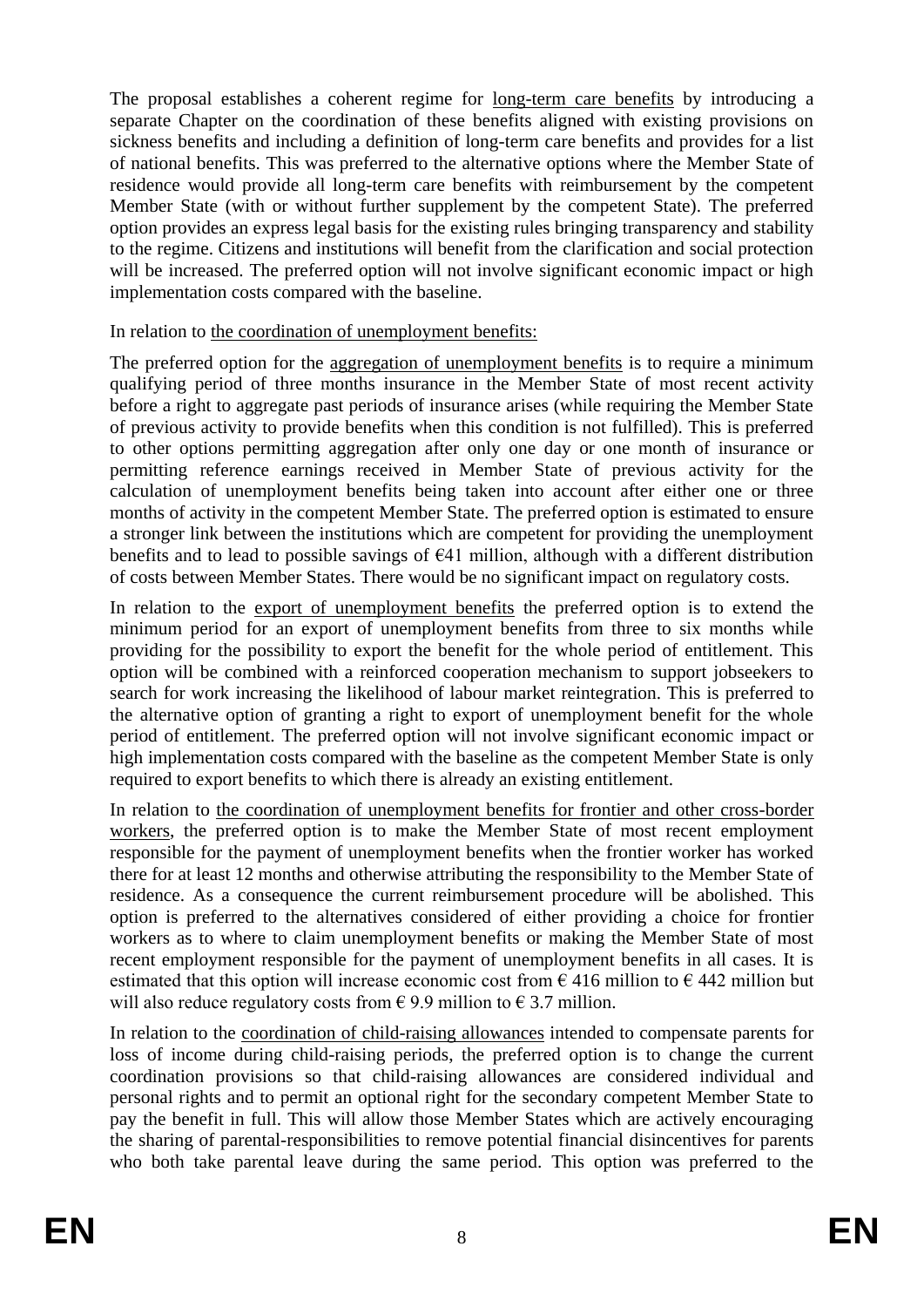The proposal establishes a coherent regime for long-term care benefits by introducing a separate Chapter on the coordination of these benefits aligned with existing provisions on sickness benefits and including a definition of long-term care benefits and provides for a list of national benefits. This was preferred to the alternative options where the Member State of residence would provide all long-term care benefits with reimbursement by the competent Member State (with or without further supplement by the competent State). The preferred option provides an express legal basis for the existing rules bringing transparency and stability to the regime. Citizens and institutions will benefit from the clarification and social protection will be increased. The preferred option will not involve significant economic impact or high implementation costs compared with the baseline.

In relation to the coordination of unemployment benefits:

The preferred option for the aggregation of unemployment benefits is to require a minimum qualifying period of three months insurance in the Member State of most recent activity before a right to aggregate past periods of insurance arises (while requiring the Member State of previous activity to provide benefits when this condition is not fulfilled). This is preferred to other options permitting aggregation after only one day or one month of insurance or permitting reference earnings received in Member State of previous activity for the calculation of unemployment benefits being taken into account after either one or three months of activity in the competent Member State. The preferred option is estimated to ensure a stronger link between the institutions which are competent for providing the unemployment benefits and to lead to possible savings of €41 million, although with a different distribution of costs between Member States. There would be no significant impact on regulatory costs.

In relation to the export of unemployment benefits the preferred option is to extend the minimum period for an export of unemployment benefits from three to six months while providing for the possibility to export the benefit for the whole period of entitlement. This option will be combined with a reinforced cooperation mechanism to support jobseekers to search for work increasing the likelihood of labour market reintegration. This is preferred to the alternative option of granting a right to export of unemployment benefit for the whole period of entitlement. The preferred option will not involve significant economic impact or high implementation costs compared with the baseline as the competent Member State is only required to export benefits to which there is already an existing entitlement.

In relation to the coordination of unemployment benefits for frontier and other cross-border workers, the preferred option is to make the Member State of most recent employment responsible for the payment of unemployment benefits when the frontier worker has worked there for at least 12 months and otherwise attributing the responsibility to the Member State of residence. As a consequence the current reimbursement procedure will be abolished. This option is preferred to the alternatives considered of either providing a choice for frontier workers as to where to claim unemployment benefits or making the Member State of most recent employment responsible for the payment of unemployment benefits in all cases. It is estimated that this option will increase economic cost from € 416 million to € 442 million but will also reduce regulatory costs from € 9.9 million to € 3.7 million.

In relation to the coordination of child-raising allowances intended to compensate parents for loss of income during child-raising periods, the preferred option is to change the current coordination provisions so that child-raising allowances are considered individual and personal rights and to permit an optional right for the secondary competent Member State to pay the benefit in full. This will allow those Member States which are actively encouraging the sharing of parental-responsibilities to remove potential financial disincentives for parents who both take parental leave during the same period. This option was preferred to the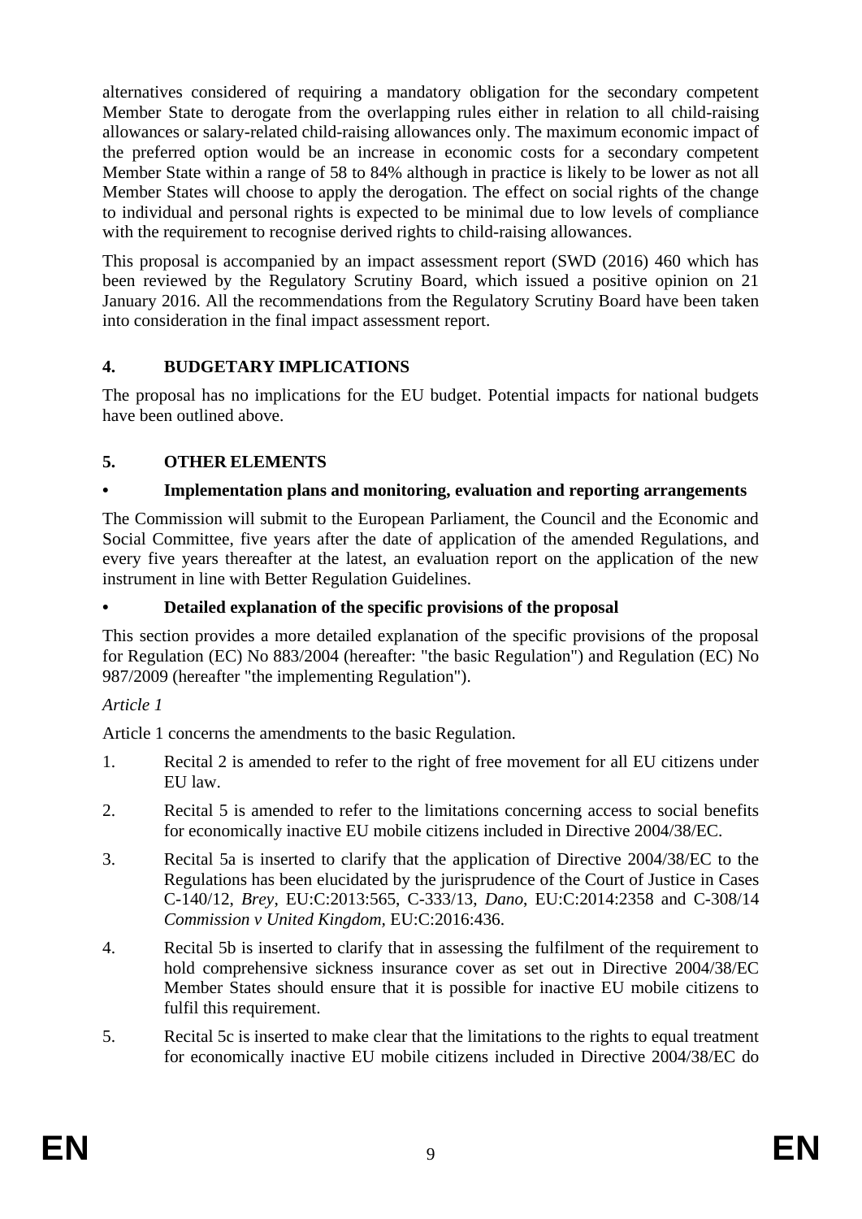alternatives considered of requiring a mandatory obligation for the secondary competent Member State to derogate from the overlapping rules either in relation to all child-raising allowances or salary-related child-raising allowances only. The maximum economic impact of the preferred option would be an increase in economic costs for a secondary competent Member State within a range of 58 to 84% although in practice is likely to be lower as not all Member States will choose to apply the derogation. The effect on social rights of the change to individual and personal rights is expected to be minimal due to low levels of compliance with the requirement to recognise derived rights to child-raising allowances.

This proposal is accompanied by an impact assessment report (SWD (2016) 460 which has been reviewed by the Regulatory Scrutiny Board, which issued a positive opinion on 21 January 2016. All the recommendations from the Regulatory Scrutiny Board have been taken into consideration in the final impact assessment report.

## 4. BUDGETARY IMPLICATIONS

The proposal has no implications for the EU budget. Potential impacts for national budgets have been outlined above.

## 5. OTHER ELEMENTS

### • Implementation plans and monitoring, evaluation and reporting arrangements

The Commission will submit to the European Parliament, the Council and the Economic and Social Committee, five years after the date of application of the amended Regulations, and every five years thereafter at the latest, an evaluation report on the application of the new instrument in line with Better Regulation Guidelines.

### • Detailed explanation of the specific provisions of the proposal

This section provides a more detailed explanation of the specific provisions of the proposal for Regulation (EC) No 883/2004 (hereafter: "the basic Regulation") and Regulation (EC) No 987/2009 (hereafter "the implementing Regulation").

*Article 1*

Article 1 concerns the amendments to the basic Regulation.

1. Recital 2 is amended to refer to the right of free movement for all EU citizens under EU law.
2. Recital 5 is amended to refer to the limitations concerning access to social benefits for economically inactive EU mobile citizens included in Directive 2004/38/EC.
3. Recital 5a is inserted to clarify that the application of Directive 2004/38/EC to the Regulations has been elucidated by the jurisprudence of the Court of Justice in Cases C-140/12, *Brey*, EU:C:2013:565, C-333/13, *Dano*, EU:C:2014:2358 and C-308/14 *Commission v United Kingdom*, EU:C:2016:436.
4. Recital 5b is inserted to clarify that in assessing the fulfilment of the requirement to hold comprehensive sickness insurance cover as set out in Directive 2004/38/EC Member States should ensure that it is possible for inactive EU mobile citizens to fulfil this requirement.
5. Recital 5c is inserted to make clear that the limitations to the rights to equal treatment for economically inactive EU mobile citizens included in Directive 2004/38/EC do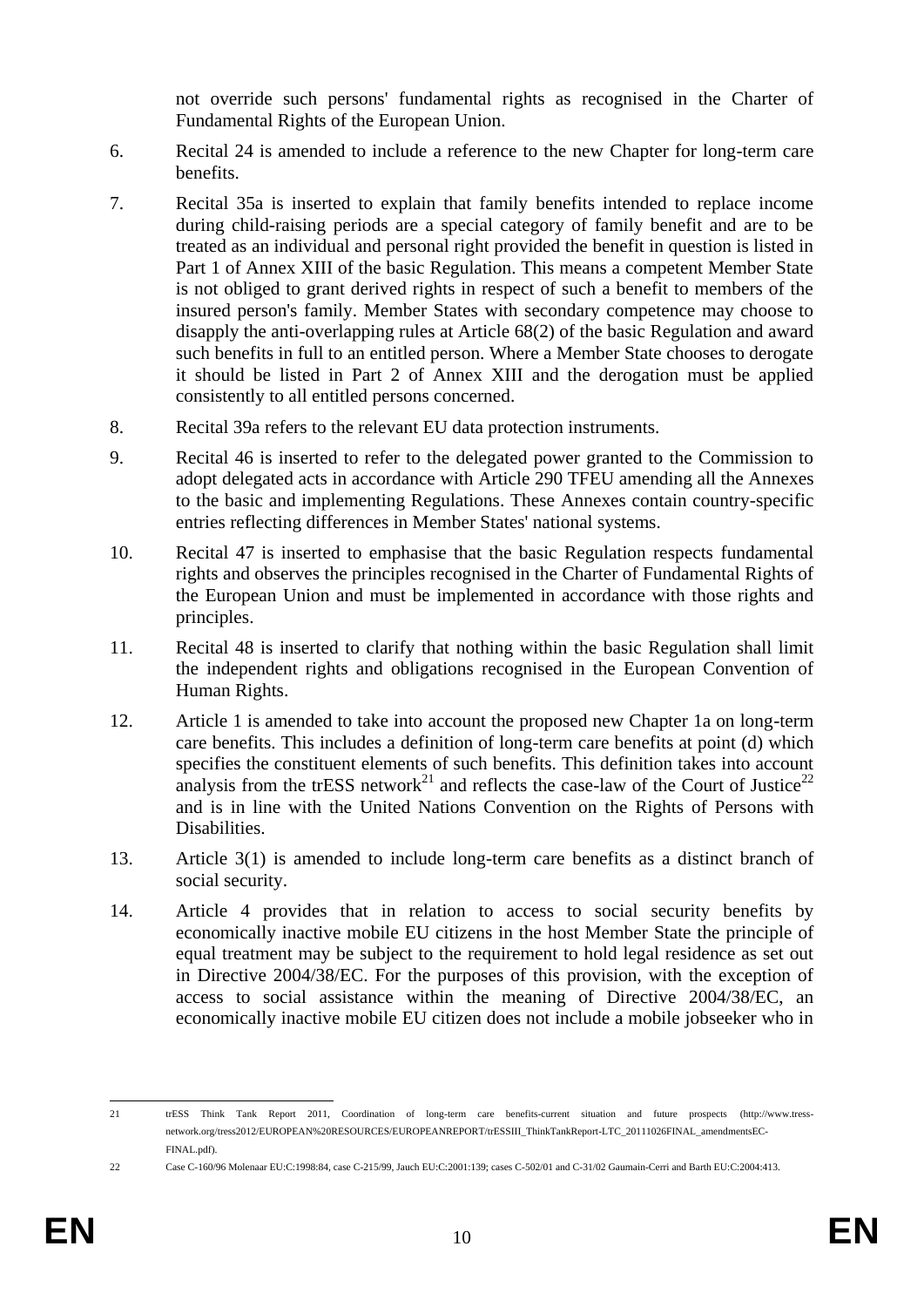not override such persons' fundamental rights as recognised in the Charter of Fundamental Rights of the European Union.

6. Recital 24 is amended to include a reference to the new Chapter for long-term care benefits.

7. Recital 35a is inserted to explain that family benefits intended to replace income during child-raising periods are a special category of family benefit and are to be treated as an individual and personal right provided the benefit in question is listed in Part 1 of Annex XIII of the basic Regulation. This means a competent Member State is not obliged to grant derived rights in respect of such a benefit to members of the insured person's family. Member States with secondary competence may choose to disapply the anti-overlapping rules at Article 68(2) of the basic Regulation and award such benefits in full to an entitled person. Where a Member State chooses to derogate it should be listed in Part 2 of Annex XIII and the derogation must be applied consistently to all entitled persons concerned.

8. Recital 39a refers to the relevant EU data protection instruments.

9. Recital 46 is inserted to refer to the delegated power granted to the Commission to adopt delegated acts in accordance with Article 290 TFEU amending all the Annexes to the basic and implementing Regulations. These Annexes contain country-specific entries reflecting differences in Member States' national systems.

10. Recital 47 is inserted to emphasise that the basic Regulation respects fundamental rights and observes the principles recognised in the Charter of Fundamental Rights of the European Union and must be implemented in accordance with those rights and principles.

11. Recital 48 is inserted to clarify that nothing within the basic Regulation shall limit the independent rights and obligations recognised in the European Convention of Human Rights.

12. Article 1 is amended to take into account the proposed new Chapter 1a on long-term care benefits. This includes a definition of long-term care benefits at point (d) which specifies the constituent elements of such benefits. This definition takes into account analysis from the trESS network[21] and reflects the case-law of the Court of Justice[22] and is in line with the United Nations Convention on the Rights of Persons with Disabilities.

13. Article 3(1) is amended to include long-term care benefits as a distinct branch of social security.

14. Article 4 provides that in relation to access to social security benefits by economically inactive mobile EU citizens in the host Member State the principle of equal treatment may be subject to the requirement to hold legal residence as set out in Directive 2004/38/EC. For the purposes of this provision, with the exception of access to social assistance within the meaning of Directive 2004/38/EC, an economically inactive mobile EU citizen does not include a mobile jobseeker who in

---

21 trESS Think Tank Report 2011, Coordination of long-term care benefits-current situation and future prospects (http://www.tress-network.org/tress2012/EUROPEAN%20RESOURCES/EUROPEANREPORT/trESSIII_ThinkTankReport-LTC_20111026FINAL_amendmentsEC-FINAL.pdf).

22 Case C-160/96 Molenaar EU:C:1998:84, case C-215/99, Jauch EU:C:2001:139; cases C-502/01 and C-31/02 Gaumain-Cerri and Barth EU:C:2004:413.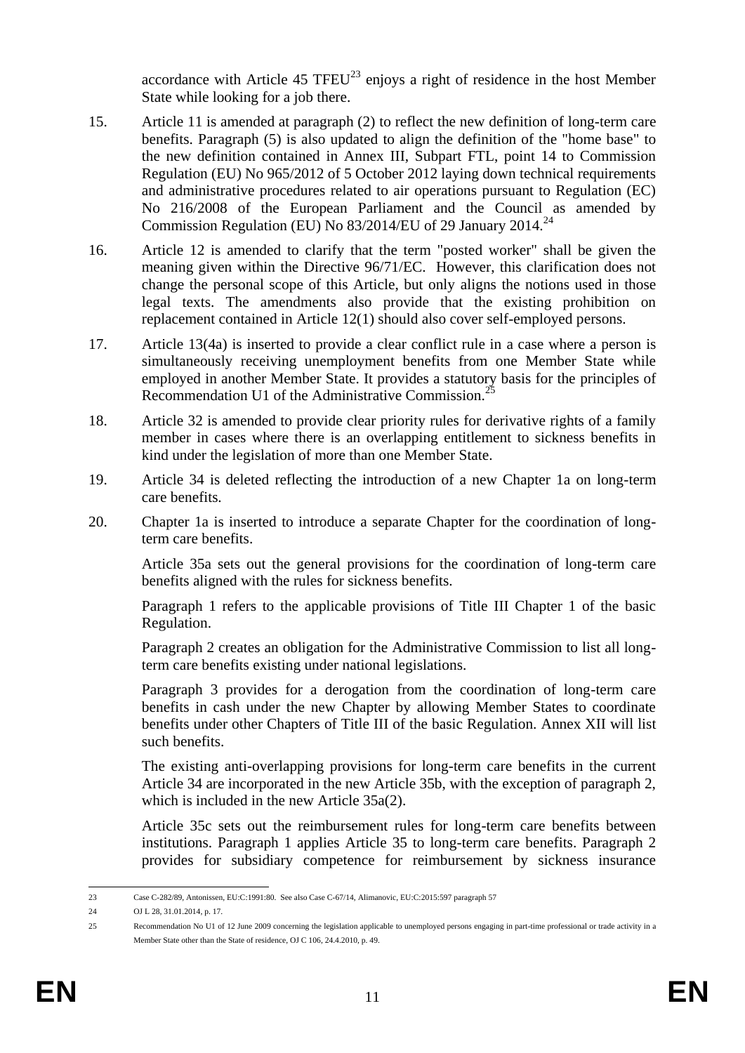accordance with Article 45 TFEU[23] enjoys a right of residence in the host Member State while looking for a job there.

15. Article 11 is amended at paragraph (2) to reflect the new definition of long-term care benefits. Paragraph (5) is also updated to align the definition of the "home base" to the new definition contained in Annex III, Subpart FTL, point 14 to Commission Regulation (EU) No 965/2012 of 5 October 2012 laying down technical requirements and administrative procedures related to air operations pursuant to Regulation (EC) No 216/2008 of the European Parliament and the Council as amended by Commission Regulation (EU) No 83/2014/EU of 29 January 2014.[24]

16. Article 12 is amended to clarify that the term "posted worker" shall be given the meaning given within the Directive 96/71/EC. However, this clarification does not change the personal scope of this Article, but only aligns the notions used in those legal texts. The amendments also provide that the existing prohibition on replacement contained in Article 12(1) should also cover self-employed persons.

17. Article 13(4a) is inserted to provide a clear conflict rule in a case where a person is simultaneously receiving unemployment benefits from one Member State while employed in another Member State. It provides a statutory basis for the principles of Recommendation U1 of the Administrative Commission.[25]

18. Article 32 is amended to provide clear priority rules for derivative rights of a family member in cases where there is an overlapping entitlement to sickness benefits in kind under the legislation of more than one Member State.

19. Article 34 is deleted reflecting the introduction of a new Chapter 1a on long-term care benefits.

20. Chapter 1a is inserted to introduce a separate Chapter for the coordination of long-term care benefits.

    Article 35a sets out the general provisions for the coordination of long-term care benefits aligned with the rules for sickness benefits.

    Paragraph 1 refers to the applicable provisions of Title III Chapter 1 of the basic Regulation.

    Paragraph 2 creates an obligation for the Administrative Commission to list all long-term care benefits existing under national legislations.

    Paragraph 3 provides for a derogation from the coordination of long-term care benefits in cash under the new Chapter by allowing Member States to coordinate benefits under other Chapters of Title III of the basic Regulation. Annex XII will list such benefits.

    The existing anti-overlapping provisions for long-term care benefits in the current Article 34 are incorporated in the new Article 35b, with the exception of paragraph 2, which is included in the new Article 35a(2).

    Article 35c sets out the reimbursement rules for long-term care benefits between institutions. Paragraph 1 applies Article 35 to long-term care benefits. Paragraph 2 provides for subsidiary competence for reimbursement by sickness insurance

---

[23] Case C-282/89, Antonissen, EU:C:1991:80. See also Case C-67/14, Alimanovic, EU:C:2015:597 paragraph 57

[24] OJ L 28, 31.01.2014, p. 17.

[25] Recommendation No U1 of 12 June 2009 concerning the legislation applicable to unemployed persons engaging in part-time professional or trade activity in a Member State other than the State of residence, OJ C 106, 24.4.2010, p. 49.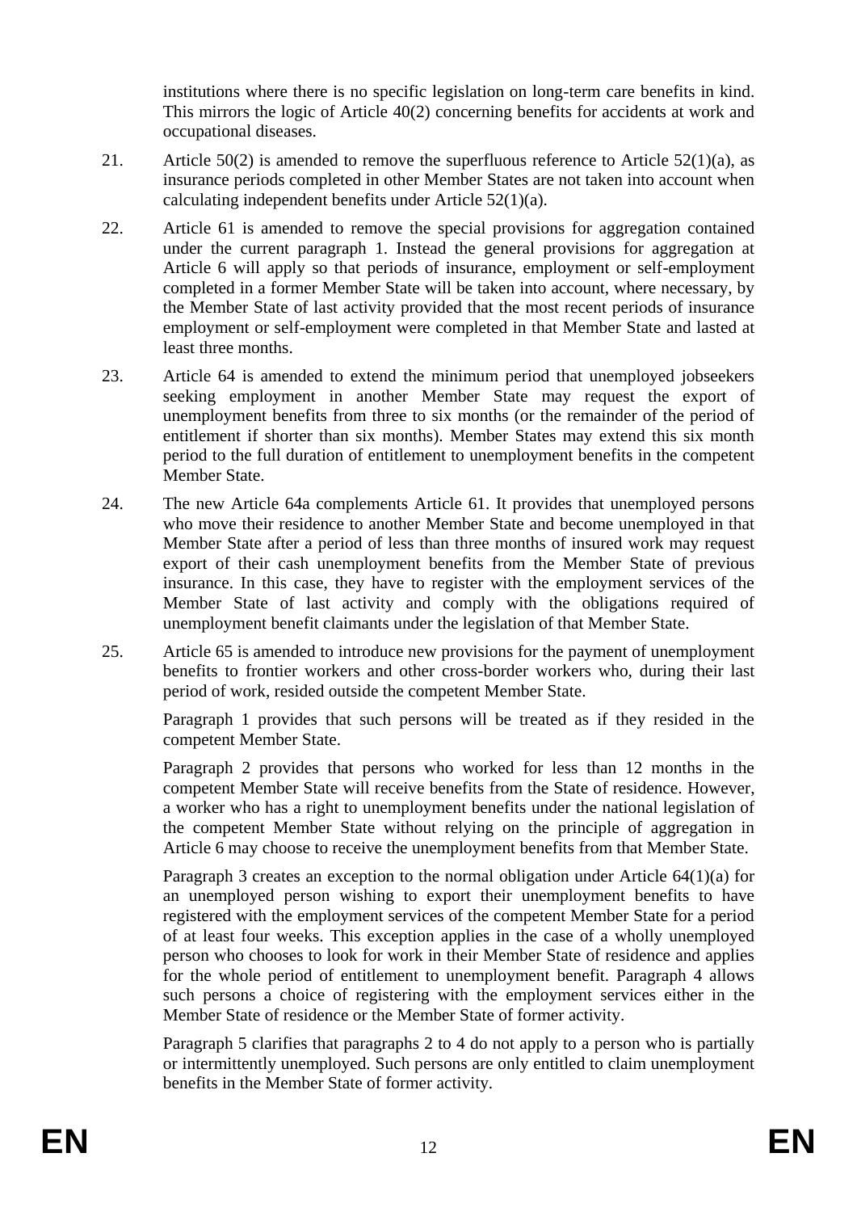institutions where there is no specific legislation on long-term care benefits in kind. This mirrors the logic of Article 40(2) concerning benefits for accidents at work and occupational diseases.

21. Article 50(2) is amended to remove the superfluous reference to Article 52(1)(a), as insurance periods completed in other Member States are not taken into account when calculating independent benefits under Article 52(1)(a).

22. Article 61 is amended to remove the special provisions for aggregation contained under the current paragraph 1. Instead the general provisions for aggregation at Article 6 will apply so that periods of insurance, employment or self-employment completed in a former Member State will be taken into account, where necessary, by the Member State of last activity provided that the most recent periods of insurance employment or self-employment were completed in that Member State and lasted at least three months.

23. Article 64 is amended to extend the minimum period that unemployed jobseekers seeking employment in another Member State may request the export of unemployment benefits from three to six months (or the remainder of the period of entitlement if shorter than six months). Member States may extend this six month period to the full duration of entitlement to unemployment benefits in the competent Member State.

24. The new Article 64a complements Article 61. It provides that unemployed persons who move their residence to another Member State and become unemployed in that Member State after a period of less than three months of insured work may request export of their cash unemployment benefits from the Member State of previous insurance. In this case, they have to register with the employment services of the Member State of last activity and comply with the obligations required of unemployment benefit claimants under the legislation of that Member State.

25. Article 65 is amended to introduce new provisions for the payment of unemployment benefits to frontier workers and other cross-border workers who, during their last period of work, resided outside the competent Member State.

    Paragraph 1 provides that such persons will be treated as if they resided in the competent Member State.

    Paragraph 2 provides that persons who worked for less than 12 months in the competent Member State will receive benefits from the State of residence. However, a worker who has a right to unemployment benefits under the national legislation of the competent Member State without relying on the principle of aggregation in Article 6 may choose to receive the unemployment benefits from that Member State.

    Paragraph 3 creates an exception to the normal obligation under Article 64(1)(a) for an unemployed person wishing to export their unemployment benefits to have registered with the employment services of the competent Member State for a period of at least four weeks. This exception applies in the case of a wholly unemployed person who chooses to look for work in their Member State of residence and applies for the whole period of entitlement to unemployment benefit. Paragraph 4 allows such persons a choice of registering with the employment services either in the Member State of residence or the Member State of former activity.

    Paragraph 5 clarifies that paragraphs 2 to 4 do not apply to a person who is partially or intermittently unemployed. Such persons are only entitled to claim unemployment benefits in the Member State of former activity.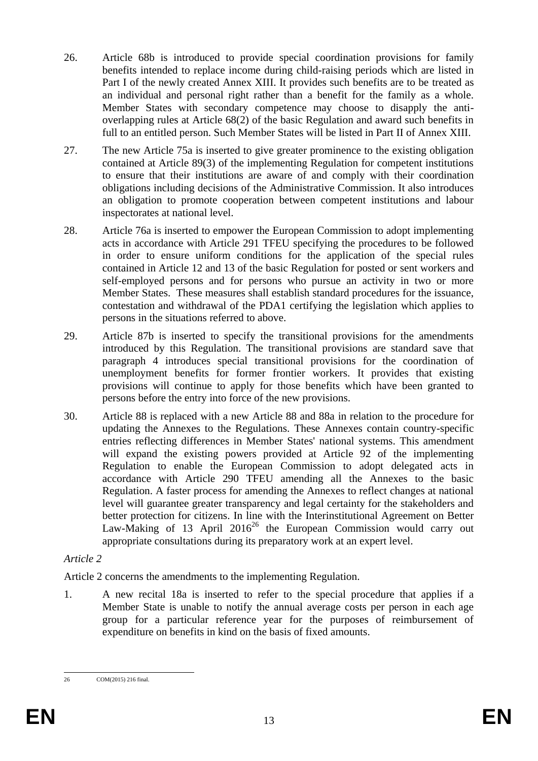26. Article 68b is introduced to provide special coordination provisions for family benefits intended to replace income during child-raising periods which are listed in Part I of the newly created Annex XIII. It provides such benefits are to be treated as an individual and personal right rather than a benefit for the family as a whole. Member States with secondary competence may choose to disapply the anti-overlapping rules at Article 68(2) of the basic Regulation and award such benefits in full to an entitled person. Such Member States will be listed in Part II of Annex XIII.

27. The new Article 75a is inserted to give greater prominence to the existing obligation contained at Article 89(3) of the implementing Regulation for competent institutions to ensure that their institutions are aware of and comply with their coordination obligations including decisions of the Administrative Commission. It also introduces an obligation to promote cooperation between competent institutions and labour inspectorates at national level.

28. Article 76a is inserted to empower the European Commission to adopt implementing acts in accordance with Article 291 TFEU specifying the procedures to be followed in order to ensure uniform conditions for the application of the special rules contained in Article 12 and 13 of the basic Regulation for posted or sent workers and self-employed persons and for persons who pursue an activity in two or more Member States. These measures shall establish standard procedures for the issuance, contestation and withdrawal of the PDA1 certifying the legislation which applies to persons in the situations referred to above.

29. Article 87b is inserted to specify the transitional provisions for the amendments introduced by this Regulation. The transitional provisions are standard save that paragraph 4 introduces special transitional provisions for the coordination of unemployment benefits for former frontier workers. It provides that existing provisions will continue to apply for those benefits which have been granted to persons before the entry into force of the new provisions.

30. Article 88 is replaced with a new Article 88 and 88a in relation to the procedure for updating the Annexes to the Regulations. These Annexes contain country-specific entries reflecting differences in Member States' national systems. This amendment will expand the existing powers provided at Article 92 of the implementing Regulation to enable the European Commission to adopt delegated acts in accordance with Article 290 TFEU amending all the Annexes to the basic Regulation. A faster process for amending the Annexes to reflect changes at national level will guarantee greater transparency and legal certainty for the stakeholders and better protection for citizens. In line with the Interinstitutional Agreement on Better Law-Making of 13 April 2016[26] the European Commission would carry out appropriate consultations during its preparatory work at an expert level.

*Article 2*

Article 2 concerns the amendments to the implementing Regulation.

1. A new recital 18a is inserted to refer to the special procedure that applies if a Member State is unable to notify the annual average costs per person in each age group for a particular reference year for the purposes of reimbursement of expenditure on benefits in kind on the basis of fixed amounts.

---

[26] COM(2015) 216 final.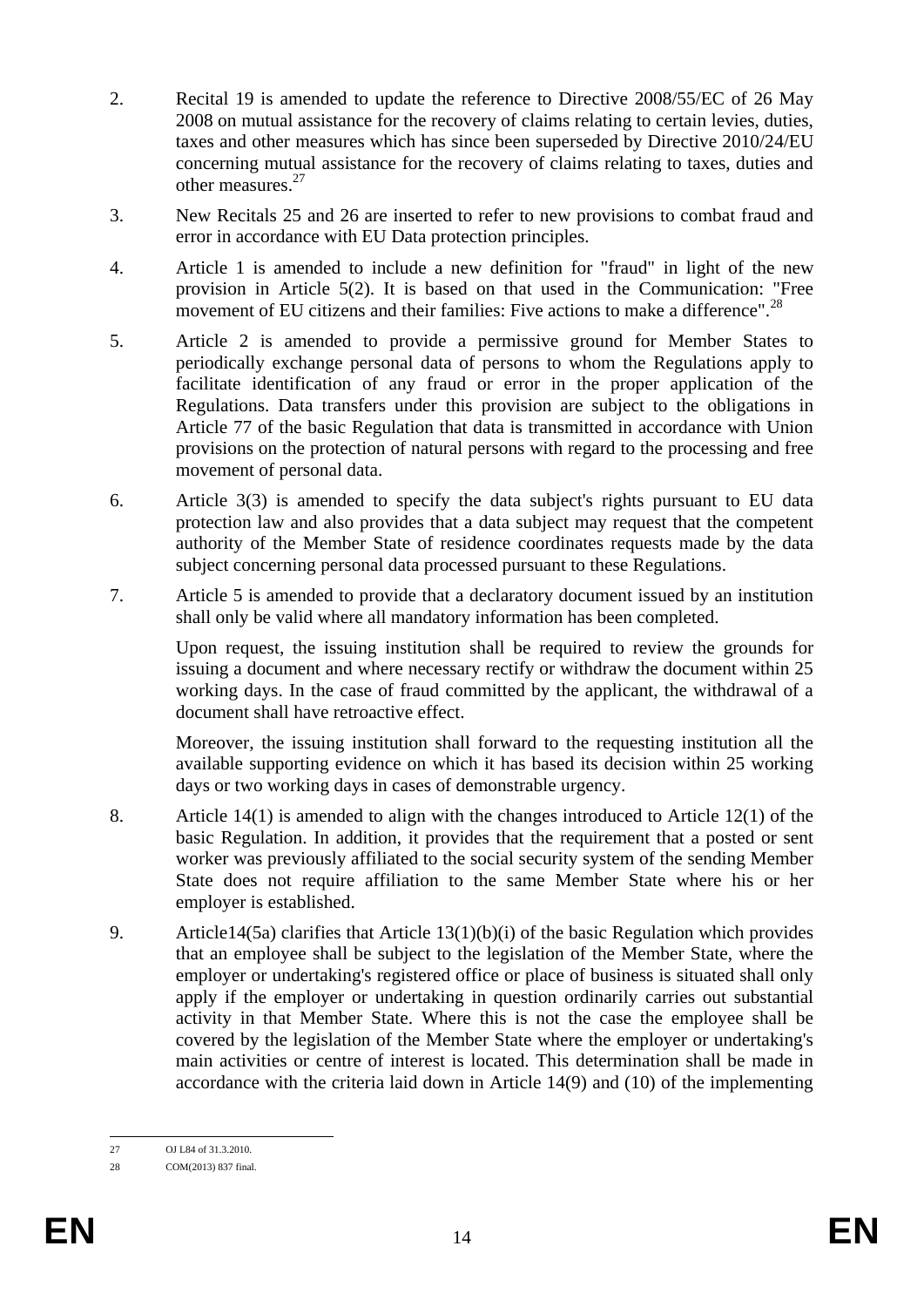2. Recital 19 is amended to update the reference to Directive 2008/55/EC of 26 May 2008 on mutual assistance for the recovery of claims relating to certain levies, duties, taxes and other measures which has since been superseded by Directive 2010/24/EU concerning mutual assistance for the recovery of claims relating to taxes, duties and other measures.[27]

3. New Recitals 25 and 26 are inserted to refer to new provisions to combat fraud and error in accordance with EU Data protection principles.

4. Article 1 is amended to include a new definition for "fraud" in light of the new provision in Article 5(2). It is based on that used in the Communication: "Free movement of EU citizens and their families: Five actions to make a difference".[28]

5. Article 2 is amended to provide a permissive ground for Member States to periodically exchange personal data of persons to whom the Regulations apply to facilitate identification of any fraud or error in the proper application of the Regulations. Data transfers under this provision are subject to the obligations in Article 77 of the basic Regulation that data is transmitted in accordance with Union provisions on the protection of natural persons with regard to the processing and free movement of personal data.

6. Article 3(3) is amended to specify the data subject's rights pursuant to EU data protection law and also provides that a data subject may request that the competent authority of the Member State of residence coordinates requests made by the data subject concerning personal data processed pursuant to these Regulations.

7. Article 5 is amended to provide that a declaratory document issued by an institution shall only be valid where all mandatory information has been completed.

   Upon request, the issuing institution shall be required to review the grounds for issuing a document and where necessary rectify or withdraw the document within 25 working days. In the case of fraud committed by the applicant, the withdrawal of a document shall have retroactive effect.

   Moreover, the issuing institution shall forward to the requesting institution all the available supporting evidence on which it has based its decision within 25 working days or two working days in cases of demonstrable urgency.

8. Article 14(1) is amended to align with the changes introduced to Article 12(1) of the basic Regulation. In addition, it provides that the requirement that a posted or sent worker was previously affiliated to the social security system of the sending Member State does not require affiliation to the same Member State where his or her employer is established.

9. Article14(5a) clarifies that Article 13(1)(b)(i) of the basic Regulation which provides that an employee shall be subject to the legislation of the Member State, where the employer or undertaking's registered office or place of business is situated shall only apply if the employer or undertaking in question ordinarily carries out substantial activity in that Member State. Where this is not the case the employee shall be covered by the legislation of the Member State where the employer or undertaking's main activities or centre of interest is located. This determination shall be made in accordance with the criteria laid down in Article 14(9) and (10) of the implementing

---

[27] OJ L84 of 31.3.2010.

[28] COM(2013) 837 final.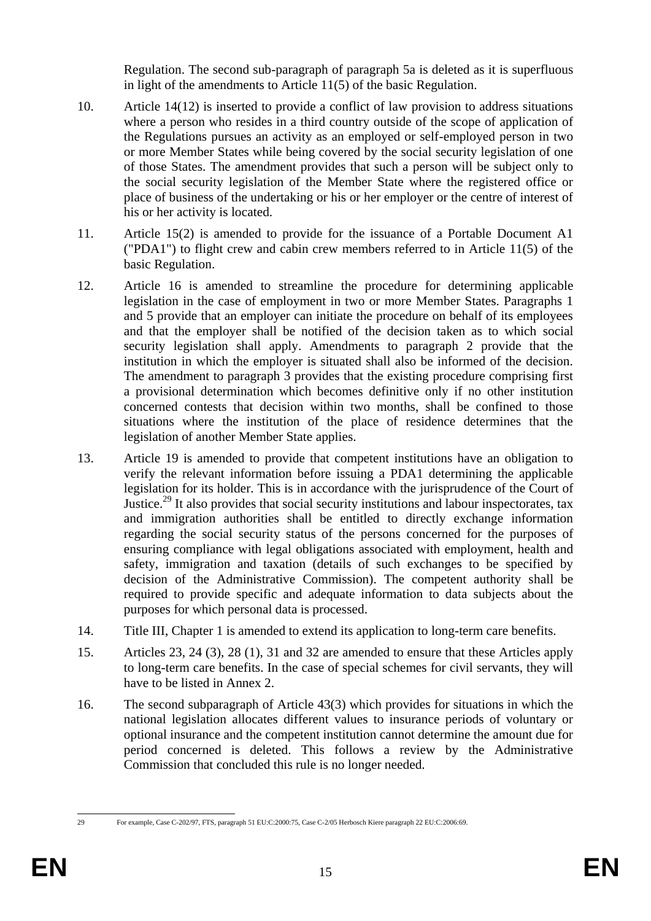Regulation. The second sub-paragraph of paragraph 5a is deleted as it is superfluous in light of the amendments to Article 11(5) of the basic Regulation.

10. Article 14(12) is inserted to provide a conflict of law provision to address situations where a person who resides in a third country outside of the scope of application of the Regulations pursues an activity as an employed or self-employed person in two or more Member States while being covered by the social security legislation of one of those States. The amendment provides that such a person will be subject only to the social security legislation of the Member State where the registered office or place of business of the undertaking or his or her employer or the centre of interest of his or her activity is located.

11. Article 15(2) is amended to provide for the issuance of a Portable Document A1 ("PDA1") to flight crew and cabin crew members referred to in Article 11(5) of the basic Regulation.

12. Article 16 is amended to streamline the procedure for determining applicable legislation in the case of employment in two or more Member States. Paragraphs 1 and 5 provide that an employer can initiate the procedure on behalf of its employees and that the employer shall be notified of the decision taken as to which social security legislation shall apply. Amendments to paragraph 2 provide that the institution in which the employer is situated shall also be informed of the decision. The amendment to paragraph 3 provides that the existing procedure comprising first a provisional determination which becomes definitive only if no other institution concerned contests that decision within two months, shall be confined to those situations where the institution of the place of residence determines that the legislation of another Member State applies.

13. Article 19 is amended to provide that competent institutions have an obligation to verify the relevant information before issuing a PDA1 determining the applicable legislation for its holder. This is in accordance with the jurisprudence of the Court of Justice.[29] It also provides that social security institutions and labour inspectorates, tax and immigration authorities shall be entitled to directly exchange information regarding the social security status of the persons concerned for the purposes of ensuring compliance with legal obligations associated with employment, health and safety, immigration and taxation (details of such exchanges to be specified by decision of the Administrative Commission). The competent authority shall be required to provide specific and adequate information to data subjects about the purposes for which personal data is processed.

14. Title III, Chapter 1 is amended to extend its application to long-term care benefits.

15. Articles 23, 24 (3), 28 (1), 31 and 32 are amended to ensure that these Articles apply to long-term care benefits. In the case of special schemes for civil servants, they will have to be listed in Annex 2.

16. The second subparagraph of Article 43(3) which provides for situations in which the national legislation allocates different values to insurance periods of voluntary or optional insurance and the competent institution cannot determine the amount due for period concerned is deleted. This follows a review by the Administrative Commission that concluded this rule is no longer needed.

---

29 For example, Case C-202/97, FTS, paragraph 51 EU:C:2000:75, Case C-2/05 Herbosch Kiere paragraph 22 EU:C:2006:69.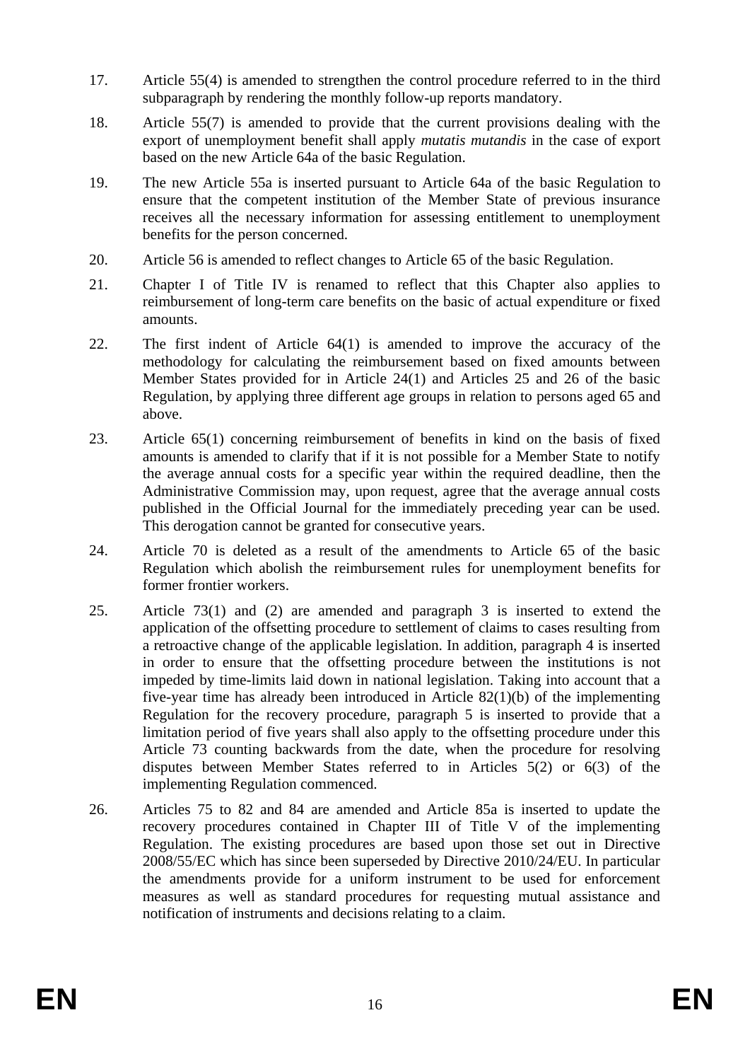17. Article 55(4) is amended to strengthen the control procedure referred to in the third subparagraph by rendering the monthly follow-up reports mandatory.

18. Article 55(7) is amended to provide that the current provisions dealing with the export of unemployment benefit shall apply *mutatis mutandis* in the case of export based on the new Article 64a of the basic Regulation.

19. The new Article 55a is inserted pursuant to Article 64a of the basic Regulation to ensure that the competent institution of the Member State of previous insurance receives all the necessary information for assessing entitlement to unemployment benefits for the person concerned.

20. Article 56 is amended to reflect changes to Article 65 of the basic Regulation.

21. Chapter I of Title IV is renamed to reflect that this Chapter also applies to reimbursement of long-term care benefits on the basic of actual expenditure or fixed amounts.

22. The first indent of Article 64(1) is amended to improve the accuracy of the methodology for calculating the reimbursement based on fixed amounts between Member States provided for in Article 24(1) and Articles 25 and 26 of the basic Regulation, by applying three different age groups in relation to persons aged 65 and above.

23. Article 65(1) concerning reimbursement of benefits in kind on the basis of fixed amounts is amended to clarify that if it is not possible for a Member State to notify the average annual costs for a specific year within the required deadline, then the Administrative Commission may, upon request, agree that the average annual costs published in the Official Journal for the immediately preceding year can be used. This derogation cannot be granted for consecutive years.

24. Article 70 is deleted as a result of the amendments to Article 65 of the basic Regulation which abolish the reimbursement rules for unemployment benefits for former frontier workers.

25. Article 73(1) and (2) are amended and paragraph 3 is inserted to extend the application of the offsetting procedure to settlement of claims to cases resulting from a retroactive change of the applicable legislation. In addition, paragraph 4 is inserted in order to ensure that the offsetting procedure between the institutions is not impeded by time-limits laid down in national legislation. Taking into account that a five-year time has already been introduced in Article 82(1)(b) of the implementing Regulation for the recovery procedure, paragraph 5 is inserted to provide that a limitation period of five years shall also apply to the offsetting procedure under this Article 73 counting backwards from the date, when the procedure for resolving disputes between Member States referred to in Articles 5(2) or 6(3) of the implementing Regulation commenced.

26. Articles 75 to 82 and 84 are amended and Article 85a is inserted to update the recovery procedures contained in Chapter III of Title V of the implementing Regulation. The existing procedures are based upon those set out in Directive 2008/55/EC which has since been superseded by Directive 2010/24/EU. In particular the amendments provide for a uniform instrument to be used for enforcement measures as well as standard procedures for requesting mutual assistance and notification of instruments and decisions relating to a claim.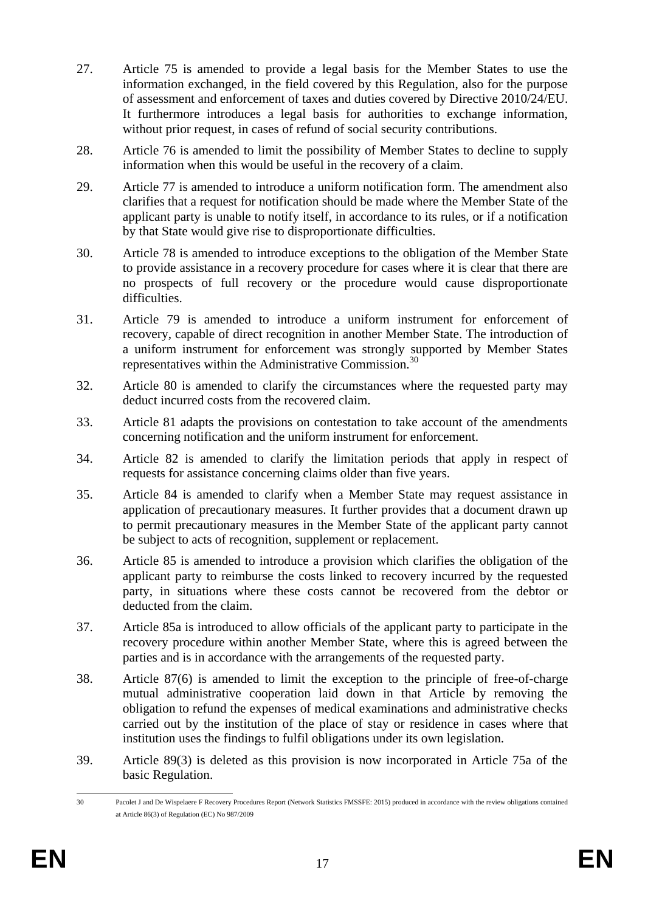27. Article 75 is amended to provide a legal basis for the Member States to use the information exchanged, in the field covered by this Regulation, also for the purpose of assessment and enforcement of taxes and duties covered by Directive 2010/24/EU. It furthermore introduces a legal basis for authorities to exchange information, without prior request, in cases of refund of social security contributions.

28. Article 76 is amended to limit the possibility of Member States to decline to supply information when this would be useful in the recovery of a claim.

29. Article 77 is amended to introduce a uniform notification form. The amendment also clarifies that a request for notification should be made where the Member State of the applicant party is unable to notify itself, in accordance to its rules, or if a notification by that State would give rise to disproportionate difficulties.

30. Article 78 is amended to introduce exceptions to the obligation of the Member State to provide assistance in a recovery procedure for cases where it is clear that there are no prospects of full recovery or the procedure would cause disproportionate difficulties.

31. Article 79 is amended to introduce a uniform instrument for enforcement of recovery, capable of direct recognition in another Member State. The introduction of a uniform instrument for enforcement was strongly supported by Member States representatives within the Administrative Commission.[30]

32. Article 80 is amended to clarify the circumstances where the requested party may deduct incurred costs from the recovered claim.

33. Article 81 adapts the provisions on contestation to take account of the amendments concerning notification and the uniform instrument for enforcement.

34. Article 82 is amended to clarify the limitation periods that apply in respect of requests for assistance concerning claims older than five years.

35. Article 84 is amended to clarify when a Member State may request assistance in application of precautionary measures. It further provides that a document drawn up to permit precautionary measures in the Member State of the applicant party cannot be subject to acts of recognition, supplement or replacement.

36. Article 85 is amended to introduce a provision which clarifies the obligation of the applicant party to reimburse the costs linked to recovery incurred by the requested party, in situations where these costs cannot be recovered from the debtor or deducted from the claim.

37. Article 85a is introduced to allow officials of the applicant party to participate in the recovery procedure within another Member State, where this is agreed between the parties and is in accordance with the arrangements of the requested party.

38. Article 87(6) is amended to limit the exception to the principle of free-of-charge mutual administrative cooperation laid down in that Article by removing the obligation to refund the expenses of medical examinations and administrative checks carried out by the institution of the place of stay or residence in cases where that institution uses the findings to fulfil obligations under its own legislation.

39. Article 89(3) is deleted as this provision is now incorporated in Article 75a of the basic Regulation.

---

[30] Pacolet J and De Wispelaere F Recovery Procedures Report (Network Statistics FMSSFE: 2015) produced in accordance with the review obligations contained at Article 86(3) of Regulation (EC) No 987/2009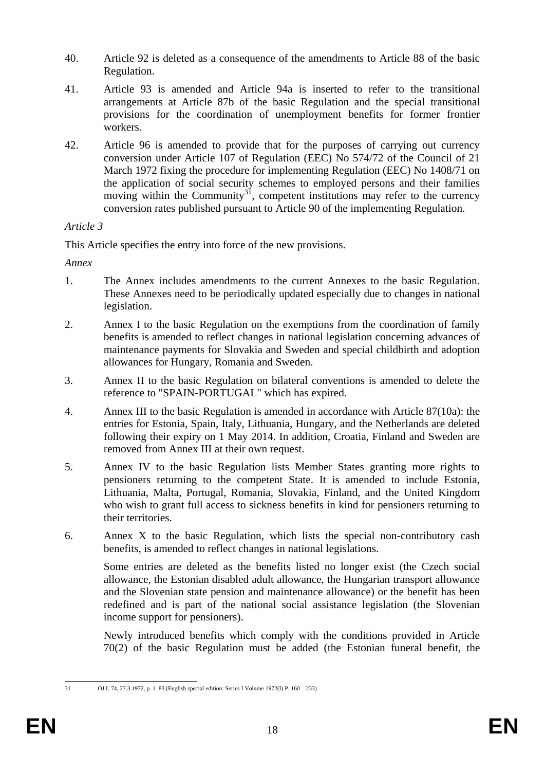40. Article 92 is deleted as a consequence of the amendments to Article 88 of the basic Regulation.

41. Article 93 is amended and Article 94a is inserted to refer to the transitional arrangements at Article 87b of the basic Regulation and the special transitional provisions for the coordination of unemployment benefits for former frontier workers.

42. Article 96 is amended to provide that for the purposes of carrying out currency conversion under Article 107 of Regulation (EEC) No 574/72 of the Council of 21 March 1972 fixing the procedure for implementing Regulation (EEC) No 1408/71 on the application of social security schemes to employed persons and their families moving within the Community[31], competent institutions may refer to the currency conversion rates published pursuant to Article 90 of the implementing Regulation.

*Article 3*

This Article specifies the entry into force of the new provisions.

*Annex*

1. The Annex includes amendments to the current Annexes to the basic Regulation. These Annexes need to be periodically updated especially due to changes in national legislation.

2. Annex I to the basic Regulation on the exemptions from the coordination of family benefits is amended to reflect changes in national legislation concerning advances of maintenance payments for Slovakia and Sweden and special childbirth and adoption allowances for Hungary, Romania and Sweden.

3. Annex II to the basic Regulation on bilateral conventions is amended to delete the reference to "SPAIN-PORTUGAL" which has expired.

4. Annex III to the basic Regulation is amended in accordance with Article 87(10a): the entries for Estonia, Spain, Italy, Lithuania, Hungary, and the Netherlands are deleted following their expiry on 1 May 2014. In addition, Croatia, Finland and Sweden are removed from Annex III at their own request.

5. Annex IV to the basic Regulation lists Member States granting more rights to pensioners returning to the competent State. It is amended to include Estonia, Lithuania, Malta, Portugal, Romania, Slovakia, Finland, and the United Kingdom who wish to grant full access to sickness benefits in kind for pensioners returning to their territories.

6. Annex X to the basic Regulation, which lists the special non-contributory cash benefits, is amended to reflect changes in national legislations.

   Some entries are deleted as the benefits listed no longer exist (the Czech social allowance, the Estonian disabled adult allowance, the Hungarian transport allowance and the Slovenian state pension and maintenance allowance) or the benefit has been redefined and is part of the national social assistance legislation (the Slovenian income support for pensioners).

   Newly introduced benefits which comply with the conditions provided in Article 70(2) of the basic Regulation must be added (the Estonian funeral benefit, the

[31] OJ L 74, 27.3.1972, p. 1–83 (English special edition: Series I Volume 1972(I) P. 160 – 233)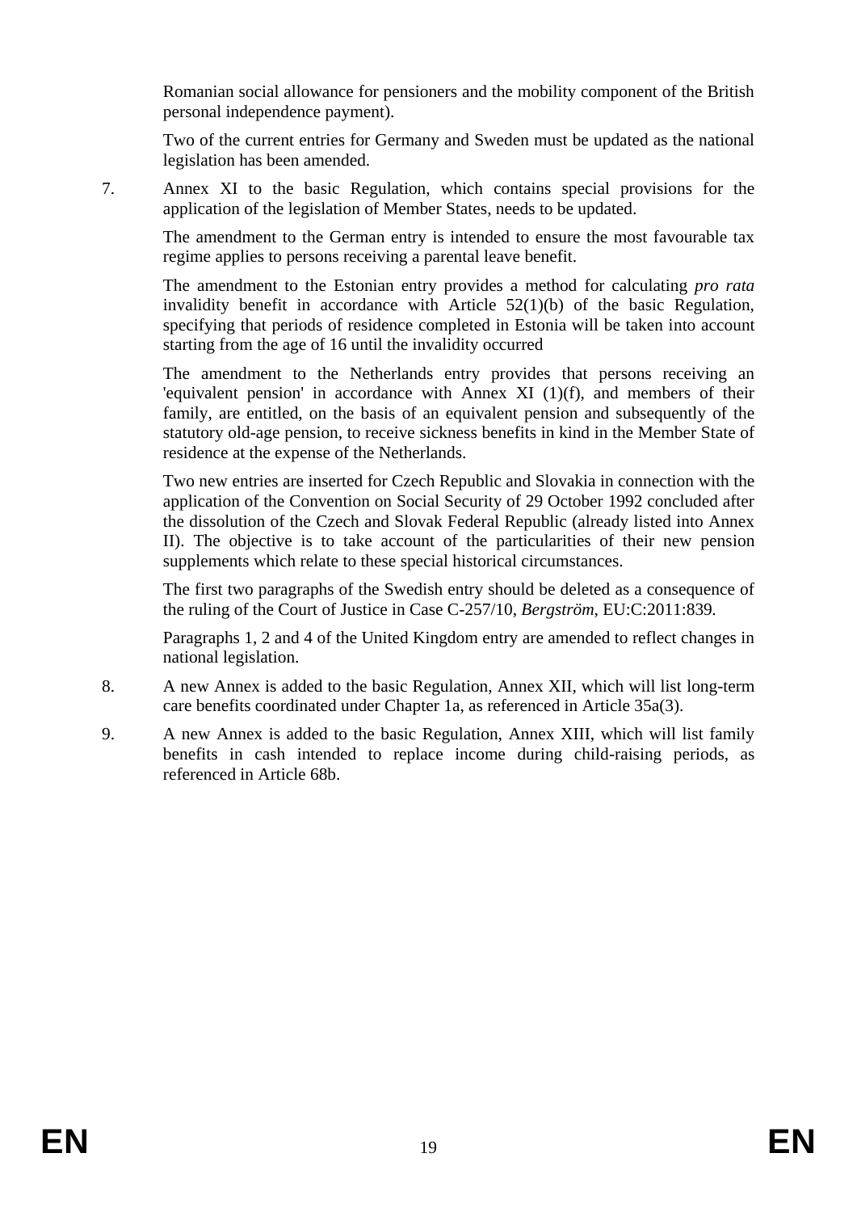Romanian social allowance for pensioners and the mobility component of the British personal independence payment).

Two of the current entries for Germany and Sweden must be updated as the national legislation has been amended.

7. Annex XI to the basic Regulation, which contains special provisions for the application of the legislation of Member States, needs to be updated.

   The amendment to the German entry is intended to ensure the most favourable tax regime applies to persons receiving a parental leave benefit.

   The amendment to the Estonian entry provides a method for calculating *pro rata* invalidity benefit in accordance with Article 52(1)(b) of the basic Regulation, specifying that periods of residence completed in Estonia will be taken into account starting from the age of 16 until the invalidity occurred

   The amendment to the Netherlands entry provides that persons receiving an 'equivalent pension' in accordance with Annex XI (1)(f), and members of their family, are entitled, on the basis of an equivalent pension and subsequently of the statutory old-age pension, to receive sickness benefits in kind in the Member State of residence at the expense of the Netherlands.

   Two new entries are inserted for Czech Republic and Slovakia in connection with the application of the Convention on Social Security of 29 October 1992 concluded after the dissolution of the Czech and Slovak Federal Republic (already listed into Annex II). The objective is to take account of the particularities of their new pension supplements which relate to these special historical circumstances.

   The first two paragraphs of the Swedish entry should be deleted as a consequence of the ruling of the Court of Justice in Case C-257/10, *Bergström*, EU:C:2011:839.

   Paragraphs 1, 2 and 4 of the United Kingdom entry are amended to reflect changes in national legislation.

8. A new Annex is added to the basic Regulation, Annex XII, which will list long-term care benefits coordinated under Chapter 1a, as referenced in Article 35a(3).

9. A new Annex is added to the basic Regulation, Annex XIII, which will list family benefits in cash intended to replace income during child-raising periods, as referenced in Article 68b.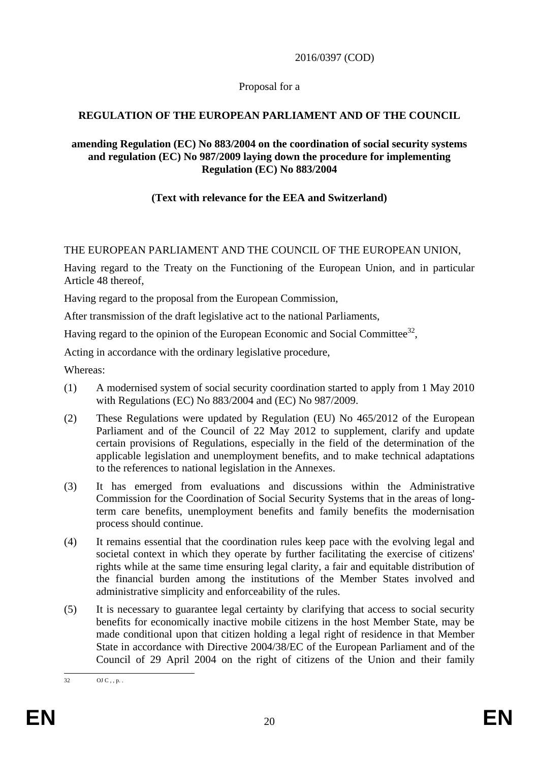2016/0397 (COD)

Proposal for a

**REGULATION OF THE EUROPEAN PARLIAMENT AND OF THE COUNCIL**

**amending Regulation (EC) No 883/2004 on the coordination of social security systems and regulation (EC) No 987/2009 laying down the procedure for implementing Regulation (EC) No 883/2004**

**(Text with relevance for the EEA and Switzerland)**

THE EUROPEAN PARLIAMENT AND THE COUNCIL OF THE EUROPEAN UNION,

Having regard to the Treaty on the Functioning of the European Union, and in particular Article 48 thereof,

Having regard to the proposal from the European Commission,

After transmission of the draft legislative act to the national Parliaments,

Having regard to the opinion of the European Economic and Social Committee[32],

Acting in accordance with the ordinary legislative procedure,

Whereas:

(1) A modernised system of social security coordination started to apply from 1 May 2010 with Regulations (EC) No 883/2004 and (EC) No 987/2009.

(2) These Regulations were updated by Regulation (EU) No 465/2012 of the European Parliament and of the Council of 22 May 2012 to supplement, clarify and update certain provisions of Regulations, especially in the field of the determination of the applicable legislation and unemployment benefits, and to make technical adaptations to the references to national legislation in the Annexes.

(3) It has emerged from evaluations and discussions within the Administrative Commission for the Coordination of Social Security Systems that in the areas of long-term care benefits, unemployment benefits and family benefits the modernisation process should continue.

(4) It remains essential that the coordination rules keep pace with the evolving legal and societal context in which they operate by further facilitating the exercise of citizens' rights while at the same time ensuring legal clarity, a fair and equitable distribution of the financial burden among the institutions of the Member States involved and administrative simplicity and enforceability of the rules.

(5) It is necessary to guarantee legal certainty by clarifying that access to social security benefits for economically inactive mobile citizens in the host Member State, may be made conditional upon that citizen holding a legal right of residence in that Member State in accordance with Directive 2004/38/EC of the European Parliament and of the Council of 29 April 2004 on the right of citizens of the Union and their family

---

32 OJ C , , p. .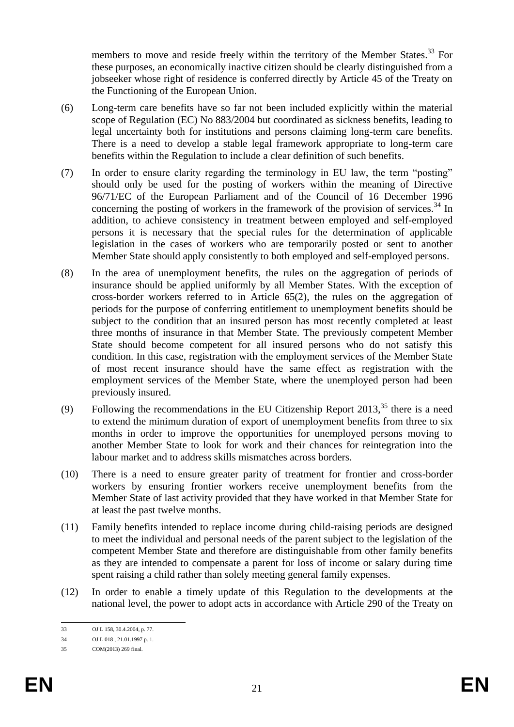members to move and reside freely within the territory of the Member States.[33] For these purposes, an economically inactive citizen should be clearly distinguished from a jobseeker whose right of residence is conferred directly by Article 45 of the Treaty on the Functioning of the European Union.

(6) Long-term care benefits have so far not been included explicitly within the material scope of Regulation (EC) No 883/2004 but coordinated as sickness benefits, leading to legal uncertainty both for institutions and persons claiming long-term care benefits. There is a need to develop a stable legal framework appropriate to long-term care benefits within the Regulation to include a clear definition of such benefits.

(7) In order to ensure clarity regarding the terminology in EU law, the term "posting" should only be used for the posting of workers within the meaning of Directive 96/71/EC of the European Parliament and of the Council of 16 December 1996 concerning the posting of workers in the framework of the provision of services.[34] In addition, to achieve consistency in treatment between employed and self-employed persons it is necessary that the special rules for the determination of applicable legislation in the cases of workers who are temporarily posted or sent to another Member State should apply consistently to both employed and self-employed persons.

(8) In the area of unemployment benefits, the rules on the aggregation of periods of insurance should be applied uniformly by all Member States. With the exception of cross-border workers referred to in Article 65(2), the rules on the aggregation of periods for the purpose of conferring entitlement to unemployment benefits should be subject to the condition that an insured person has most recently completed at least three months of insurance in that Member State. The previously competent Member State should become competent for all insured persons who do not satisfy this condition. In this case, registration with the employment services of the Member State of most recent insurance should have the same effect as registration with the employment services of the Member State, where the unemployed person had been previously insured.

(9) Following the recommendations in the EU Citizenship Report 2013,[35] there is a need to extend the minimum duration of export of unemployment benefits from three to six months in order to improve the opportunities for unemployed persons moving to another Member State to look for work and their chances for reintegration into the labour market and to address skills mismatches across borders.

(10) There is a need to ensure greater parity of treatment for frontier and cross-border workers by ensuring frontier workers receive unemployment benefits from the Member State of last activity provided that they have worked in that Member State for at least the past twelve months.

(11) Family benefits intended to replace income during child-raising periods are designed to meet the individual and personal needs of the parent subject to the legislation of the competent Member State and therefore are distinguishable from other family benefits as they are intended to compensate a parent for loss of income or salary during time spent raising a child rather than solely meeting general family expenses.

(12) In order to enable a timely update of this Regulation to the developments at the national level, the power to adopt acts in accordance with Article 290 of the Treaty on

---

[33] OJ L 158, 30.4.2004, p. 77.

[34] OJ L 018 , 21.01.1997 p. 1.

[35] COM(2013) 269 final.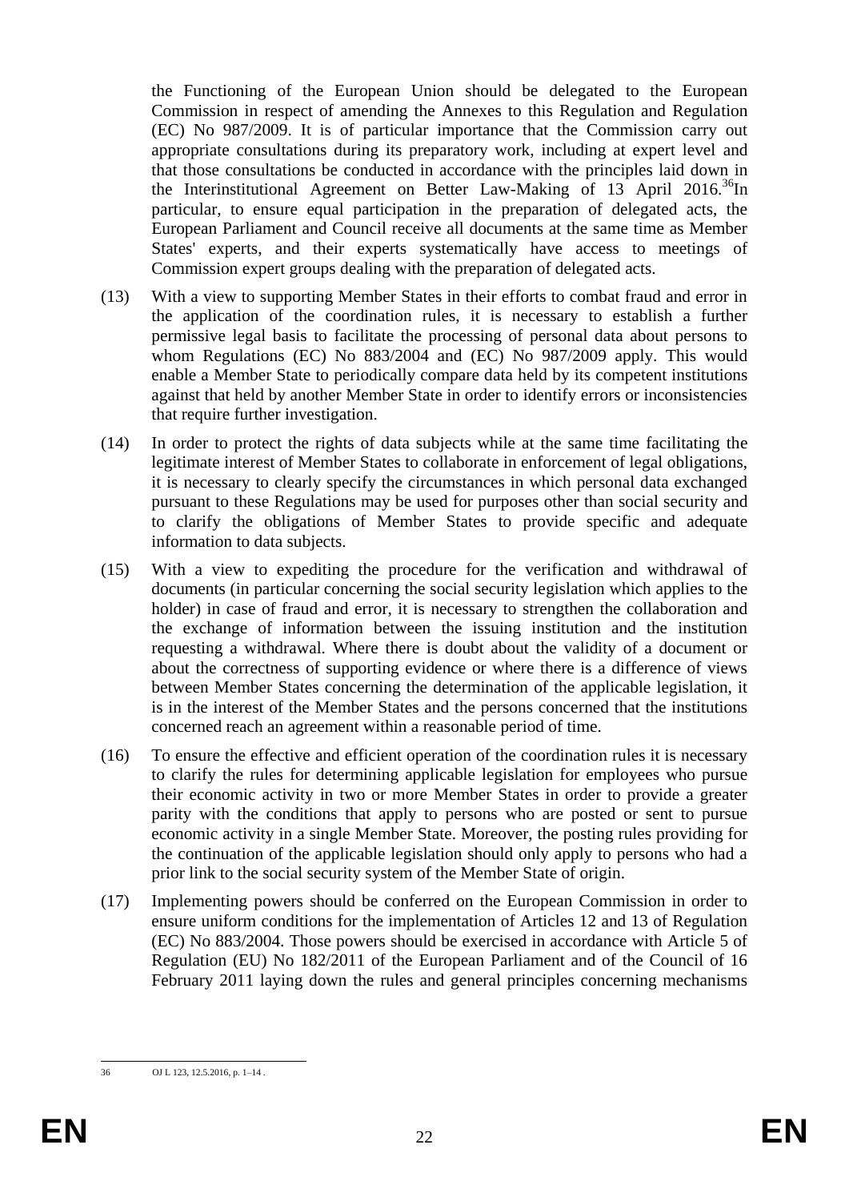the Functioning of the European Union should be delegated to the European Commission in respect of amending the Annexes to this Regulation and Regulation (EC) No 987/2009. It is of particular importance that the Commission carry out appropriate consultations during its preparatory work, including at expert level and that those consultations be conducted in accordance with the principles laid down in the Interinstitutional Agreement on Better Law-Making of 13 April 2016.[36]In particular, to ensure equal participation in the preparation of delegated acts, the European Parliament and Council receive all documents at the same time as Member States' experts, and their experts systematically have access to meetings of Commission expert groups dealing with the preparation of delegated acts.

(13) With a view to supporting Member States in their efforts to combat fraud and error in the application of the coordination rules, it is necessary to establish a further permissive legal basis to facilitate the processing of personal data about persons to whom Regulations (EC) No 883/2004 and (EC) No 987/2009 apply. This would enable a Member State to periodically compare data held by its competent institutions against that held by another Member State in order to identify errors or inconsistencies that require further investigation.

(14) In order to protect the rights of data subjects while at the same time facilitating the legitimate interest of Member States to collaborate in enforcement of legal obligations, it is necessary to clearly specify the circumstances in which personal data exchanged pursuant to these Regulations may be used for purposes other than social security and to clarify the obligations of Member States to provide specific and adequate information to data subjects.

(15) With a view to expediting the procedure for the verification and withdrawal of documents (in particular concerning the social security legislation which applies to the holder) in case of fraud and error, it is necessary to strengthen the collaboration and the exchange of information between the issuing institution and the institution requesting a withdrawal. Where there is doubt about the validity of a document or about the correctness of supporting evidence or where there is a difference of views between Member States concerning the determination of the applicable legislation, it is in the interest of the Member States and the persons concerned that the institutions concerned reach an agreement within a reasonable period of time.

(16) To ensure the effective and efficient operation of the coordination rules it is necessary to clarify the rules for determining applicable legislation for employees who pursue their economic activity in two or more Member States in order to provide a greater parity with the conditions that apply to persons who are posted or sent to pursue economic activity in a single Member State. Moreover, the posting rules providing for the continuation of the applicable legislation should only apply to persons who had a prior link to the social security system of the Member State of origin.

(17) Implementing powers should be conferred on the European Commission in order to ensure uniform conditions for the implementation of Articles 12 and 13 of Regulation (EC) No 883/2004. Those powers should be exercised in accordance with Article 5 of Regulation (EU) No 182/2011 of the European Parliament and of the Council of 16 February 2011 laying down the rules and general principles concerning mechanisms

---

36 OJ L 123, 12.5.2016, p. 1–14 .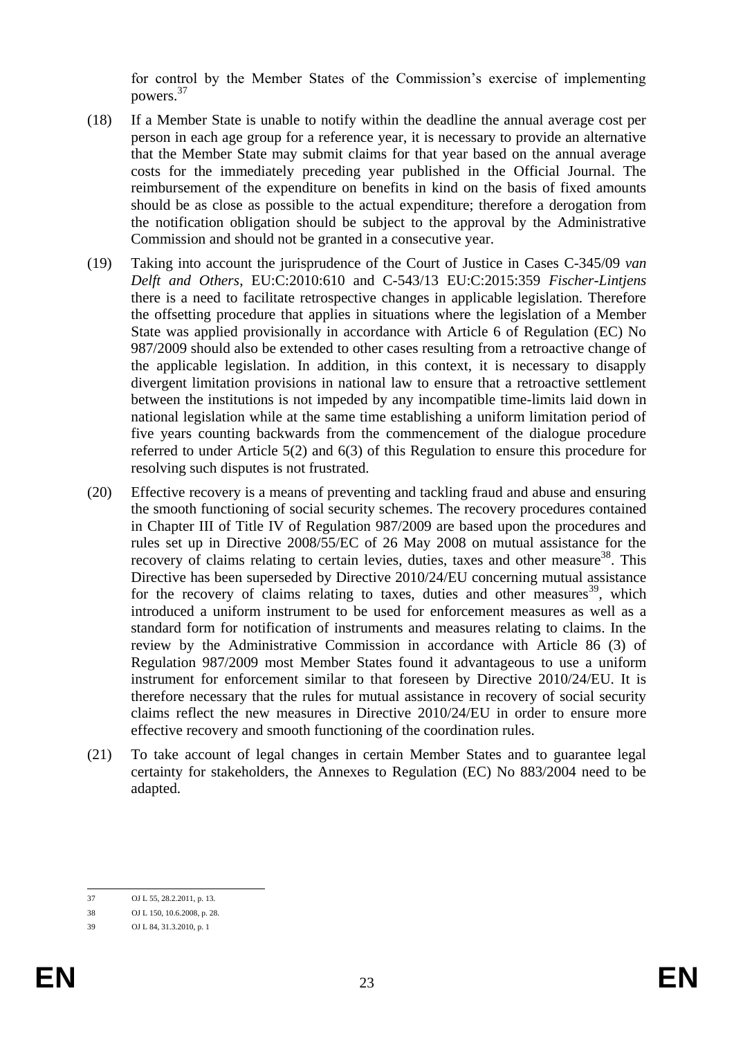for control by the Member States of the Commission's exercise of implementing powers.[37]

(18) If a Member State is unable to notify within the deadline the annual average cost per person in each age group for a reference year, it is necessary to provide an alternative that the Member State may submit claims for that year based on the annual average costs for the immediately preceding year published in the Official Journal. The reimbursement of the expenditure on benefits in kind on the basis of fixed amounts should be as close as possible to the actual expenditure; therefore a derogation from the notification obligation should be subject to the approval by the Administrative Commission and should not be granted in a consecutive year.

(19) Taking into account the jurisprudence of the Court of Justice in Cases C-345/09 *van Delft and Others*, EU:C:2010:610 and C-543/13 EU:C:2015:359 *Fischer-Lintjens* there is a need to facilitate retrospective changes in applicable legislation. Therefore the offsetting procedure that applies in situations where the legislation of a Member State was applied provisionally in accordance with Article 6 of Regulation (EC) No 987/2009 should also be extended to other cases resulting from a retroactive change of the applicable legislation. In addition, in this context, it is necessary to disapply divergent limitation provisions in national law to ensure that a retroactive settlement between the institutions is not impeded by any incompatible time-limits laid down in national legislation while at the same time establishing a uniform limitation period of five years counting backwards from the commencement of the dialogue procedure referred to under Article 5(2) and 6(3) of this Regulation to ensure this procedure for resolving such disputes is not frustrated.

(20) Effective recovery is a means of preventing and tackling fraud and abuse and ensuring the smooth functioning of social security schemes. The recovery procedures contained in Chapter III of Title IV of Regulation 987/2009 are based upon the procedures and rules set up in Directive 2008/55/EC of 26 May 2008 on mutual assistance for the recovery of claims relating to certain levies, duties, taxes and other measure[38]. This Directive has been superseded by Directive 2010/24/EU concerning mutual assistance for the recovery of claims relating to taxes, duties and other measures[39], which introduced a uniform instrument to be used for enforcement measures as well as a standard form for notification of instruments and measures relating to claims. In the review by the Administrative Commission in accordance with Article 86 (3) of Regulation 987/2009 most Member States found it advantageous to use a uniform instrument for enforcement similar to that foreseen by Directive 2010/24/EU. It is therefore necessary that the rules for mutual assistance in recovery of social security claims reflect the new measures in Directive 2010/24/EU in order to ensure more effective recovery and smooth functioning of the coordination rules.

(21) To take account of legal changes in certain Member States and to guarantee legal certainty for stakeholders, the Annexes to Regulation (EC) No 883/2004 need to be adapted.

---

37 OJ L 55, 28.2.2011, p. 13.

38 OJ L 150, 10.6.2008, p. 28.

39 OJ L 84, 31.3.2010, p. 1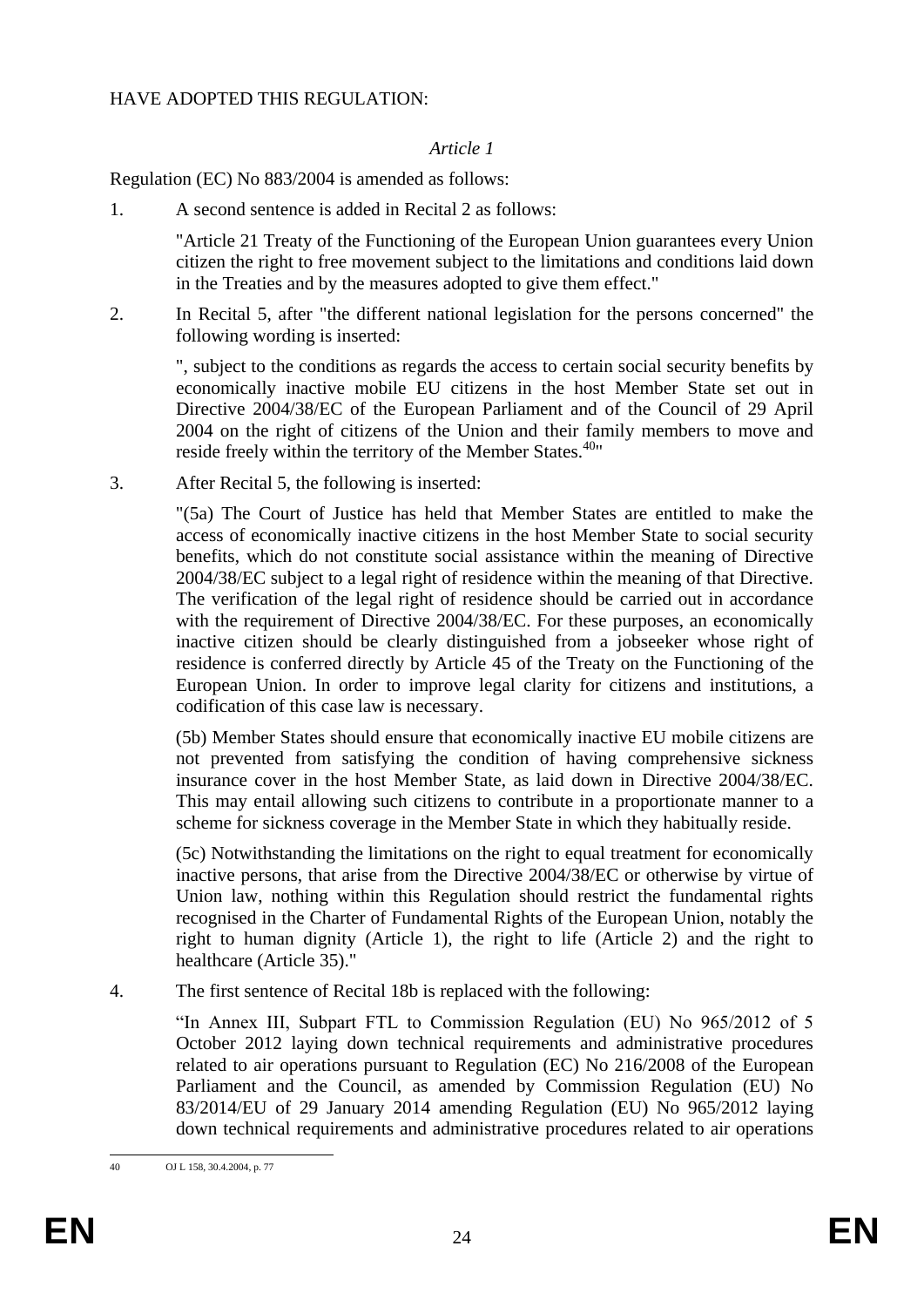HAVE ADOPTED THIS REGULATION:

*Article 1*

Regulation (EC) No 883/2004 is amended as follows:

1. A second sentence is added in Recital 2 as follows:

   "Article 21 Treaty of the Functioning of the European Union guarantees every Union citizen the right to free movement subject to the limitations and conditions laid down in the Treaties and by the measures adopted to give them effect."

2. In Recital 5, after "the different national legislation for the persons concerned" the following wording is inserted:

   ", subject to the conditions as regards the access to certain social security benefits by economically inactive mobile EU citizens in the host Member State set out in Directive 2004/38/EC of the European Parliament and of the Council of 29 April 2004 on the right of citizens of the Union and their family members to move and reside freely within the territory of the Member States.[40]"

3. After Recital 5, the following is inserted:

   "(5a) The Court of Justice has held that Member States are entitled to make the access of economically inactive citizens in the host Member State to social security benefits, which do not constitute social assistance within the meaning of Directive 2004/38/EC subject to a legal right of residence within the meaning of that Directive. The verification of the legal right of residence should be carried out in accordance with the requirement of Directive 2004/38/EC. For these purposes, an economically inactive citizen should be clearly distinguished from a jobseeker whose right of residence is conferred directly by Article 45 of the Treaty on the Functioning of the European Union. In order to improve legal clarity for citizens and institutions, a codification of this case law is necessary.

   (5b) Member States should ensure that economically inactive EU mobile citizens are not prevented from satisfying the condition of having comprehensive sickness insurance cover in the host Member State, as laid down in Directive 2004/38/EC. This may entail allowing such citizens to contribute in a proportionate manner to a scheme for sickness coverage in the Member State in which they habitually reside.

   (5c) Notwithstanding the limitations on the right to equal treatment for economically inactive persons, that arise from the Directive 2004/38/EC or otherwise by virtue of Union law, nothing within this Regulation should restrict the fundamental rights recognised in the Charter of Fundamental Rights of the European Union, notably the right to human dignity (Article 1), the right to life (Article 2) and the right to healthcare (Article 35)."

4. The first sentence of Recital 18b is replaced with the following:

   "In Annex III, Subpart FTL to Commission Regulation (EU) No 965/2012 of 5 October 2012 laying down technical requirements and administrative procedures related to air operations pursuant to Regulation (EC) No 216/2008 of the European Parliament and the Council, as amended by Commission Regulation (EU) No 83/2014/EU of 29 January 2014 amending Regulation (EU) No 965/2012 laying down technical requirements and administrative procedures related to air operations

---

[40] OJ L 158, 30.4.2004, p. 77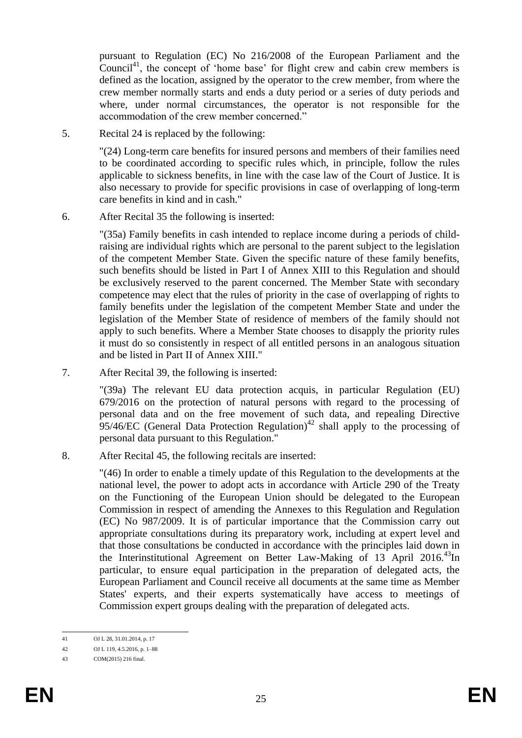pursuant to Regulation (EC) No 216/2008 of the European Parliament and the Council[41], the concept of 'home base' for flight crew and cabin crew members is defined as the location, assigned by the operator to the crew member, from where the crew member normally starts and ends a duty period or a series of duty periods and where, under normal circumstances, the operator is not responsible for the accommodation of the crew member concerned."

5. Recital 24 is replaced by the following:

"(24) Long-term care benefits for insured persons and members of their families need to be coordinated according to specific rules which, in principle, follow the rules applicable to sickness benefits, in line with the case law of the Court of Justice. It is also necessary to provide for specific provisions in case of overlapping of long-term care benefits in kind and in cash."

6. After Recital 35 the following is inserted:

"(35a) Family benefits in cash intended to replace income during a periods of child-raising are individual rights which are personal to the parent subject to the legislation of the competent Member State. Given the specific nature of these family benefits, such benefits should be listed in Part I of Annex XIII to this Regulation and should be exclusively reserved to the parent concerned. The Member State with secondary competence may elect that the rules of priority in the case of overlapping of rights to family benefits under the legislation of the competent Member State and under the legislation of the Member State of residence of members of the family should not apply to such benefits. Where a Member State chooses to disapply the priority rules it must do so consistently in respect of all entitled persons in an analogous situation and be listed in Part II of Annex XIII."

7. After Recital 39, the following is inserted:

"(39a) The relevant EU data protection acquis, in particular Regulation (EU) 679/2016 on the protection of natural persons with regard to the processing of personal data and on the free movement of such data, and repealing Directive 95/46/EC (General Data Protection Regulation)[42] shall apply to the processing of personal data pursuant to this Regulation."

8. After Recital 45, the following recitals are inserted:

"(46) In order to enable a timely update of this Regulation to the developments at the national level, the power to adopt acts in accordance with Article 290 of the Treaty on the Functioning of the European Union should be delegated to the European Commission in respect of amending the Annexes to this Regulation and Regulation (EC) No 987/2009. It is of particular importance that the Commission carry out appropriate consultations during its preparatory work, including at expert level and that those consultations be conducted in accordance with the principles laid down in the Interinstitutional Agreement on Better Law-Making of 13 April 2016.[43]In particular, to ensure equal participation in the preparation of delegated acts, the European Parliament and Council receive all documents at the same time as Member States' experts, and their experts systematically have access to meetings of Commission expert groups dealing with the preparation of delegated acts.

---

[41] OJ L 28, 31.01.2014, p. 17

[42] OJ L 119, 4.5.2016, p. 1–88

[43] COM(2015) 216 final.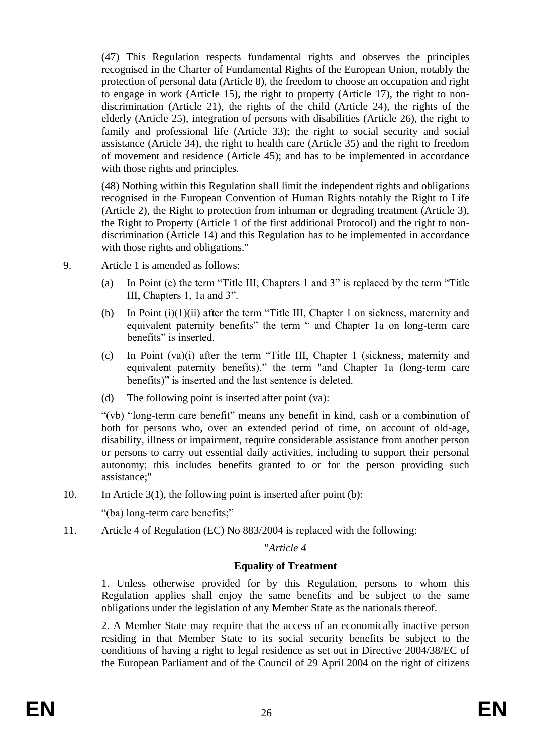(47) This Regulation respects fundamental rights and observes the principles recognised in the Charter of Fundamental Rights of the European Union, notably the protection of personal data (Article 8), the freedom to choose an occupation and right to engage in work (Article 15), the right to property (Article 17), the right to non-discrimination (Article 21), the rights of the child (Article 24), the rights of the elderly (Article 25), integration of persons with disabilities (Article 26), the right to family and professional life (Article 33); the right to social security and social assistance (Article 34), the right to health care (Article 35) and the right to freedom of movement and residence (Article 45); and has to be implemented in accordance with those rights and principles.

(48) Nothing within this Regulation shall limit the independent rights and obligations recognised in the European Convention of Human Rights notably the Right to Life (Article 2), the Right to protection from inhuman or degrading treatment (Article 3), the Right to Property (Article 1 of the first additional Protocol) and the right to non-discrimination (Article 14) and this Regulation has to be implemented in accordance with those rights and obligations."

9. Article 1 is amended as follows:

   (a) In Point (c) the term "Title III, Chapters 1 and 3" is replaced by the term "Title III, Chapters 1, 1a and 3".

   (b) In Point (i)(1)(ii) after the term "Title III, Chapter 1 on sickness, maternity and equivalent paternity benefits" the term " and Chapter 1a on long-term care benefits" is inserted.

   (c) In Point (va)(i) after the term "Title III, Chapter 1 (sickness, maternity and equivalent paternity benefits)," the term "and Chapter 1a (long-term care benefits)" is inserted and the last sentence is deleted.

   (d) The following point is inserted after point (va):

   "(vb) "long-term care benefit" means any benefit in kind, cash or a combination of both for persons who, over an extended period of time, on account of old-age, disability, illness or impairment, require considerable assistance from another person or persons to carry out essential daily activities, including to support their personal autonomy; this includes benefits granted to or for the person providing such assistance;"

10. In Article 3(1), the following point is inserted after point (b):

    "(ba) long-term care benefits;"

11. Article 4 of Regulation (EC) No 883/2004 is replaced with the following:

"*Article 4*

**Equality of Treatment**

1. Unless otherwise provided for by this Regulation, persons to whom this Regulation applies shall enjoy the same benefits and be subject to the same obligations under the legislation of any Member State as the nationals thereof.

2. A Member State may require that the access of an economically inactive person residing in that Member State to its social security benefits be subject to the conditions of having a right to legal residence as set out in Directive 2004/38/EC of the European Parliament and of the Council of 29 April 2004 on the right of citizens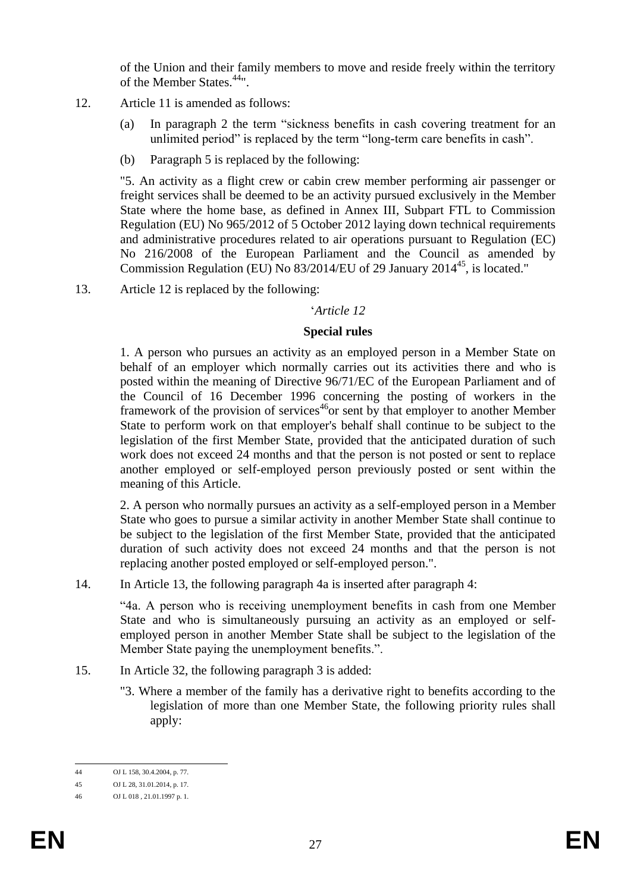of the Union and their family members to move and reside freely within the territory of the Member States.[44]".

12. Article 11 is amended as follows:

    (a) In paragraph 2 the term "sickness benefits in cash covering treatment for an unlimited period" is replaced by the term "long-term care benefits in cash".

    (b) Paragraph 5 is replaced by the following:

    "5. An activity as a flight crew or cabin crew member performing air passenger or freight services shall be deemed to be an activity pursued exclusively in the Member State where the home base, as defined in Annex III, Subpart FTL to Commission Regulation (EU) No 965/2012 of 5 October 2012 laying down technical requirements and administrative procedures related to air operations pursuant to Regulation (EC) No 216/2008 of the European Parliament and the Council as amended by Commission Regulation (EU) No 83/2014/EU of 29 January 2014[45], is located."

13. Article 12 is replaced by the following:

'*Article 12*

**Special rules**

1. A person who pursues an activity as an employed person in a Member State on behalf of an employer which normally carries out its activities there and who is posted within the meaning of Directive 96/71/EC of the European Parliament and of the Council of 16 December 1996 concerning the posting of workers in the framework of the provision of services[46]or sent by that employer to another Member State to perform work on that employer's behalf shall continue to be subject to the legislation of the first Member State, provided that the anticipated duration of such work does not exceed 24 months and that the person is not posted or sent to replace another employed or self-employed person previously posted or sent within the meaning of this Article.

2. A person who normally pursues an activity as a self-employed person in a Member State who goes to pursue a similar activity in another Member State shall continue to be subject to the legislation of the first Member State, provided that the anticipated duration of such activity does not exceed 24 months and that the person is not replacing another posted employed or self-employed person.".

14. In Article 13, the following paragraph 4a is inserted after paragraph 4:

"4a. A person who is receiving unemployment benefits in cash from one Member State and who is simultaneously pursuing an activity as an employed or self-employed person in another Member State shall be subject to the legislation of the Member State paying the unemployment benefits.".

15. In Article 32, the following paragraph 3 is added:

"3. Where a member of the family has a derivative right to benefits according to the legislation of more than one Member State, the following priority rules shall apply:

---

44 OJ L 158, 30.4.2004, p. 77.

45 OJ L 28, 31.01.2014, p. 17.

46 OJ L 018 , 21.01.1997 p. 1.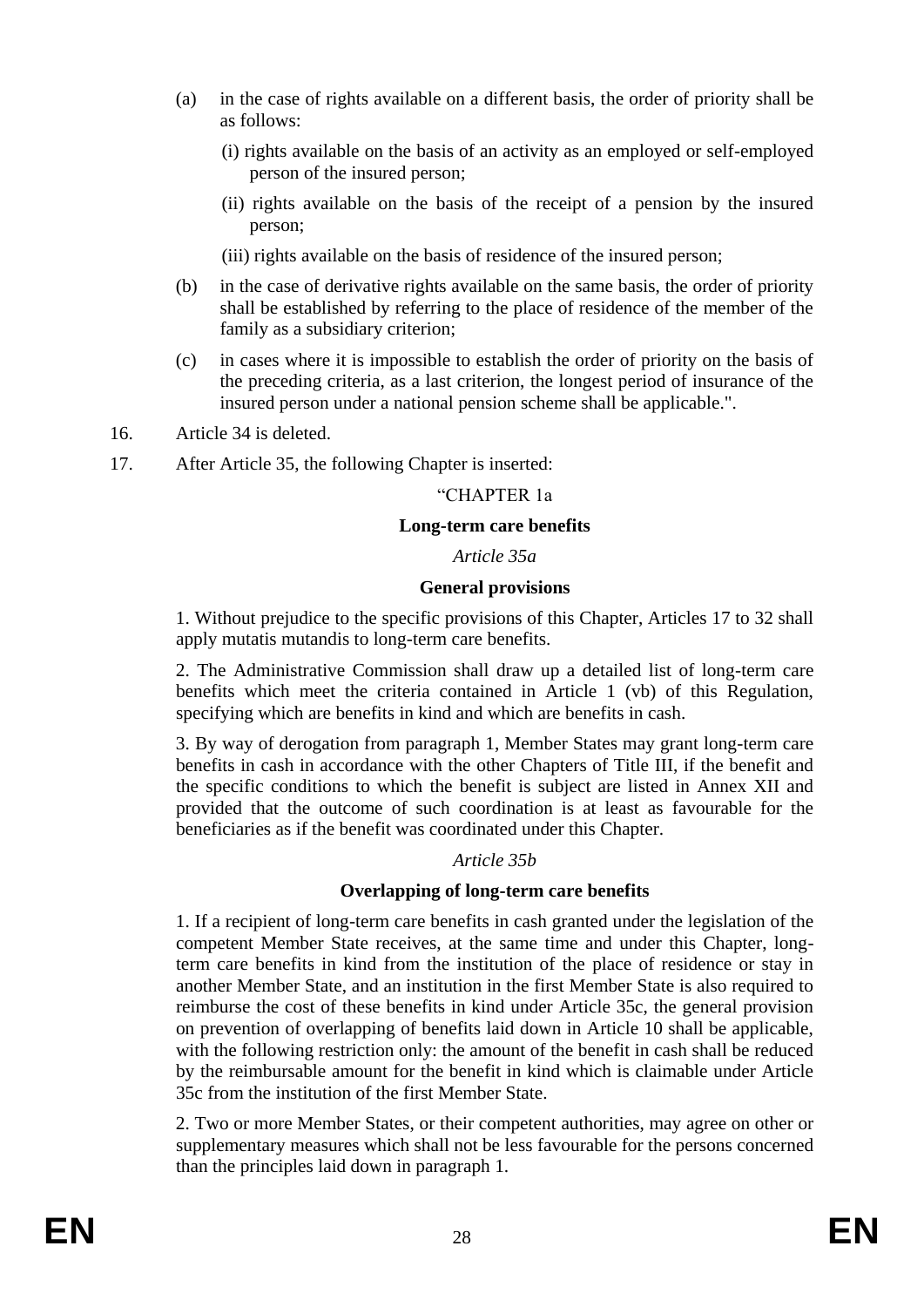(a) in the case of rights available on a different basis, the order of priority shall be as follows:

(i) rights available on the basis of an activity as an employed or self-employed person of the insured person;

(ii) rights available on the basis of the receipt of a pension by the insured person;

(iii) rights available on the basis of residence of the insured person;

(b) in the case of derivative rights available on the same basis, the order of priority shall be established by referring to the place of residence of the member of the family as a subsidiary criterion;

(c) in cases where it is impossible to establish the order of priority on the basis of the preceding criteria, as a last criterion, the longest period of insurance of the insured person under a national pension scheme shall be applicable.".

16. Article 34 is deleted.

17. After Article 35, the following Chapter is inserted:

"CHAPTER 1a

**Long-term care benefits**

*Article 35a*

**General provisions**

1. Without prejudice to the specific provisions of this Chapter, Articles 17 to 32 shall apply mutatis mutandis to long-term care benefits.

2. The Administrative Commission shall draw up a detailed list of long-term care benefits which meet the criteria contained in Article 1 (vb) of this Regulation, specifying which are benefits in kind and which are benefits in cash.

3. By way of derogation from paragraph 1, Member States may grant long-term care benefits in cash in accordance with the other Chapters of Title III, if the benefit and the specific conditions to which the benefit is subject are listed in Annex XII and provided that the outcome of such coordination is at least as favourable for the beneficiaries as if the benefit was coordinated under this Chapter.

*Article 35b*

**Overlapping of long-term care benefits**

1. If a recipient of long-term care benefits in cash granted under the legislation of the competent Member State receives, at the same time and under this Chapter, long-term care benefits in kind from the institution of the place of residence or stay in another Member State, and an institution in the first Member State is also required to reimburse the cost of these benefits in kind under Article 35c, the general provision on prevention of overlapping of benefits laid down in Article 10 shall be applicable, with the following restriction only: the amount of the benefit in cash shall be reduced by the reimbursable amount for the benefit in kind which is claimable under Article 35c from the institution of the first Member State.

2. Two or more Member States, or their competent authorities, may agree on other or supplementary measures which shall not be less favourable for the persons concerned than the principles laid down in paragraph 1.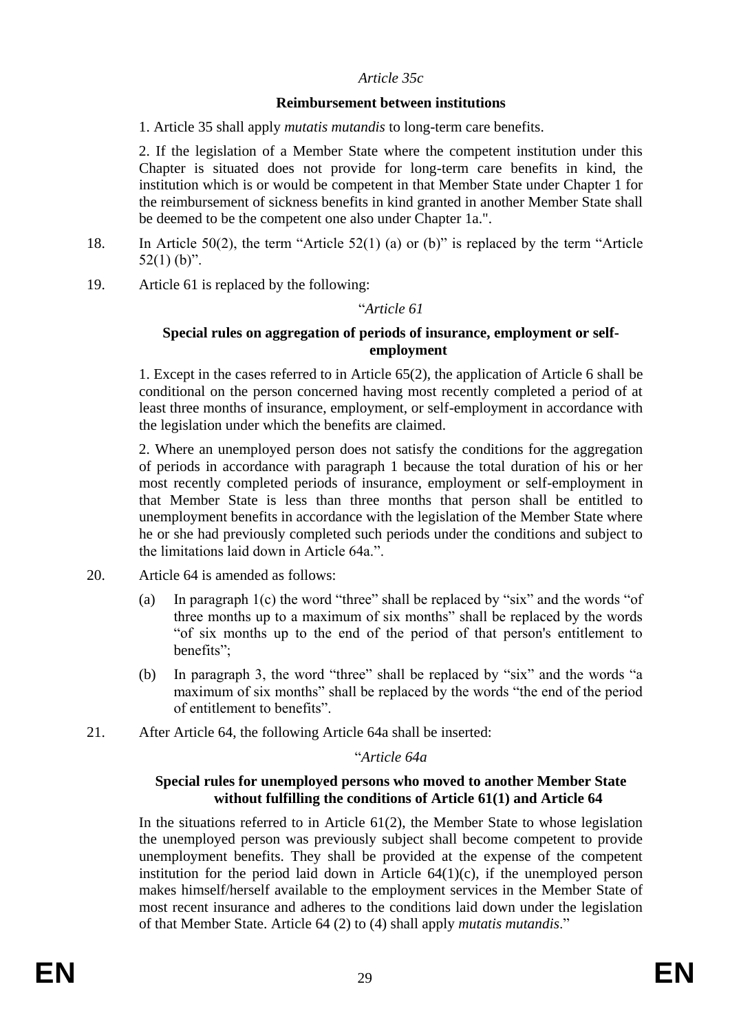*Article 35c*

**Reimbursement between institutions**

1. Article 35 shall apply *mutatis mutandis* to long-term care benefits.

2. If the legislation of a Member State where the competent institution under this Chapter is situated does not provide for long-term care benefits in kind, the institution which is or would be competent in that Member State under Chapter 1 for the reimbursement of sickness benefits in kind granted in another Member State shall be deemed to be the competent one also under Chapter 1a.".

18. In Article 50(2), the term "Article 52(1) (a) or (b)" is replaced by the term "Article 52(1) (b)".

19. Article 61 is replaced by the following:

"*Article 61*

**Special rules on aggregation of periods of insurance, employment or self-employment**

1. Except in the cases referred to in Article 65(2), the application of Article 6 shall be conditional on the person concerned having most recently completed a period of at least three months of insurance, employment, or self-employment in accordance with the legislation under which the benefits are claimed.

2. Where an unemployed person does not satisfy the conditions for the aggregation of periods in accordance with paragraph 1 because the total duration of his or her most recently completed periods of insurance, employment or self-employment in that Member State is less than three months that person shall be entitled to unemployment benefits in accordance with the legislation of the Member State where he or she had previously completed such periods under the conditions and subject to the limitations laid down in Article 64a.".

20. Article 64 is amended as follows:

   (a) In paragraph 1(c) the word "three" shall be replaced by "six" and the words "of three months up to a maximum of six months" shall be replaced by the words "of six months up to the end of the period of that person's entitlement to benefits";

   (b) In paragraph 3, the word "three" shall be replaced by "six" and the words "a maximum of six months" shall be replaced by the words "the end of the period of entitlement to benefits".

21. After Article 64, the following Article 64a shall be inserted:

"*Article 64a*

**Special rules for unemployed persons who moved to another Member State without fulfilling the conditions of Article 61(1) and Article 64**

In the situations referred to in Article 61(2), the Member State to whose legislation the unemployed person was previously subject shall become competent to provide unemployment benefits. They shall be provided at the expense of the competent institution for the period laid down in Article 64(1)(c), if the unemployed person makes himself/herself available to the employment services in the Member State of most recent insurance and adheres to the conditions laid down under the legislation of that Member State. Article 64 (2) to (4) shall apply *mutatis mutandis*."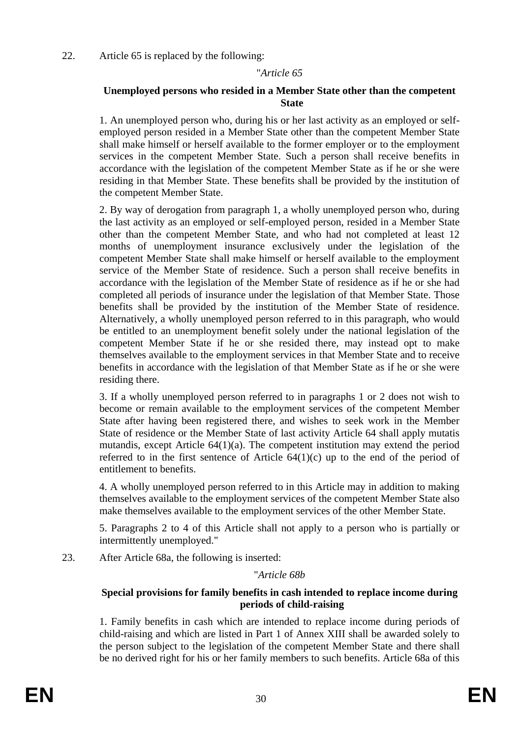22. Article 65 is replaced by the following:

"*Article 65*

**Unemployed persons who resided in a Member State other than the competent State**

1. An unemployed person who, during his or her last activity as an employed or self-employed person resided in a Member State other than the competent Member State shall make himself or herself available to the former employer or to the employment services in the competent Member State. Such a person shall receive benefits in accordance with the legislation of the competent Member State as if he or she were residing in that Member State. These benefits shall be provided by the institution of the competent Member State.

2. By way of derogation from paragraph 1, a wholly unemployed person who, during the last activity as an employed or self-employed person, resided in a Member State other than the competent Member State, and who had not completed at least 12 months of unemployment insurance exclusively under the legislation of the competent Member State shall make himself or herself available to the employment service of the Member State of residence. Such a person shall receive benefits in accordance with the legislation of the Member State of residence as if he or she had completed all periods of insurance under the legislation of that Member State. Those benefits shall be provided by the institution of the Member State of residence. Alternatively, a wholly unemployed person referred to in this paragraph, who would be entitled to an unemployment benefit solely under the national legislation of the competent Member State if he or she resided there, may instead opt to make themselves available to the employment services in that Member State and to receive benefits in accordance with the legislation of that Member State as if he or she were residing there.

3. If a wholly unemployed person referred to in paragraphs 1 or 2 does not wish to become or remain available to the employment services of the competent Member State after having been registered there, and wishes to seek work in the Member State of residence or the Member State of last activity Article 64 shall apply mutatis mutandis, except Article 64(1)(a). The competent institution may extend the period referred to in the first sentence of Article 64(1)(c) up to the end of the period of entitlement to benefits.

4. A wholly unemployed person referred to in this Article may in addition to making themselves available to the employment services of the competent Member State also make themselves available to the employment services of the other Member State.

5. Paragraphs 2 to 4 of this Article shall not apply to a person who is partially or intermittently unemployed."

23. After Article 68a, the following is inserted:

"*Article 68b*

**Special provisions for family benefits in cash intended to replace income during periods of child-raising**

1. Family benefits in cash which are intended to replace income during periods of child-raising and which are listed in Part 1 of Annex XIII shall be awarded solely to the person subject to the legislation of the competent Member State and there shall be no derived right for his or her family members to such benefits. Article 68a of this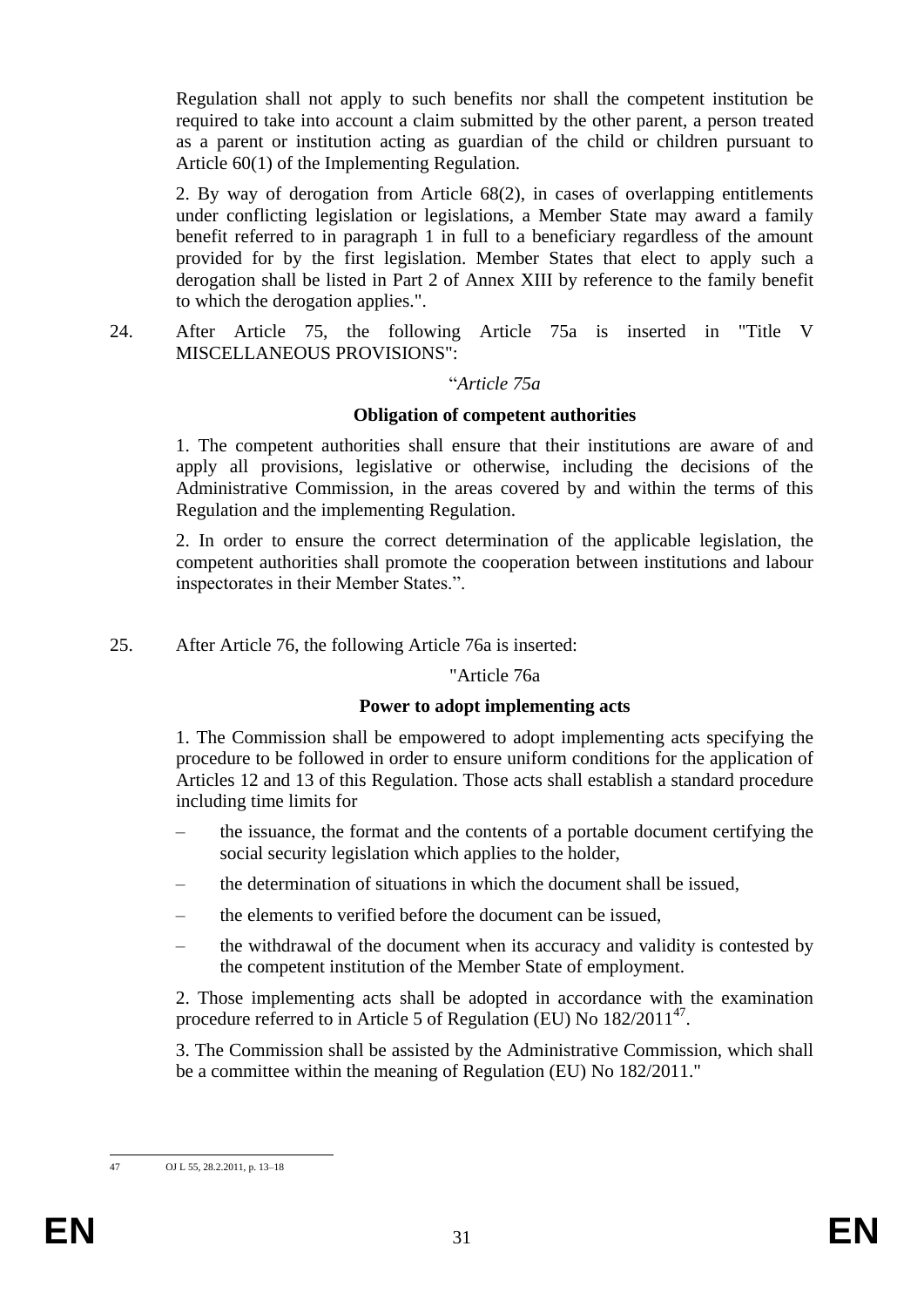Regulation shall not apply to such benefits nor shall the competent institution be required to take into account a claim submitted by the other parent, a person treated as a parent or institution acting as guardian of the child or children pursuant to Article 60(1) of the Implementing Regulation.

2. By way of derogation from Article 68(2), in cases of overlapping entitlements under conflicting legislation or legislations, a Member State may award a family benefit referred to in paragraph 1 in full to a beneficiary regardless of the amount provided for by the first legislation. Member States that elect to apply such a derogation shall be listed in Part 2 of Annex XIII by reference to the family benefit to which the derogation applies.".

24. After Article 75, the following Article 75a is inserted in "Title V MISCELLANEOUS PROVISIONS":

"*Article 75a*

**Obligation of competent authorities**

1. The competent authorities shall ensure that their institutions are aware of and apply all provisions, legislative or otherwise, including the decisions of the Administrative Commission, in the areas covered by and within the terms of this Regulation and the implementing Regulation.

2. In order to ensure the correct determination of the applicable legislation, the competent authorities shall promote the cooperation between institutions and labour inspectorates in their Member States.".

25. After Article 76, the following Article 76a is inserted:

"Article 76a

**Power to adopt implementing acts**

1. The Commission shall be empowered to adopt implementing acts specifying the procedure to be followed in order to ensure uniform conditions for the application of Articles 12 and 13 of this Regulation. Those acts shall establish a standard procedure including time limits for

- the issuance, the format and the contents of a portable document certifying the social security legislation which applies to the holder,
- the determination of situations in which the document shall be issued,
- the elements to verified before the document can be issued,
- the withdrawal of the document when its accuracy and validity is contested by the competent institution of the Member State of employment.

2. Those implementing acts shall be adopted in accordance with the examination procedure referred to in Article 5 of Regulation (EU) No 182/2011[47].

3. The Commission shall be assisted by the Administrative Commission, which shall be a committee within the meaning of Regulation (EU) No 182/2011."

---

47 OJ L 55, 28.2.2011, p. 13–18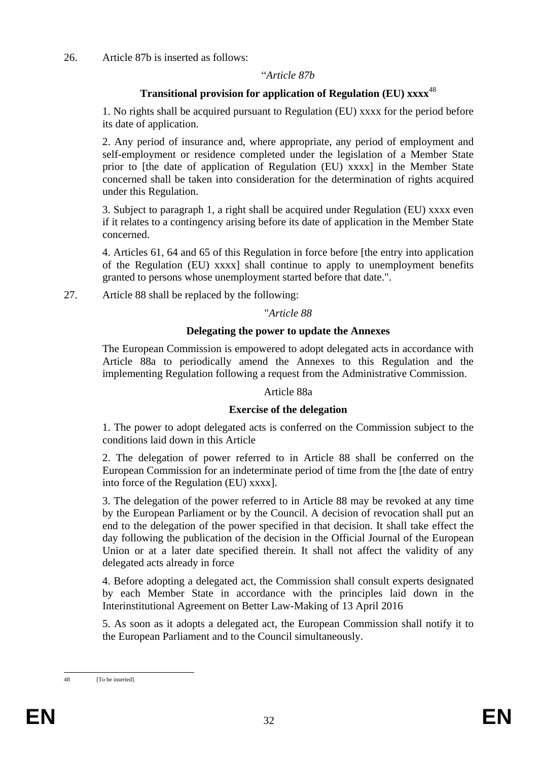26. Article 87b is inserted as follows:

"*Article 87b*

**Transitional provision for application of Regulation (EU) xxxx**[48]

1. No rights shall be acquired pursuant to Regulation (EU) xxxx for the period before its date of application.

2. Any period of insurance and, where appropriate, any period of employment and self-employment or residence completed under the legislation of a Member State prior to [the date of application of Regulation (EU) xxxx] in the Member State concerned shall be taken into consideration for the determination of rights acquired under this Regulation.

3. Subject to paragraph 1, a right shall be acquired under Regulation (EU) xxxx even if it relates to a contingency arising before its date of application in the Member State concerned.

4. Articles 61, 64 and 65 of this Regulation in force before [the entry into application of the Regulation (EU) xxxx] shall continue to apply to unemployment benefits granted to persons whose unemployment started before that date.".

27. Article 88 shall be replaced by the following:

"*Article 88*

**Delegating the power to update the Annexes**

The European Commission is empowered to adopt delegated acts in accordance with Article 88a to periodically amend the Annexes to this Regulation and the implementing Regulation following a request from the Administrative Commission.

Article 88a

**Exercise of the delegation**

1. The power to adopt delegated acts is conferred on the Commission subject to the conditions laid down in this Article

2. The delegation of power referred to in Article 88 shall be conferred on the European Commission for an indeterminate period of time from the [the date of entry into force of the Regulation (EU) xxxx].

3. The delegation of the power referred to in Article 88 may be revoked at any time by the European Parliament or by the Council. A decision of revocation shall put an end to the delegation of the power specified in that decision. It shall take effect the day following the publication of the decision in the Official Journal of the European Union or at a later date specified therein. It shall not affect the validity of any delegated acts already in force

4. Before adopting a delegated act, the Commission shall consult experts designated by each Member State in accordance with the principles laid down in the Interinstitutional Agreement on Better Law-Making of 13 April 2016

5. As soon as it adopts a delegated act, the European Commission shall notify it to the European Parliament and to the Council simultaneously.

48 [To be inserted].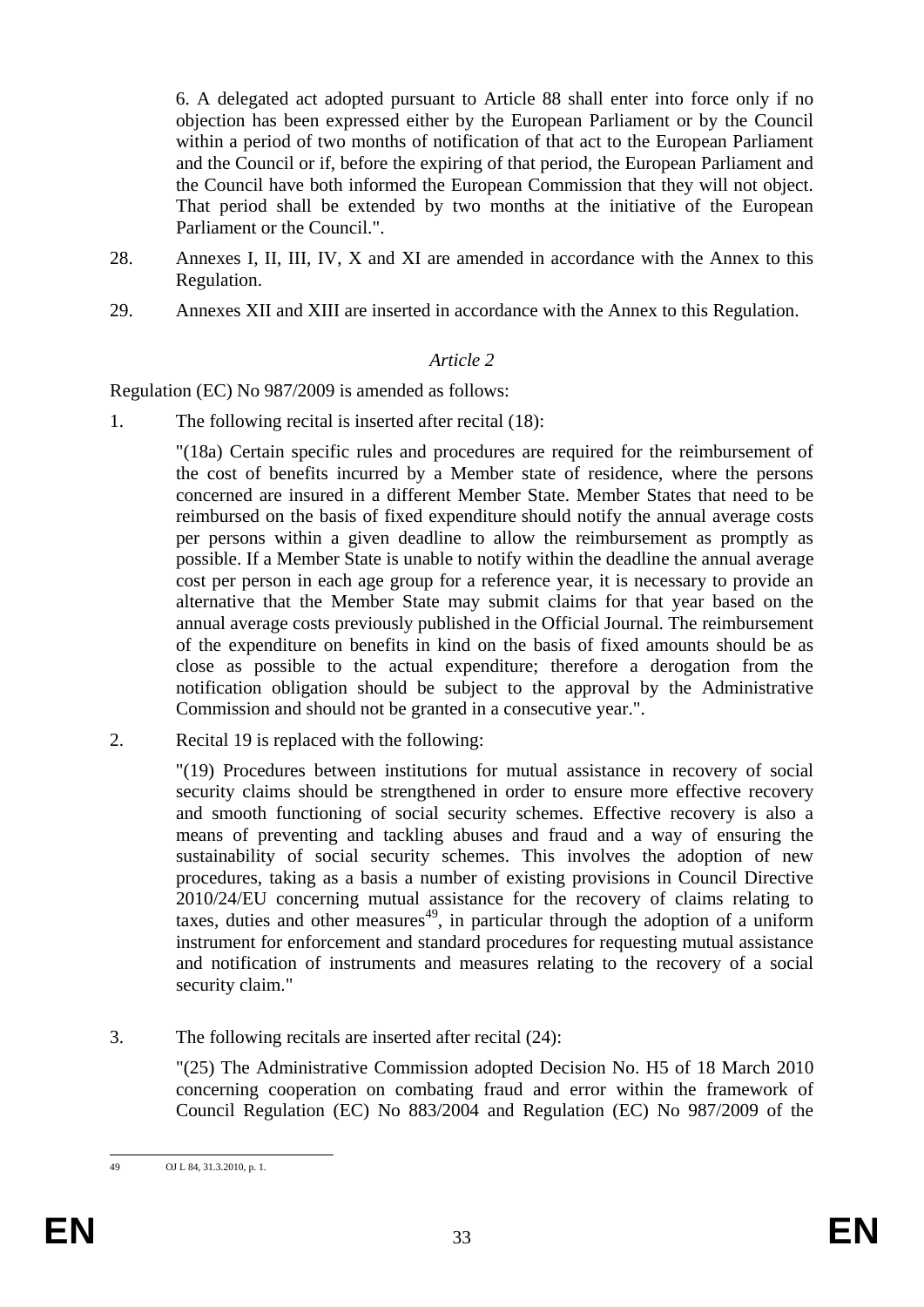6. A delegated act adopted pursuant to Article 88 shall enter into force only if no objection has been expressed either by the European Parliament or by the Council within a period of two months of notification of that act to the European Parliament and the Council or if, before the expiring of that period, the European Parliament and the Council have both informed the European Commission that they will not object. That period shall be extended by two months at the initiative of the European Parliament or the Council.".

28. Annexes I, II, III, IV, X and XI are amended in accordance with the Annex to this Regulation.

29. Annexes XII and XIII are inserted in accordance with the Annex to this Regulation.

*Article 2*

Regulation (EC) No 987/2009 is amended as follows:

1. The following recital is inserted after recital (18):

   "(18a) Certain specific rules and procedures are required for the reimbursement of the cost of benefits incurred by a Member state of residence, where the persons concerned are insured in a different Member State. Member States that need to be reimbursed on the basis of fixed expenditure should notify the annual average costs per persons within a given deadline to allow the reimbursement as promptly as possible. If a Member State is unable to notify within the deadline the annual average cost per person in each age group for a reference year, it is necessary to provide an alternative that the Member State may submit claims for that year based on the annual average costs previously published in the Official Journal. The reimbursement of the expenditure on benefits in kind on the basis of fixed amounts should be as close as possible to the actual expenditure; therefore a derogation from the notification obligation should be subject to the approval by the Administrative Commission and should not be granted in a consecutive year.".

2. Recital 19 is replaced with the following:

   "(19) Procedures between institutions for mutual assistance in recovery of social security claims should be strengthened in order to ensure more effective recovery and smooth functioning of social security schemes. Effective recovery is also a means of preventing and tackling abuses and fraud and a way of ensuring the sustainability of social security schemes. This involves the adoption of new procedures, taking as a basis a number of existing provisions in Council Directive 2010/24/EU concerning mutual assistance for the recovery of claims relating to taxes, duties and other measures[49], in particular through the adoption of a uniform instrument for enforcement and standard procedures for requesting mutual assistance and notification of instruments and measures relating to the recovery of a social security claim."

3. The following recitals are inserted after recital (24):

   "(25) The Administrative Commission adopted Decision No. H5 of 18 March 2010 concerning cooperation on combating fraud and error within the framework of Council Regulation (EC) No 883/2004 and Regulation (EC) No 987/2009 of the

---

49 OJ L 84, 31.3.2010, p. 1.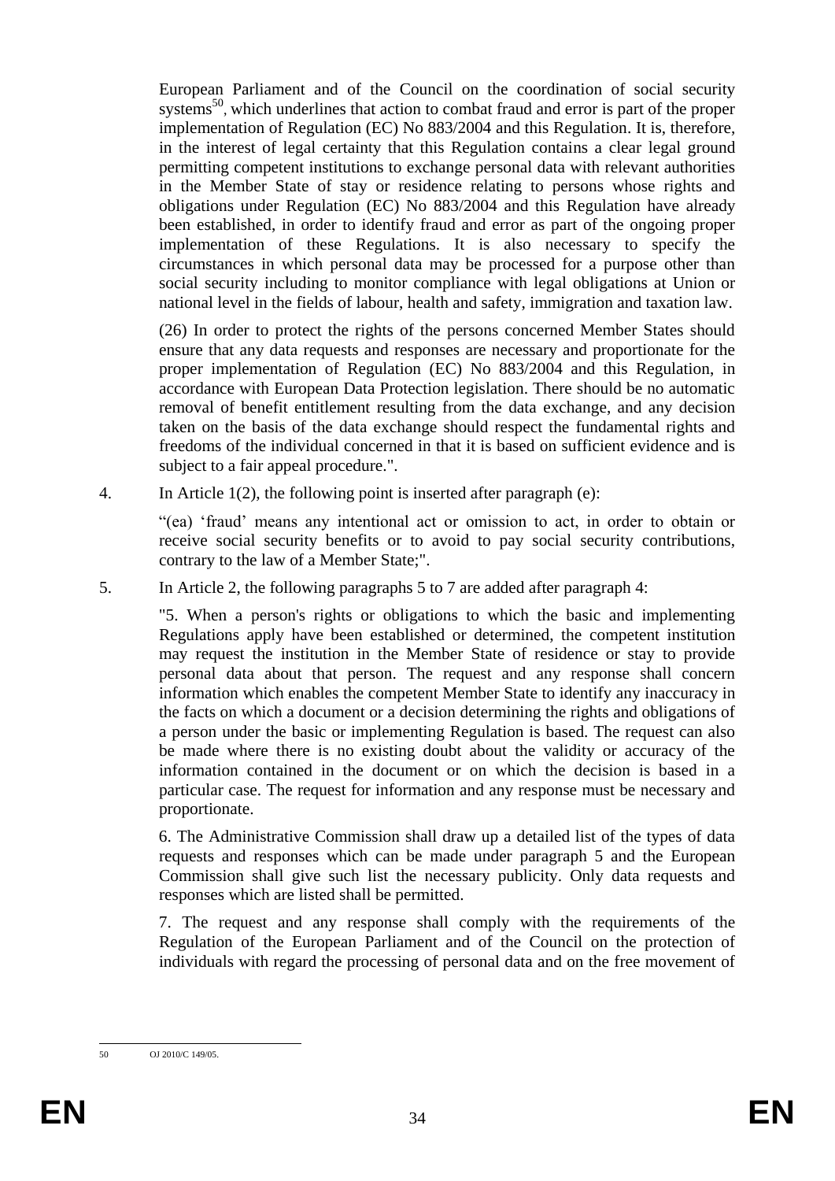European Parliament and of the Council on the coordination of social security systems[50], which underlines that action to combat fraud and error is part of the proper implementation of Regulation (EC) No 883/2004 and this Regulation. It is, therefore, in the interest of legal certainty that this Regulation contains a clear legal ground permitting competent institutions to exchange personal data with relevant authorities in the Member State of stay or residence relating to persons whose rights and obligations under Regulation (EC) No 883/2004 and this Regulation have already been established, in order to identify fraud and error as part of the ongoing proper implementation of these Regulations. It is also necessary to specify the circumstances in which personal data may be processed for a purpose other than social security including to monitor compliance with legal obligations at Union or national level in the fields of labour, health and safety, immigration and taxation law.

(26) In order to protect the rights of the persons concerned Member States should ensure that any data requests and responses are necessary and proportionate for the proper implementation of Regulation (EC) No 883/2004 and this Regulation, in accordance with European Data Protection legislation. There should be no automatic removal of benefit entitlement resulting from the data exchange, and any decision taken on the basis of the data exchange should respect the fundamental rights and freedoms of the individual concerned in that it is based on sufficient evidence and is subject to a fair appeal procedure.".

4. In Article 1(2), the following point is inserted after paragraph (e):

"(ea) 'fraud' means any intentional act or omission to act, in order to obtain or receive social security benefits or to avoid to pay social security contributions, contrary to the law of a Member State;".

5. In Article 2, the following paragraphs 5 to 7 are added after paragraph 4:

"5. When a person's rights or obligations to which the basic and implementing Regulations apply have been established or determined, the competent institution may request the institution in the Member State of residence or stay to provide personal data about that person. The request and any response shall concern information which enables the competent Member State to identify any inaccuracy in the facts on which a document or a decision determining the rights and obligations of a person under the basic or implementing Regulation is based. The request can also be made where there is no existing doubt about the validity or accuracy of the information contained in the document or on which the decision is based in a particular case. The request for information and any response must be necessary and proportionate.

6. The Administrative Commission shall draw up a detailed list of the types of data requests and responses which can be made under paragraph 5 and the European Commission shall give such list the necessary publicity. Only data requests and responses which are listed shall be permitted.

7. The request and any response shall comply with the requirements of the Regulation of the European Parliament and of the Council on the protection of individuals with regard the processing of personal data and on the free movement of

---

[50] OJ 2010/C 149/05.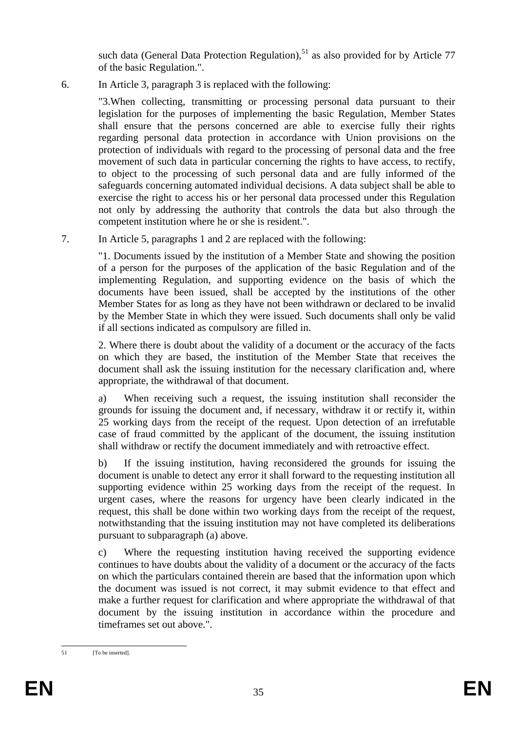such data (General Data Protection Regulation),[51] as also provided for by Article 77 of the basic Regulation.".

6. In Article 3, paragraph 3 is replaced with the following:

   "3.When collecting, transmitting or processing personal data pursuant to their legislation for the purposes of implementing the basic Regulation, Member States shall ensure that the persons concerned are able to exercise fully their rights regarding personal data protection in accordance with Union provisions on the protection of individuals with regard to the processing of personal data and the free movement of such data in particular concerning the rights to have access, to rectify, to object to the processing of such personal data and are fully informed of the safeguards concerning automated individual decisions. A data subject shall be able to exercise the right to access his or her personal data processed under this Regulation not only by addressing the authority that controls the data but also through the competent institution where he or she is resident.".

7. In Article 5, paragraphs 1 and 2 are replaced with the following:

   "1. Documents issued by the institution of a Member State and showing the position of a person for the purposes of the application of the basic Regulation and of the implementing Regulation, and supporting evidence on the basis of which the documents have been issued, shall be accepted by the institutions of the other Member States for as long as they have not been withdrawn or declared to be invalid by the Member State in which they were issued. Such documents shall only be valid if all sections indicated as compulsory are filled in.

   2. Where there is doubt about the validity of a document or the accuracy of the facts on which they are based, the institution of the Member State that receives the document shall ask the issuing institution for the necessary clarification and, where appropriate, the withdrawal of that document.

   a) When receiving such a request, the issuing institution shall reconsider the grounds for issuing the document and, if necessary, withdraw it or rectify it, within 25 working days from the receipt of the request. Upon detection of an irrefutable case of fraud committed by the applicant of the document, the issuing institution shall withdraw or rectify the document immediately and with retroactive effect.

   b) If the issuing institution, having reconsidered the grounds for issuing the document is unable to detect any error it shall forward to the requesting institution all supporting evidence within 25 working days from the receipt of the request. In urgent cases, where the reasons for urgency have been clearly indicated in the request, this shall be done within two working days from the receipt of the request, notwithstanding that the issuing institution may not have completed its deliberations pursuant to subparagraph (a) above.

   c) Where the requesting institution having received the supporting evidence continues to have doubts about the validity of a document or the accuracy of the facts on which the particulars contained therein are based that the information upon which the document was issued is not correct, it may submit evidence to that effect and make a further request for clarification and where appropriate the withdrawal of that document by the issuing institution in accordance within the procedure and timeframes set out above.".

---

[51] [To be inserted].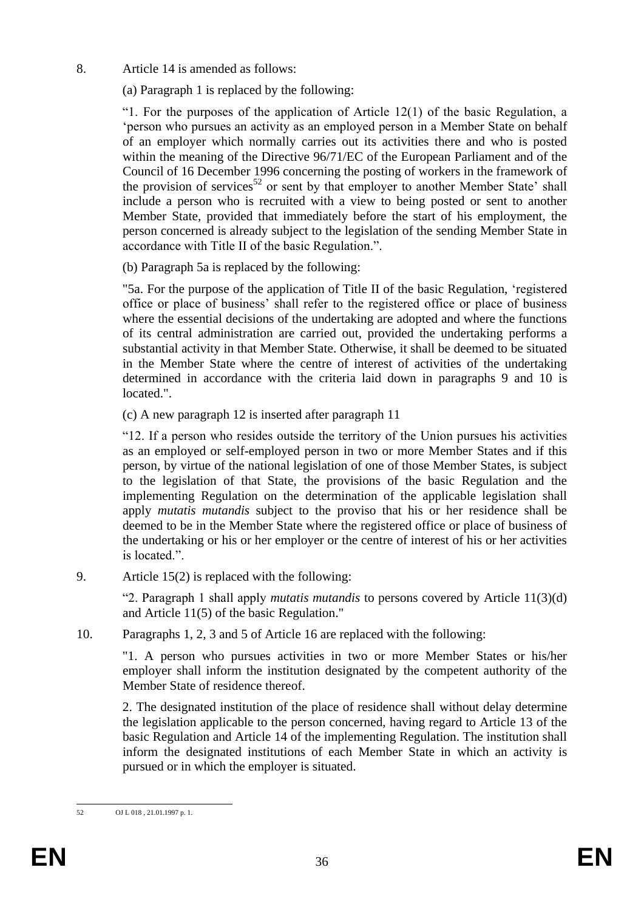8. Article 14 is amended as follows:

(a) Paragraph 1 is replaced by the following:

“1. For the purposes of the application of Article 12(1) of the basic Regulation, a ‘person who pursues an activity as an employed person in a Member State on behalf of an employer which normally carries out its activities there and who is posted within the meaning of the Directive 96/71/EC of the European Parliament and of the Council of 16 December 1996 concerning the posting of workers in the framework of the provision of services[52] or sent by that employer to another Member State’ shall include a person who is recruited with a view to being posted or sent to another Member State, provided that immediately before the start of his employment, the person concerned is already subject to the legislation of the sending Member State in accordance with Title II of the basic Regulation.”.

(b) Paragraph 5a is replaced by the following:

"5a. For the purpose of the application of Title II of the basic Regulation, ‘registered office or place of business’ shall refer to the registered office or place of business where the essential decisions of the undertaking are adopted and where the functions of its central administration are carried out, provided the undertaking performs a substantial activity in that Member State. Otherwise, it shall be deemed to be situated in the Member State where the centre of interest of activities of the undertaking determined in accordance with the criteria laid down in paragraphs 9 and 10 is located.".

(c) A new paragraph 12 is inserted after paragraph 11

“12. If a person who resides outside the territory of the Union pursues his activities as an employed or self-employed person in two or more Member States and if this person, by virtue of the national legislation of one of those Member States, is subject to the legislation of that State, the provisions of the basic Regulation and the implementing Regulation on the determination of the applicable legislation shall apply *mutatis mutandis* subject to the proviso that his or her residence shall be deemed to be in the Member State where the registered office or place of business of the undertaking or his or her employer or the centre of interest of his or her activities is located.”.

9. Article 15(2) is replaced with the following:

“2. Paragraph 1 shall apply *mutatis mutandis* to persons covered by Article 11(3)(d) and Article 11(5) of the basic Regulation."

10. Paragraphs 1, 2, 3 and 5 of Article 16 are replaced with the following:

"1. A person who pursues activities in two or more Member States or his/her employer shall inform the institution designated by the competent authority of the Member State of residence thereof.

2. The designated institution of the place of residence shall without delay determine the legislation applicable to the person concerned, having regard to Article 13 of the basic Regulation and Article 14 of the implementing Regulation. The institution shall inform the designated institutions of each Member State in which an activity is pursued or in which the employer is situated.

---

[52] OJ L 018 , 21.01.1997 p. 1.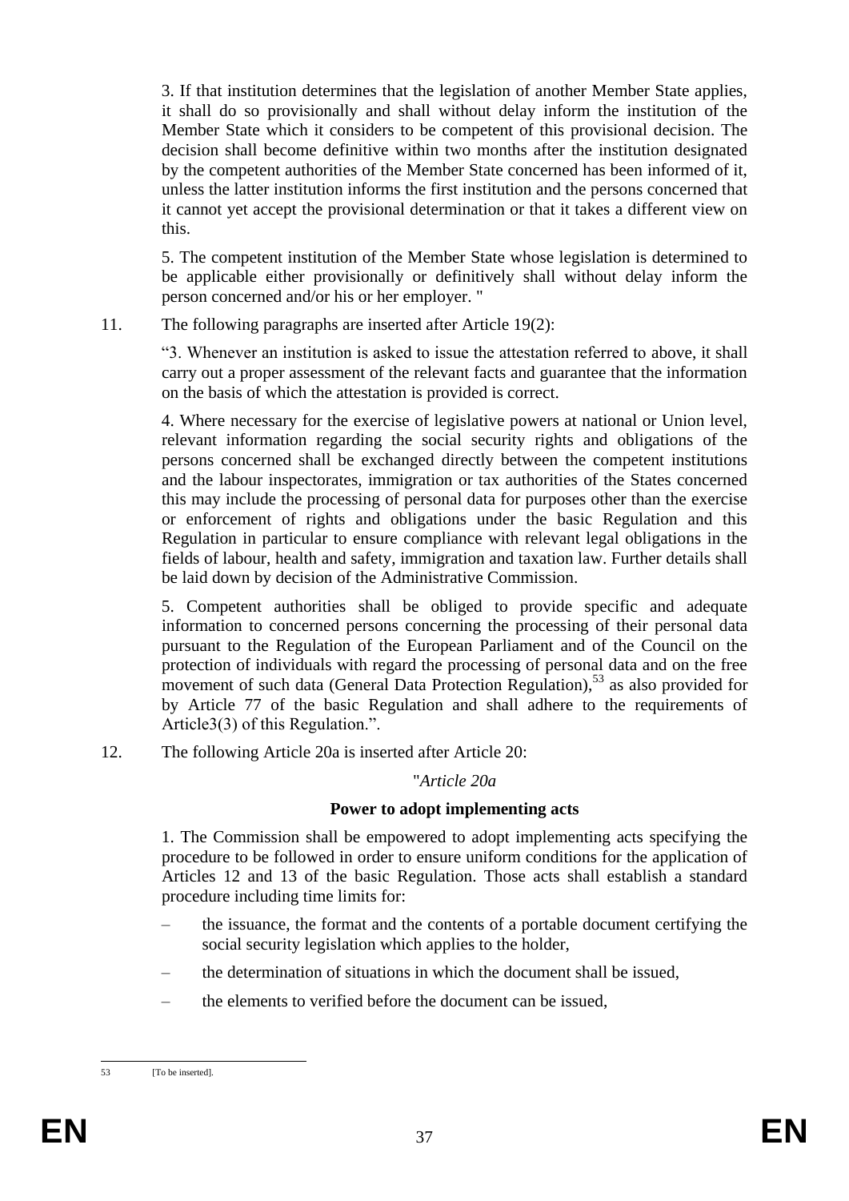3. If that institution determines that the legislation of another Member State applies, it shall do so provisionally and shall without delay inform the institution of the Member State which it considers to be competent of this provisional decision. The decision shall become definitive within two months after the institution designated by the competent authorities of the Member State concerned has been informed of it, unless the latter institution informs the first institution and the persons concerned that it cannot yet accept the provisional determination or that it takes a different view on this.

5. The competent institution of the Member State whose legislation is determined to be applicable either provisionally or definitively shall without delay inform the person concerned and/or his or her employer. "

11. The following paragraphs are inserted after Article 19(2):

"3. Whenever an institution is asked to issue the attestation referred to above, it shall carry out a proper assessment of the relevant facts and guarantee that the information on the basis of which the attestation is provided is correct.

4. Where necessary for the exercise of legislative powers at national or Union level, relevant information regarding the social security rights and obligations of the persons concerned shall be exchanged directly between the competent institutions and the labour inspectorates, immigration or tax authorities of the States concerned this may include the processing of personal data for purposes other than the exercise or enforcement of rights and obligations under the basic Regulation and this Regulation in particular to ensure compliance with relevant legal obligations in the fields of labour, health and safety, immigration and taxation law. Further details shall be laid down by decision of the Administrative Commission.

5. Competent authorities shall be obliged to provide specific and adequate information to concerned persons concerning the processing of their personal data pursuant to the Regulation of the European Parliament and of the Council on the protection of individuals with regard the processing of personal data and on the free movement of such data (General Data Protection Regulation),[53] as also provided for by Article 77 of the basic Regulation and shall adhere to the requirements of Article3(3) of this Regulation.".

12. The following Article 20a is inserted after Article 20:

"*Article 20a*

**Power to adopt implementing acts**

1. The Commission shall be empowered to adopt implementing acts specifying the procedure to be followed in order to ensure uniform conditions for the application of Articles 12 and 13 of the basic Regulation. Those acts shall establish a standard procedure including time limits for:

– the issuance, the format and the contents of a portable document certifying the social security legislation which applies to the holder,

– the determination of situations in which the document shall be issued,

– the elements to verified before the document can be issued,

---

53 [To be inserted].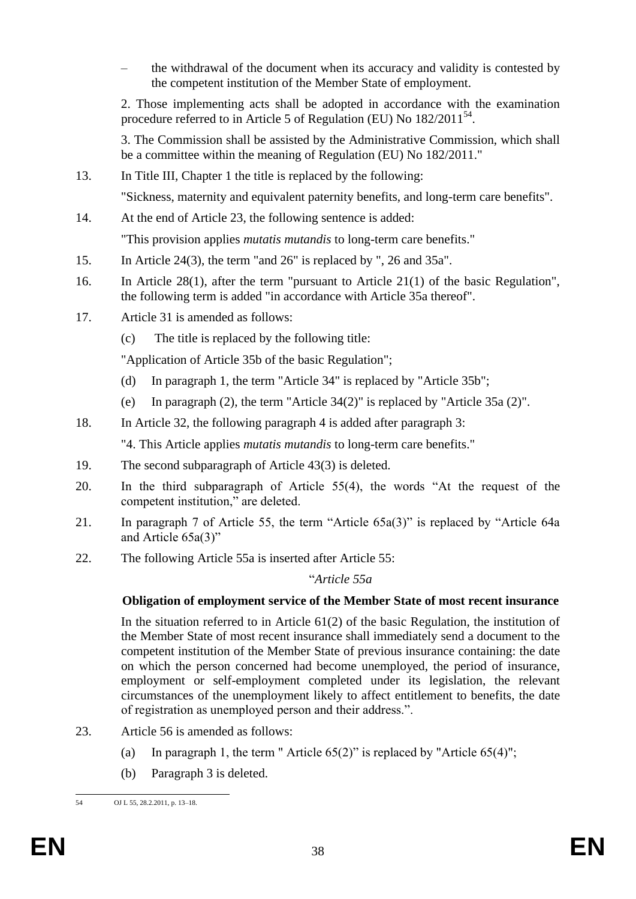– the withdrawal of the document when its accuracy and validity is contested by the competent institution of the Member State of employment.

2. Those implementing acts shall be adopted in accordance with the examination procedure referred to in Article 5 of Regulation (EU) No 182/2011[54].

3. The Commission shall be assisted by the Administrative Commission, which shall be a committee within the meaning of Regulation (EU) No 182/2011."

13. In Title III, Chapter 1 the title is replaced by the following:

"Sickness, maternity and equivalent paternity benefits, and long-term care benefits".

14. At the end of Article 23, the following sentence is added:

"This provision applies *mutatis mutandis* to long-term care benefits."

15. In Article 24(3), the term "and 26" is replaced by ", 26 and 35a".

16. In Article 28(1), after the term "pursuant to Article 21(1) of the basic Regulation", the following term is added "in accordance with Article 35a thereof".

17. Article 31 is amended as follows:

(c) The title is replaced by the following title:

"Application of Article 35b of the basic Regulation";

(d) In paragraph 1, the term "Article 34" is replaced by "Article 35b";

(e) In paragraph (2), the term "Article 34(2)" is replaced by "Article 35a (2)".

18. In Article 32, the following paragraph 4 is added after paragraph 3:

"4. This Article applies *mutatis mutandis* to long-term care benefits."

19. The second subparagraph of Article 43(3) is deleted.

20. In the third subparagraph of Article 55(4), the words "At the request of the competent institution," are deleted.

21. In paragraph 7 of Article 55, the term "Article 65a(3)" is replaced by "Article 64a and Article 65a(3)"

22. The following Article 55a is inserted after Article 55:

"*Article 55a*

**Obligation of employment service of the Member State of most recent insurance**

In the situation referred to in Article 61(2) of the basic Regulation, the institution of the Member State of most recent insurance shall immediately send a document to the competent institution of the Member State of previous insurance containing: the date on which the person concerned had become unemployed, the period of insurance, employment or self-employment completed under its legislation, the relevant circumstances of the unemployment likely to affect entitlement to benefits, the date of registration as unemployed person and their address.".

23. Article 56 is amended as follows:

(a) In paragraph 1, the term " Article 65(2)" is replaced by "Article 65(4)";

(b) Paragraph 3 is deleted.

---

54 OJ L 55, 28.2.2011, p. 13–18.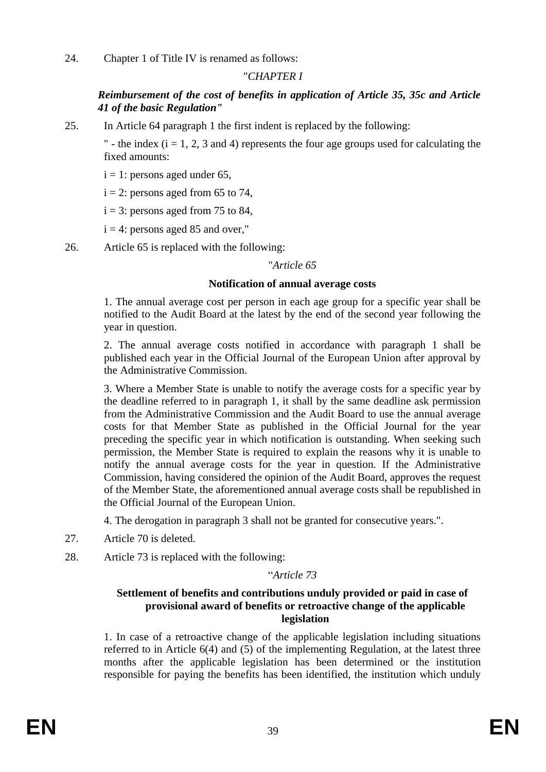24. Chapter 1 of Title IV is renamed as follows:

"*CHAPTER I*

***Reimbursement of the cost of benefits in application of Article 35, 35c and Article 41 of the basic Regulation"***

25. In Article 64 paragraph 1 the first indent is replaced by the following:

" - the index (i = 1, 2, 3 and 4) represents the four age groups used for calculating the fixed amounts:

i = 1: persons aged under 65,

i = 2: persons aged from 65 to 74,

i = 3: persons aged from 75 to 84,

i = 4: persons aged 85 and over,"

26. Article 65 is replaced with the following:

"*Article 65*

**Notification of annual average costs**

1. The annual average cost per person in each age group for a specific year shall be notified to the Audit Board at the latest by the end of the second year following the year in question.

2. The annual average costs notified in accordance with paragraph 1 shall be published each year in the Official Journal of the European Union after approval by the Administrative Commission.

3. Where a Member State is unable to notify the average costs for a specific year by the deadline referred to in paragraph 1, it shall by the same deadline ask permission from the Administrative Commission and the Audit Board to use the annual average costs for that Member State as published in the Official Journal for the year preceding the specific year in which notification is outstanding. When seeking such permission, the Member State is required to explain the reasons why it is unable to notify the annual average costs for the year in question. If the Administrative Commission, having considered the opinion of the Audit Board, approves the request of the Member State, the aforementioned annual average costs shall be republished in the Official Journal of the European Union.

4. The derogation in paragraph 3 shall not be granted for consecutive years.".

27. Article 70 is deleted.

28. Article 73 is replaced with the following:

"*Article 73*

**Settlement of benefits and contributions unduly provided or paid in case of provisional award of benefits or retroactive change of the applicable legislation**

1. In case of a retroactive change of the applicable legislation including situations referred to in Article 6(4) and (5) of the implementing Regulation, at the latest three months after the applicable legislation has been determined or the institution responsible for paying the benefits has been identified, the institution which unduly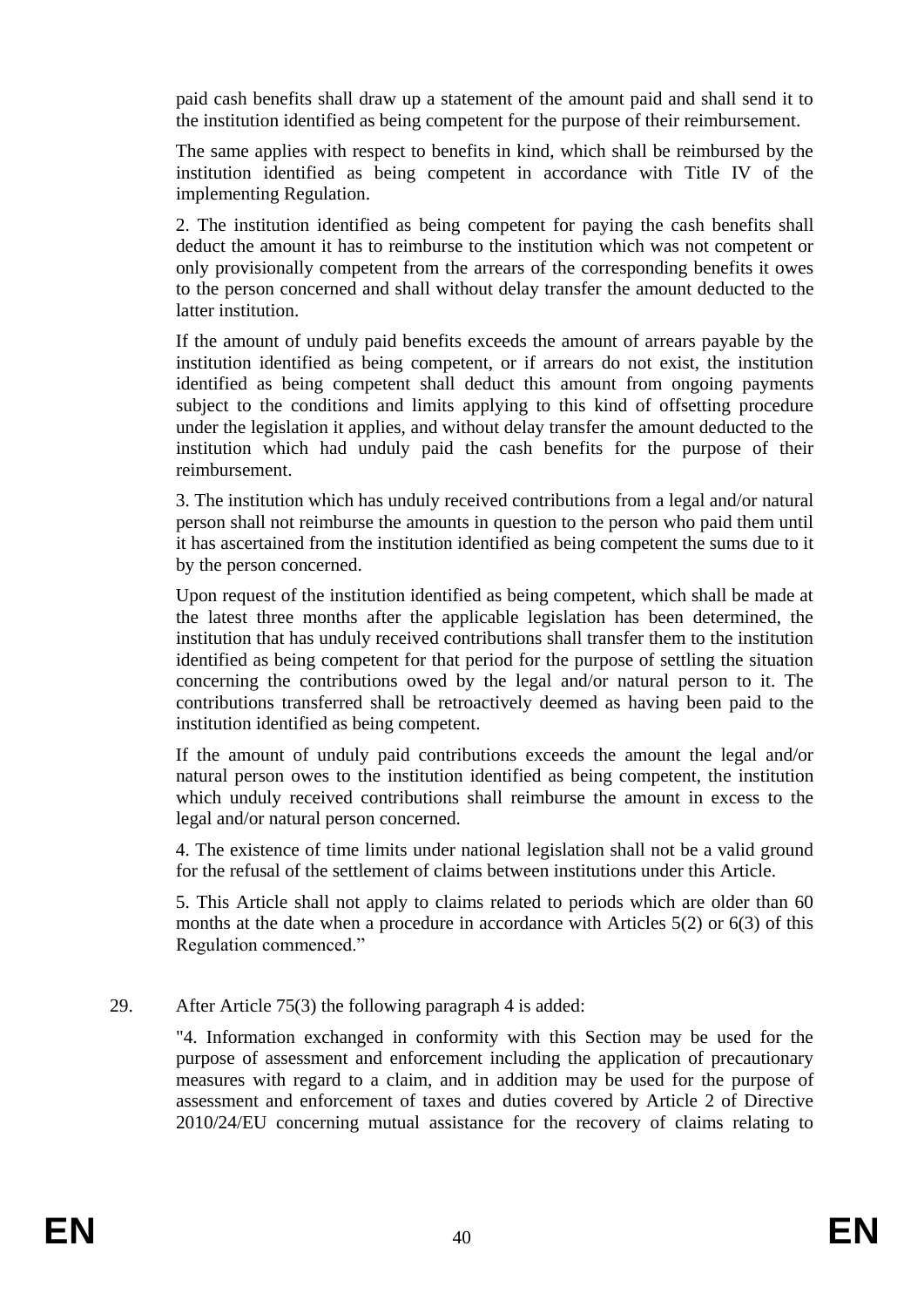paid cash benefits shall draw up a statement of the amount paid and shall send it to the institution identified as being competent for the purpose of their reimbursement.

The same applies with respect to benefits in kind, which shall be reimbursed by the institution identified as being competent in accordance with Title IV of the implementing Regulation.

2. The institution identified as being competent for paying the cash benefits shall deduct the amount it has to reimburse to the institution which was not competent or only provisionally competent from the arrears of the corresponding benefits it owes to the person concerned and shall without delay transfer the amount deducted to the latter institution.

If the amount of unduly paid benefits exceeds the amount of arrears payable by the institution identified as being competent, or if arrears do not exist, the institution identified as being competent shall deduct this amount from ongoing payments subject to the conditions and limits applying to this kind of offsetting procedure under the legislation it applies, and without delay transfer the amount deducted to the institution which had unduly paid the cash benefits for the purpose of their reimbursement.

3. The institution which has unduly received contributions from a legal and/or natural person shall not reimburse the amounts in question to the person who paid them until it has ascertained from the institution identified as being competent the sums due to it by the person concerned.

Upon request of the institution identified as being competent, which shall be made at the latest three months after the applicable legislation has been determined, the institution that has unduly received contributions shall transfer them to the institution identified as being competent for that period for the purpose of settling the situation concerning the contributions owed by the legal and/or natural person to it. The contributions transferred shall be retroactively deemed as having been paid to the institution identified as being competent.

If the amount of unduly paid contributions exceeds the amount the legal and/or natural person owes to the institution identified as being competent, the institution which unduly received contributions shall reimburse the amount in excess to the legal and/or natural person concerned.

4. The existence of time limits under national legislation shall not be a valid ground for the refusal of the settlement of claims between institutions under this Article.

5. This Article shall not apply to claims related to periods which are older than 60 months at the date when a procedure in accordance with Articles 5(2) or 6(3) of this Regulation commenced."

29. After Article 75(3) the following paragraph 4 is added:

"4. Information exchanged in conformity with this Section may be used for the purpose of assessment and enforcement including the application of precautionary measures with regard to a claim, and in addition may be used for the purpose of assessment and enforcement of taxes and duties covered by Article 2 of Directive 2010/24/EU concerning mutual assistance for the recovery of claims relating to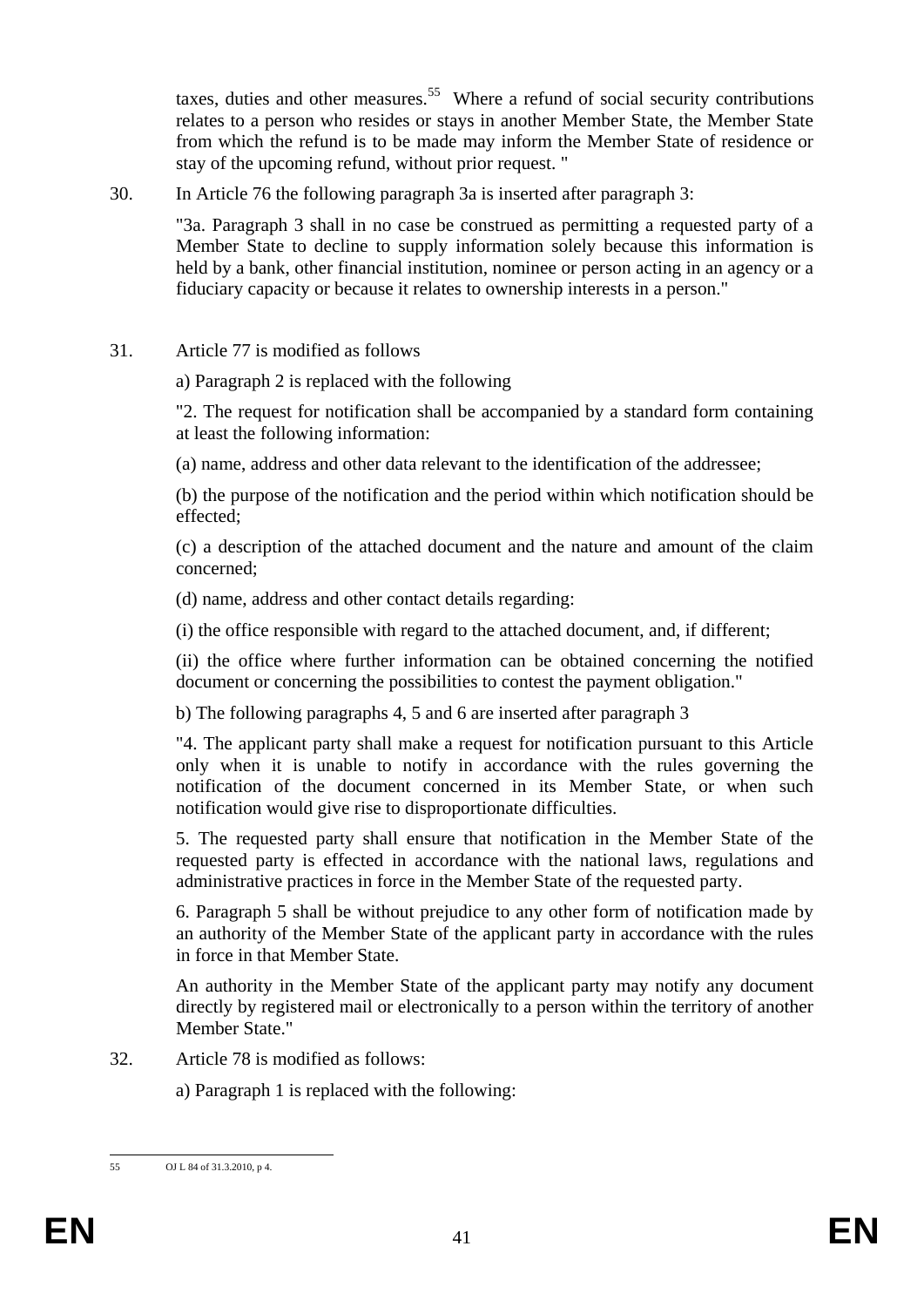taxes, duties and other measures.[55] Where a refund of social security contributions relates to a person who resides or stays in another Member State, the Member State from which the refund is to be made may inform the Member State of residence or stay of the upcoming refund, without prior request. "

30. In Article 76 the following paragraph 3a is inserted after paragraph 3:

"3a. Paragraph 3 shall in no case be construed as permitting a requested party of a Member State to decline to supply information solely because this information is held by a bank, other financial institution, nominee or person acting in an agency or a fiduciary capacity or because it relates to ownership interests in a person."

31. Article 77 is modified as follows

a) Paragraph 2 is replaced with the following

"2. The request for notification shall be accompanied by a standard form containing at least the following information:

(a) name, address and other data relevant to the identification of the addressee;

(b) the purpose of the notification and the period within which notification should be effected;

(c) a description of the attached document and the nature and amount of the claim concerned;

(d) name, address and other contact details regarding:

(i) the office responsible with regard to the attached document, and, if different;

(ii) the office where further information can be obtained concerning the notified document or concerning the possibilities to contest the payment obligation."

b) The following paragraphs 4, 5 and 6 are inserted after paragraph 3

"4. The applicant party shall make a request for notification pursuant to this Article only when it is unable to notify in accordance with the rules governing the notification of the document concerned in its Member State, or when such notification would give rise to disproportionate difficulties.

5. The requested party shall ensure that notification in the Member State of the requested party is effected in accordance with the national laws, regulations and administrative practices in force in the Member State of the requested party.

6. Paragraph 5 shall be without prejudice to any other form of notification made by an authority of the Member State of the applicant party in accordance with the rules in force in that Member State.

An authority in the Member State of the applicant party may notify any document directly by registered mail or electronically to a person within the territory of another Member State."

32. Article 78 is modified as follows:

a) Paragraph 1 is replaced with the following:

---

55 OJ L 84 of 31.3.2010, p 4.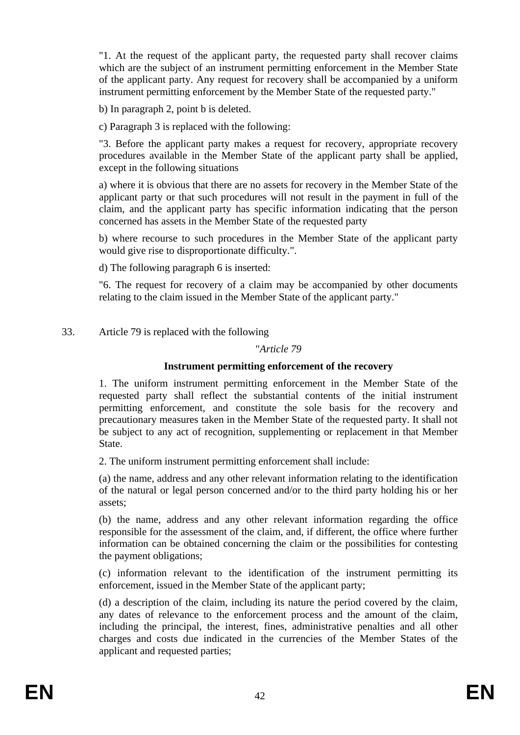"1. At the request of the applicant party, the requested party shall recover claims which are the subject of an instrument permitting enforcement in the Member State of the applicant party. Any request for recovery shall be accompanied by a uniform instrument permitting enforcement by the Member State of the requested party."

b) In paragraph 2, point b is deleted.

c) Paragraph 3 is replaced with the following:

"3. Before the applicant party makes a request for recovery, appropriate recovery procedures available in the Member State of the applicant party shall be applied, except in the following situations

a) where it is obvious that there are no assets for recovery in the Member State of the applicant party or that such procedures will not result in the payment in full of the claim, and the applicant party has specific information indicating that the person concerned has assets in the Member State of the requested party

b) where recourse to such procedures in the Member State of the applicant party would give rise to disproportionate difficulty.".

d) The following paragraph 6 is inserted:

"6. The request for recovery of a claim may be accompanied by other documents relating to the claim issued in the Member State of the applicant party."

33. Article 79 is replaced with the following

"*Article 79*

**Instrument permitting enforcement of the recovery**

1. The uniform instrument permitting enforcement in the Member State of the requested party shall reflect the substantial contents of the initial instrument permitting enforcement, and constitute the sole basis for the recovery and precautionary measures taken in the Member State of the requested party. It shall not be subject to any act of recognition, supplementing or replacement in that Member State.

2. The uniform instrument permitting enforcement shall include:

(a) the name, address and any other relevant information relating to the identification of the natural or legal person concerned and/or to the third party holding his or her assets;

(b) the name, address and any other relevant information regarding the office responsible for the assessment of the claim, and, if different, the office where further information can be obtained concerning the claim or the possibilities for contesting the payment obligations;

(c) information relevant to the identification of the instrument permitting its enforcement, issued in the Member State of the applicant party;

(d) a description of the claim, including its nature the period covered by the claim, any dates of relevance to the enforcement process and the amount of the claim, including the principal, the interest, fines, administrative penalties and all other charges and costs due indicated in the currencies of the Member States of the applicant and requested parties;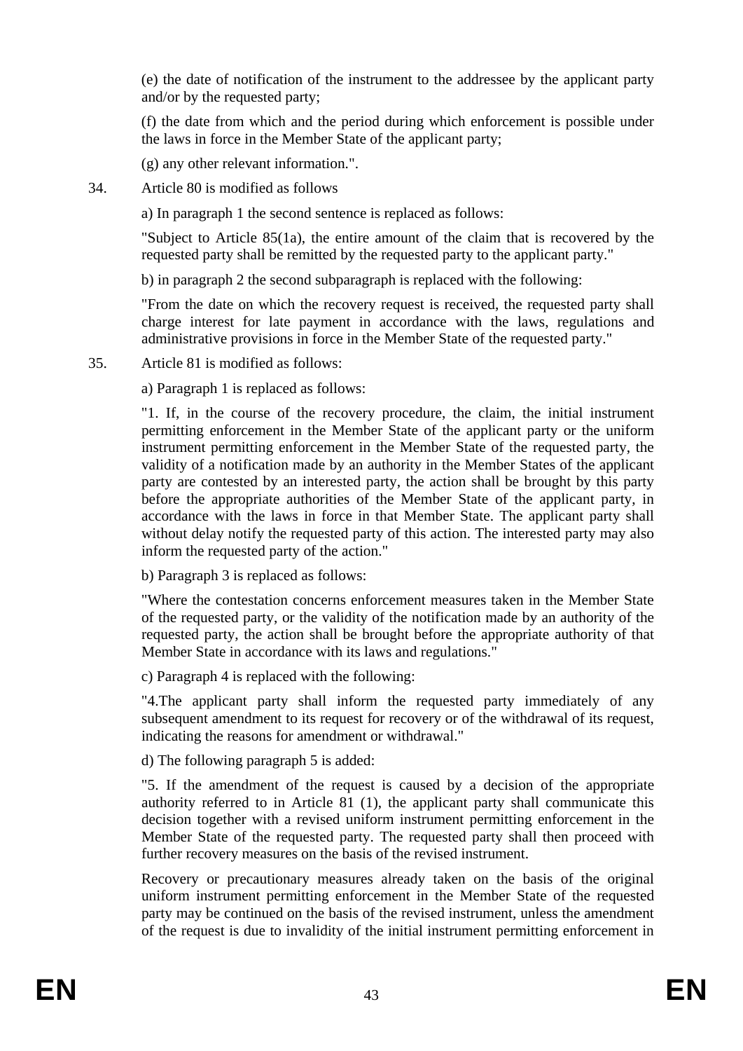(e) the date of notification of the instrument to the addressee by the applicant party and/or by the requested party;

(f) the date from which and the period during which enforcement is possible under the laws in force in the Member State of the applicant party;

(g) any other relevant information.".

34. Article 80 is modified as follows

a) In paragraph 1 the second sentence is replaced as follows:

"Subject to Article 85(1a), the entire amount of the claim that is recovered by the requested party shall be remitted by the requested party to the applicant party."

b) in paragraph 2 the second subparagraph is replaced with the following:

"From the date on which the recovery request is received, the requested party shall charge interest for late payment in accordance with the laws, regulations and administrative provisions in force in the Member State of the requested party."

35. Article 81 is modified as follows:

a) Paragraph 1 is replaced as follows:

"1. If, in the course of the recovery procedure, the claim, the initial instrument permitting enforcement in the Member State of the applicant party or the uniform instrument permitting enforcement in the Member State of the requested party, the validity of a notification made by an authority in the Member States of the applicant party are contested by an interested party, the action shall be brought by this party before the appropriate authorities of the Member State of the applicant party, in accordance with the laws in force in that Member State. The applicant party shall without delay notify the requested party of this action. The interested party may also inform the requested party of the action."

b) Paragraph 3 is replaced as follows:

"Where the contestation concerns enforcement measures taken in the Member State of the requested party, or the validity of the notification made by an authority of the requested party, the action shall be brought before the appropriate authority of that Member State in accordance with its laws and regulations."

c) Paragraph 4 is replaced with the following:

"4.The applicant party shall inform the requested party immediately of any subsequent amendment to its request for recovery or of the withdrawal of its request, indicating the reasons for amendment or withdrawal."

d) The following paragraph 5 is added:

"5. If the amendment of the request is caused by a decision of the appropriate authority referred to in Article 81 (1), the applicant party shall communicate this decision together with a revised uniform instrument permitting enforcement in the Member State of the requested party. The requested party shall then proceed with further recovery measures on the basis of the revised instrument.

Recovery or precautionary measures already taken on the basis of the original uniform instrument permitting enforcement in the Member State of the requested party may be continued on the basis of the revised instrument, unless the amendment of the request is due to invalidity of the initial instrument permitting enforcement in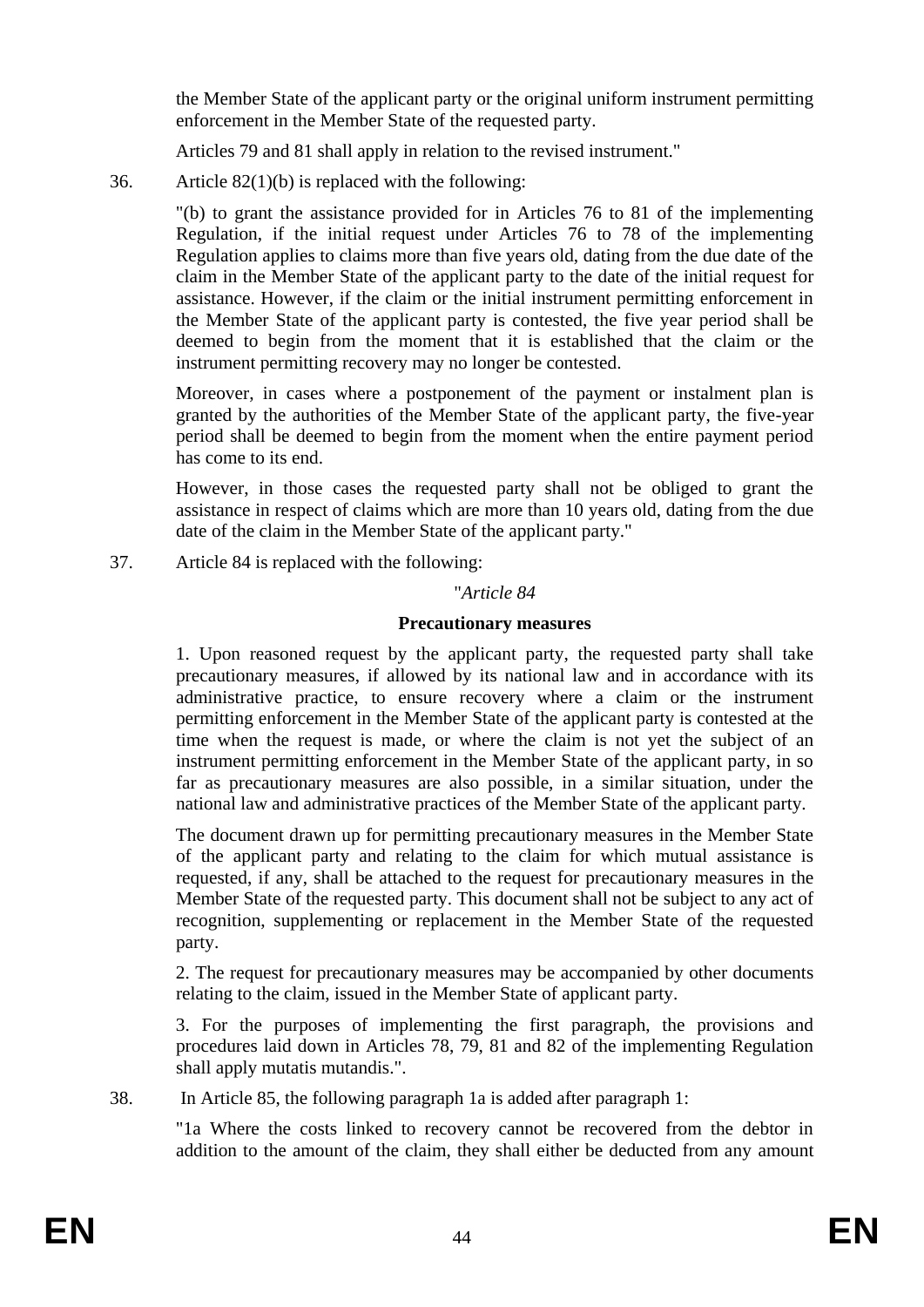the Member State of the applicant party or the original uniform instrument permitting enforcement in the Member State of the requested party.

Articles 79 and 81 shall apply in relation to the revised instrument."

36. Article 82(1)(b) is replaced with the following:

"(b) to grant the assistance provided for in Articles 76 to 81 of the implementing Regulation, if the initial request under Articles 76 to 78 of the implementing Regulation applies to claims more than five years old, dating from the due date of the claim in the Member State of the applicant party to the date of the initial request for assistance. However, if the claim or the initial instrument permitting enforcement in the Member State of the applicant party is contested, the five year period shall be deemed to begin from the moment that it is established that the claim or the instrument permitting recovery may no longer be contested.

Moreover, in cases where a postponement of the payment or instalment plan is granted by the authorities of the Member State of the applicant party, the five-year period shall be deemed to begin from the moment when the entire payment period has come to its end.

However, in those cases the requested party shall not be obliged to grant the assistance in respect of claims which are more than 10 years old, dating from the due date of the claim in the Member State of the applicant party."

37. Article 84 is replaced with the following:

"*Article 84*

**Precautionary measures**

1. Upon reasoned request by the applicant party, the requested party shall take precautionary measures, if allowed by its national law and in accordance with its administrative practice, to ensure recovery where a claim or the instrument permitting enforcement in the Member State of the applicant party is contested at the time when the request is made, or where the claim is not yet the subject of an instrument permitting enforcement in the Member State of the applicant party, in so far as precautionary measures are also possible, in a similar situation, under the national law and administrative practices of the Member State of the applicant party.

The document drawn up for permitting precautionary measures in the Member State of the applicant party and relating to the claim for which mutual assistance is requested, if any, shall be attached to the request for precautionary measures in the Member State of the requested party. This document shall not be subject to any act of recognition, supplementing or replacement in the Member State of the requested party.

2. The request for precautionary measures may be accompanied by other documents relating to the claim, issued in the Member State of applicant party.

3. For the purposes of implementing the first paragraph, the provisions and procedures laid down in Articles 78, 79, 81 and 82 of the implementing Regulation shall apply mutatis mutandis.".

38. In Article 85, the following paragraph 1a is added after paragraph 1:

"1a Where the costs linked to recovery cannot be recovered from the debtor in addition to the amount of the claim, they shall either be deducted from any amount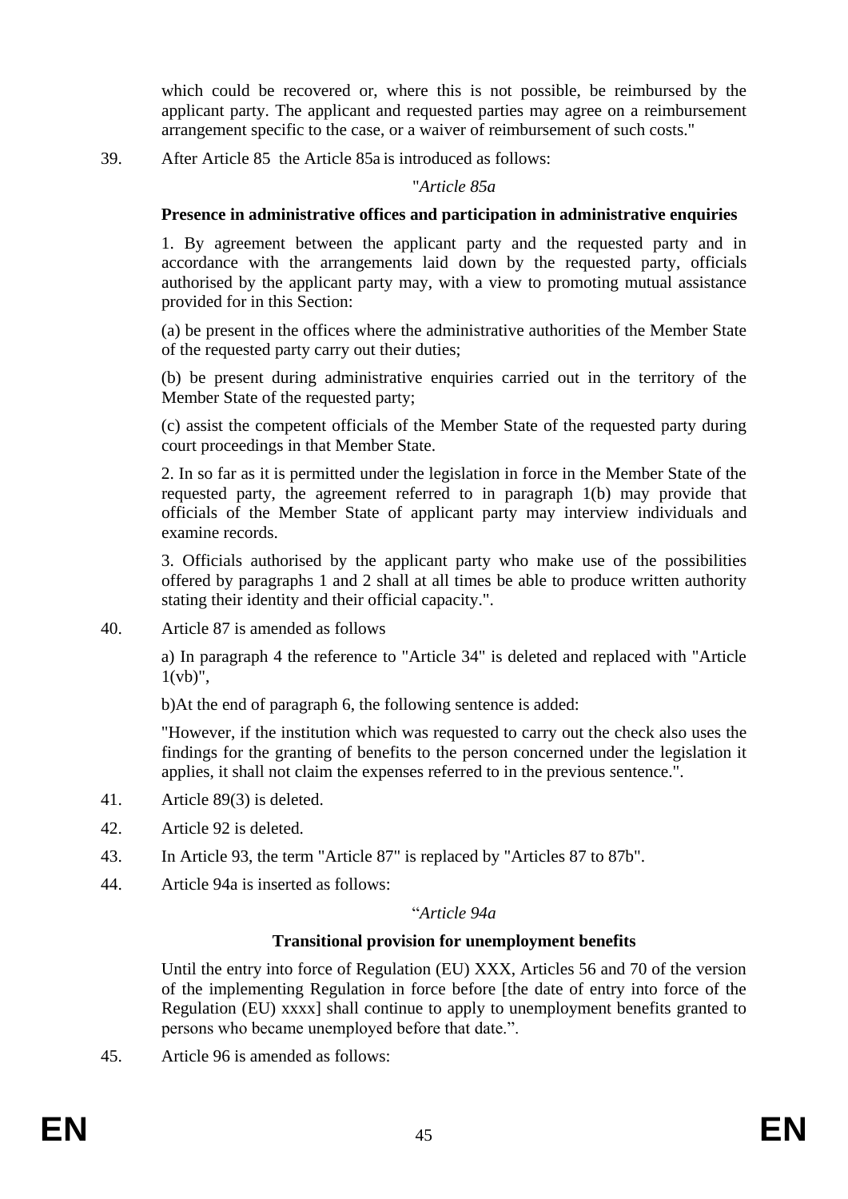which could be recovered or, where this is not possible, be reimbursed by the applicant party. The applicant and requested parties may agree on a reimbursement arrangement specific to the case, or a waiver of reimbursement of such costs."

39. After Article 85 the Article 85a is introduced as follows:

"*Article 85a*

**Presence in administrative offices and participation in administrative enquiries**

1. By agreement between the applicant party and the requested party and in accordance with the arrangements laid down by the requested party, officials authorised by the applicant party may, with a view to promoting mutual assistance provided for in this Section:

(a) be present in the offices where the administrative authorities of the Member State of the requested party carry out their duties;

(b) be present during administrative enquiries carried out in the territory of the Member State of the requested party;

(c) assist the competent officials of the Member State of the requested party during court proceedings in that Member State.

2. In so far as it is permitted under the legislation in force in the Member State of the requested party, the agreement referred to in paragraph 1(b) may provide that officials of the Member State of applicant party may interview individuals and examine records.

3. Officials authorised by the applicant party who make use of the possibilities offered by paragraphs 1 and 2 shall at all times be able to produce written authority stating their identity and their official capacity.".

40. Article 87 is amended as follows

a) In paragraph 4 the reference to "Article 34" is deleted and replaced with "Article 1(vb)",

b)At the end of paragraph 6, the following sentence is added:

"However, if the institution which was requested to carry out the check also uses the findings for the granting of benefits to the person concerned under the legislation it applies, it shall not claim the expenses referred to in the previous sentence.".

41. Article 89(3) is deleted.

42. Article 92 is deleted.

43. In Article 93, the term "Article 87" is replaced by "Articles 87 to 87b".

44. Article 94a is inserted as follows:

"*Article 94a*

**Transitional provision for unemployment benefits**

Until the entry into force of Regulation (EU) XXX, Articles 56 and 70 of the version of the implementing Regulation in force before [the date of entry into force of the Regulation (EU) xxxx] shall continue to apply to unemployment benefits granted to persons who became unemployed before that date.".

45. Article 96 is amended as follows: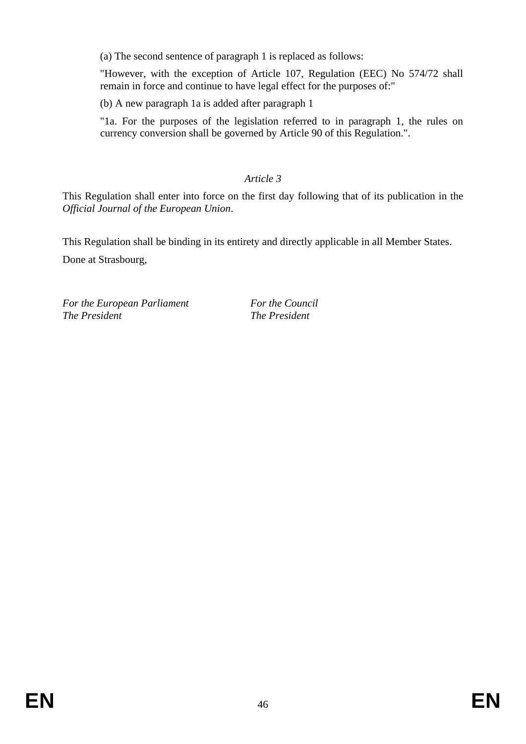(a) The second sentence of paragraph 1 is replaced as follows:

"However, with the exception of Article 107, Regulation (EEC) No 574/72 shall remain in force and continue to have legal effect for the purposes of:"

(b) A new paragraph 1a is added after paragraph 1

"1a. For the purposes of the legislation referred to in paragraph 1, the rules on currency conversion shall be governed by Article 90 of this Regulation.".

*Article 3*

This Regulation shall enter into force on the first day following that of its publication in the *Official Journal of the European Union*.

This Regulation shall be binding in its entirety and directly applicable in all Member States.

Done at Strasbourg,

*For the European Parliament*
*The President*

*For the Council*
*The President*